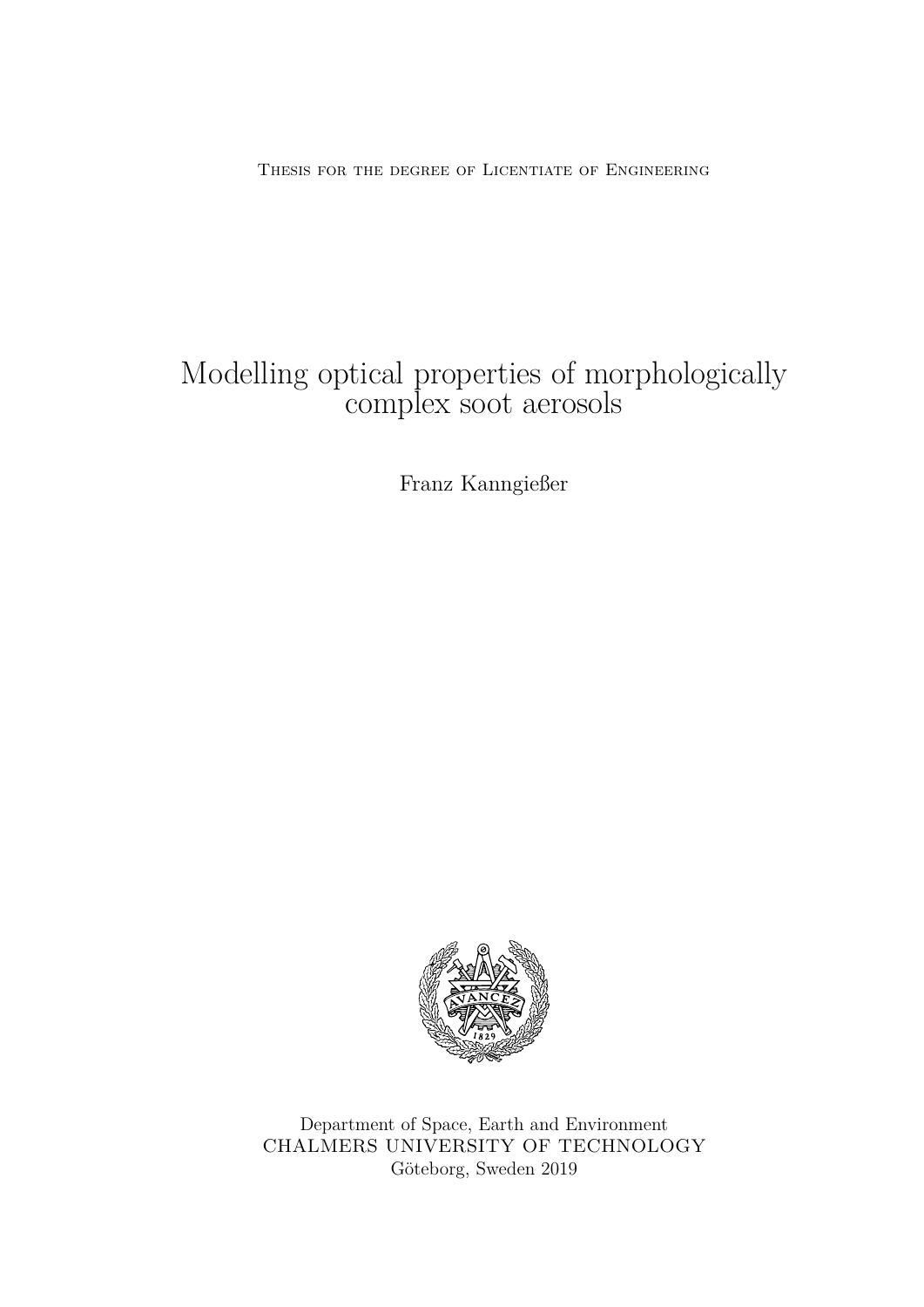Thesis for the degree of Licentiate of Engineering

# Modelling optical properties of morphologically complex soot aerosols

Franz Kanngießer

Department of Space, Earth and Environment
CHALMERS UNIVERSITY OF TECHNOLOGY
Göteborg, Sweden 2019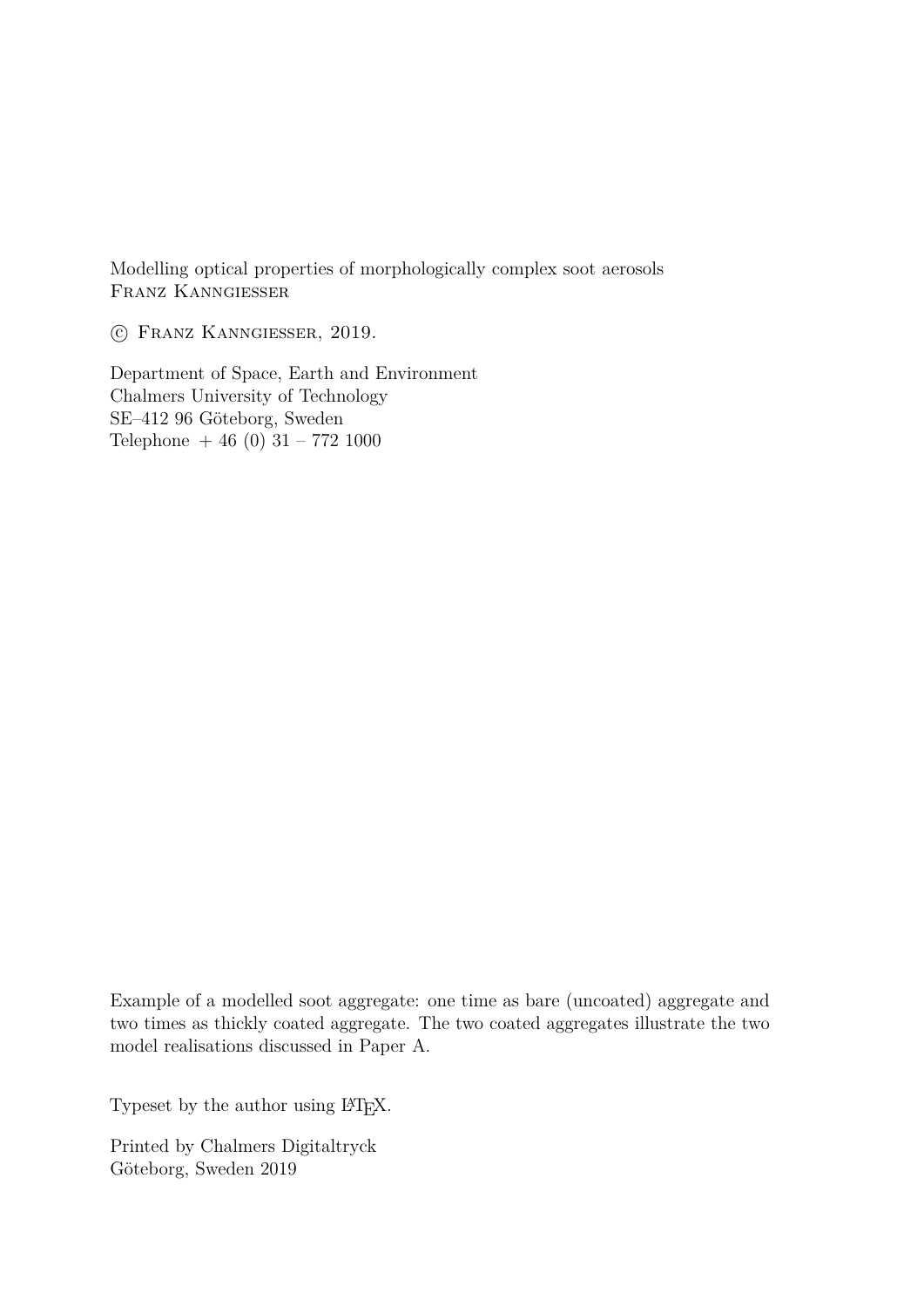Modelling optical properties of morphologically complex soot aerosols
Franz Kanngiesser

© Franz Kanngiesser, 2019.

Department of Space, Earth and Environment
Chalmers University of Technology
SE–412 96 Göteborg, Sweden
Telephone + 46 (0) 31 – 772 1000

Example of a modelled soot aggregate: one time as bare (uncoated) aggregate and two times as thickly coated aggregate. The two coated aggregates illustrate the two model realisations discussed in Paper A.

Typeset by the author using LaTeX.

Printed by Chalmers Digitaltryck
Göteborg, Sweden 2019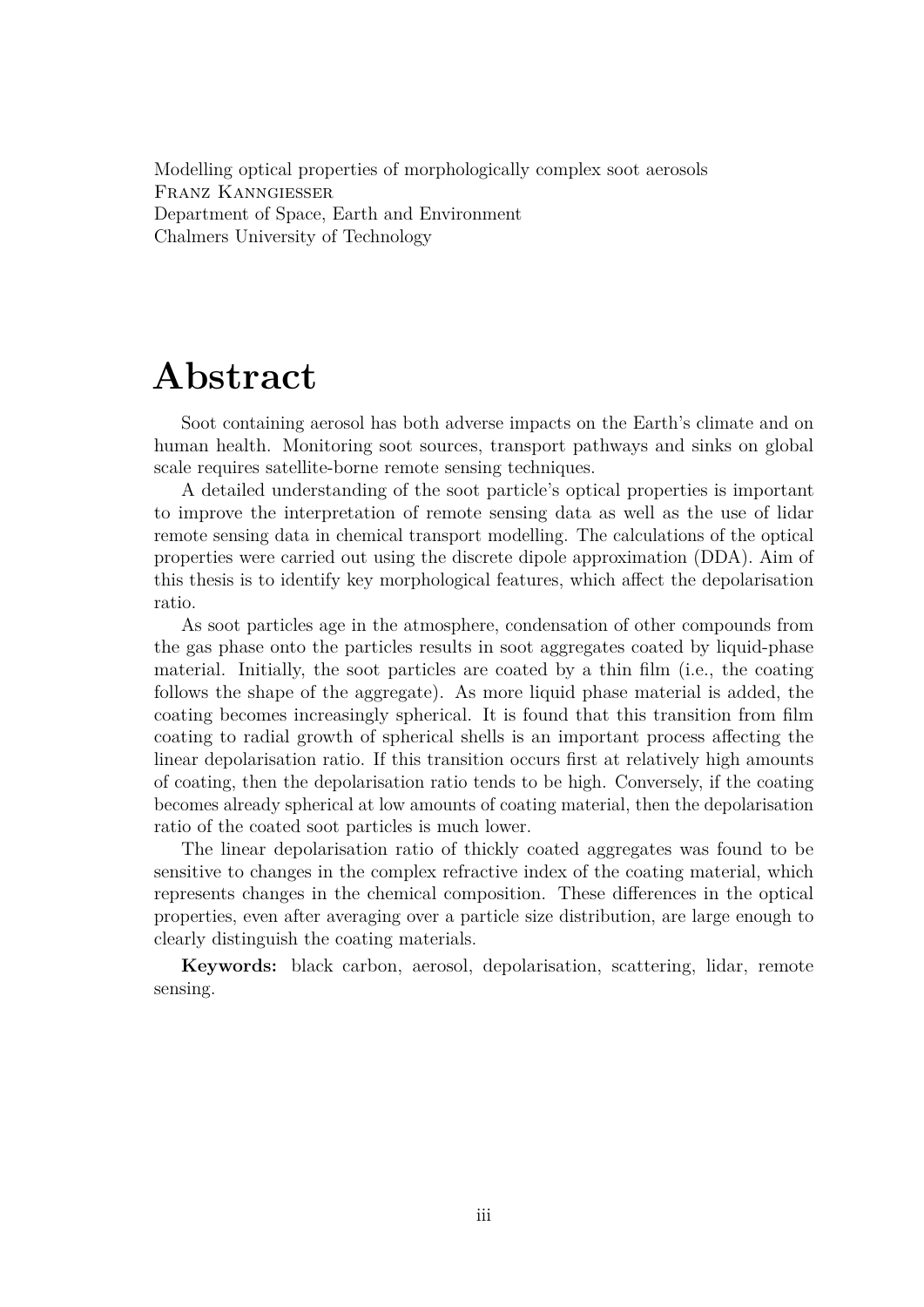Modelling optical properties of morphologically complex soot aerosols
FRANZ KANNGIESSER
Department of Space, Earth and Environment
Chalmers University of Technology

# Abstract

Soot containing aerosol has both adverse impacts on the Earth's climate and on human health. Monitoring soot sources, transport pathways and sinks on global scale requires satellite-borne remote sensing techniques.

A detailed understanding of the soot particle's optical properties is important to improve the interpretation of remote sensing data as well as the use of lidar remote sensing data in chemical transport modelling. The calculations of the optical properties were carried out using the discrete dipole approximation (DDA). Aim of this thesis is to identify key morphological features, which affect the depolarisation ratio.

As soot particles age in the atmosphere, condensation of other compounds from the gas phase onto the particles results in soot aggregates coated by liquid-phase material. Initially, the soot particles are coated by a thin film (i.e., the coating follows the shape of the aggregate). As more liquid phase material is added, the coating becomes increasingly spherical. It is found that this transition from film coating to radial growth of spherical shells is an important process affecting the linear depolarisation ratio. If this transition occurs first at relatively high amounts of coating, then the depolarisation ratio tends to be high. Conversely, if the coating becomes already spherical at low amounts of coating material, then the depolarisation ratio of the coated soot particles is much lower.

The linear depolarisation ratio of thickly coated aggregates was found to be sensitive to changes in the complex refractive index of the coating material, which represents changes in the chemical composition. These differences in the optical properties, even after averaging over a particle size distribution, are large enough to clearly distinguish the coating materials.

**Keywords:** black carbon, aerosol, depolarisation, scattering, lidar, remote sensing.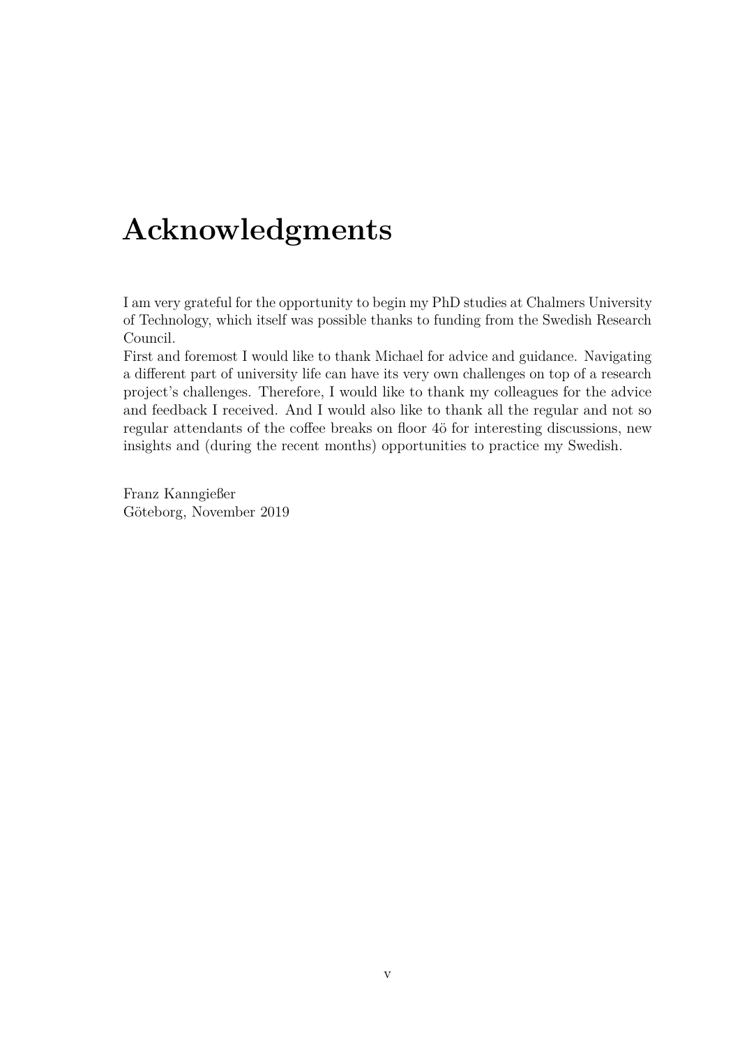# Acknowledgments

I am very grateful for the opportunity to begin my PhD studies at Chalmers University of Technology, which itself was possible thanks to funding from the Swedish Research Council.
First and foremost I would like to thank Michael for advice and guidance. Navigating a different part of university life can have its very own challenges on top of a research project's challenges. Therefore, I would like to thank my colleagues for the advice and feedback I received. And I would also like to thank all the regular and not so regular attendants of the coffee breaks on floor 4ö for interesting discussions, new insights and (during the recent months) opportunities to practice my Swedish.

Franz Kanngießer
Göteborg, November 2019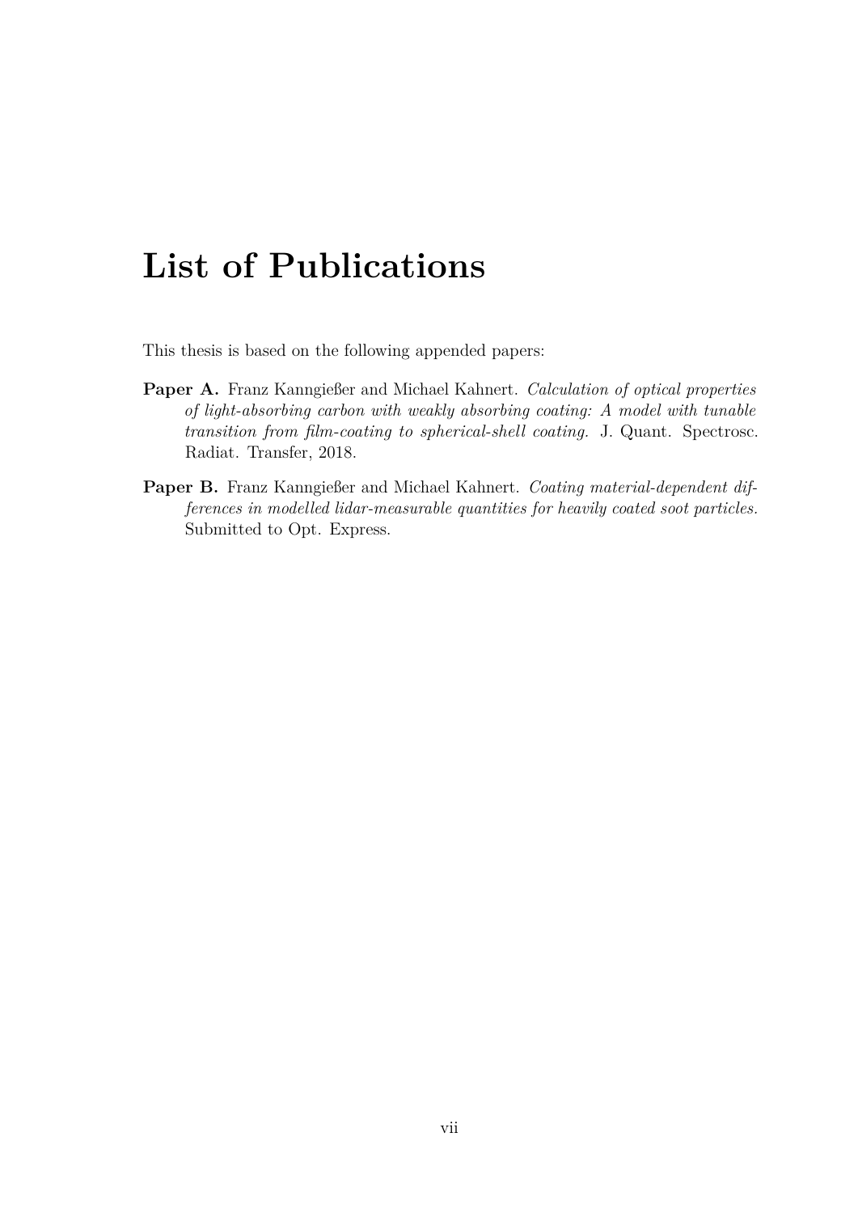# List of Publications

This thesis is based on the following appended papers:

**Paper A.** Franz Kanngießer and Michael Kahnert. *Calculation of optical properties of light-absorbing carbon with weakly absorbing coating: A model with tunable transition from film-coating to spherical-shell coating.* J. Quant. Spectrosc. Radiat. Transfer, 2018.

**Paper B.** Franz Kanngießer and Michael Kahnert. *Coating material-dependent differences in modelled lidar-measurable quantities for heavily coated soot particles.* Submitted to Opt. Express.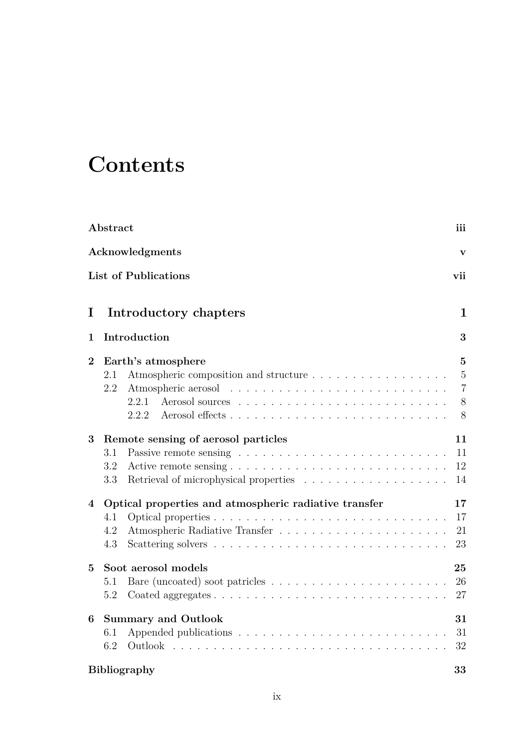# Contents

| | |
|---|---|
| **Abstract** | **iii** |
| **Acknowledgments** | **v** |
| **List of Publications** | **vii** |
| **I Introductory chapters** | **1** |
| **1 Introduction** | **3** |
| **2 Earth's atmosphere** | **5** |
| 2.1 Atmospheric composition and structure | 5 |
| 2.2 Atmospheric aerosol | 7 |
| 2.2.1 Aerosol sources | 8 |
| 2.2.2 Aerosol effects | 8 |
| **3 Remote sensing of aerosol particles** | **11** |
| 3.1 Passive remote sensing | 11 |
| 3.2 Active remote sensing | 12 |
| 3.3 Retrieval of microphysical properties | 14 |
| **4 Optical properties and atmospheric radiative transfer** | **17** |
| 4.1 Optical properties | 17 |
| 4.2 Atmospheric Radiative Transfer | 21 |
| 4.3 Scattering solvers | 23 |
| **5 Soot aerosol models** | **25** |
| 5.1 Bare (uncoated) soot patricles | 26 |
| 5.2 Coated aggregates | 27 |
| **6 Summary and Outlook** | **31** |
| 6.1 Appended publications | 31 |
| 6.2 Outlook | 32 |
| **Bibliography** | **33** |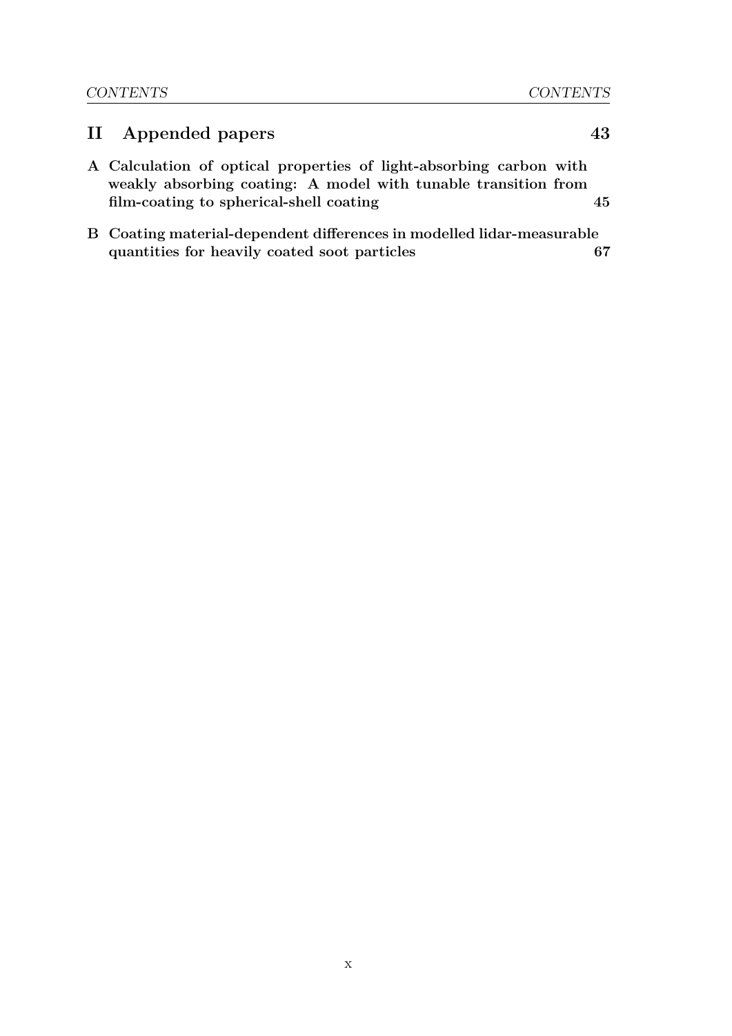**II Appended papers 43**

**A Calculation of optical properties of light-absorbing carbon with weakly absorbing coating: A model with tunable transition from film-coating to spherical-shell coating 45**

**B Coating material-dependent differences in modelled lidar-measurable quantities for heavily coated soot particles 67**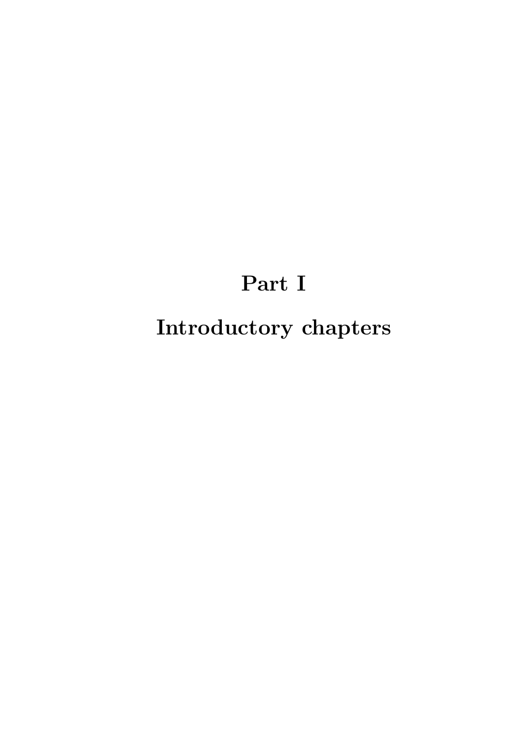# Part I

# Introductory chapters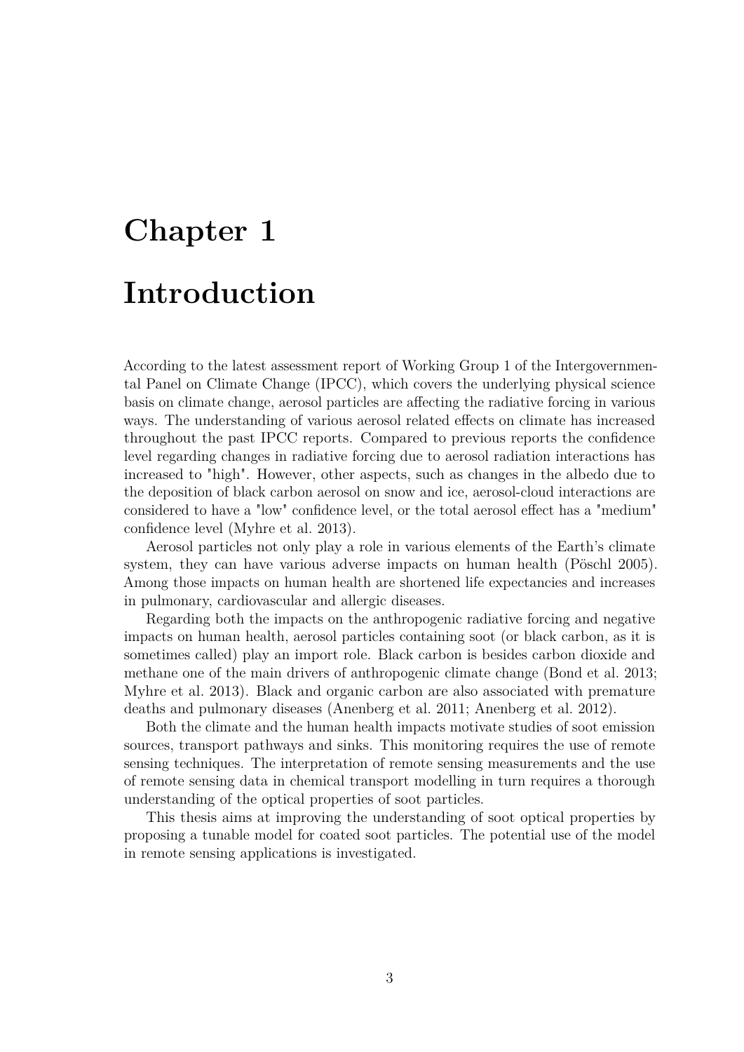# Chapter 1

# Introduction

According to the latest assessment report of Working Group 1 of the Intergovernmental Panel on Climate Change (IPCC), which covers the underlying physical science basis on climate change, aerosol particles are affecting the radiative forcing in various ways. The understanding of various aerosol related effects on climate has increased throughout the past IPCC reports. Compared to previous reports the confidence level regarding changes in radiative forcing due to aerosol radiation interactions has increased to "high". However, other aspects, such as changes in the albedo due to the deposition of black carbon aerosol on snow and ice, aerosol-cloud interactions are considered to have a "low" confidence level, or the total aerosol effect has a "medium" confidence level (Myhre et al. 2013).

Aerosol particles not only play a role in various elements of the Earth's climate system, they can have various adverse impacts on human health (Pöschl 2005). Among those impacts on human health are shortened life expectancies and increases in pulmonary, cardiovascular and allergic diseases.

Regarding both the impacts on the anthropogenic radiative forcing and negative impacts on human health, aerosol particles containing soot (or black carbon, as it is sometimes called) play an import role. Black carbon is besides carbon dioxide and methane one of the main drivers of anthropogenic climate change (Bond et al. 2013; Myhre et al. 2013). Black and organic carbon are also associated with premature deaths and pulmonary diseases (Anenberg et al. 2011; Anenberg et al. 2012).

Both the climate and the human health impacts motivate studies of soot emission sources, transport pathways and sinks. This monitoring requires the use of remote sensing techniques. The interpretation of remote sensing measurements and the use of remote sensing data in chemical transport modelling in turn requires a thorough understanding of the optical properties of soot particles.

This thesis aims at improving the understanding of soot optical properties by proposing a tunable model for coated soot particles. The potential use of the model in remote sensing applications is investigated.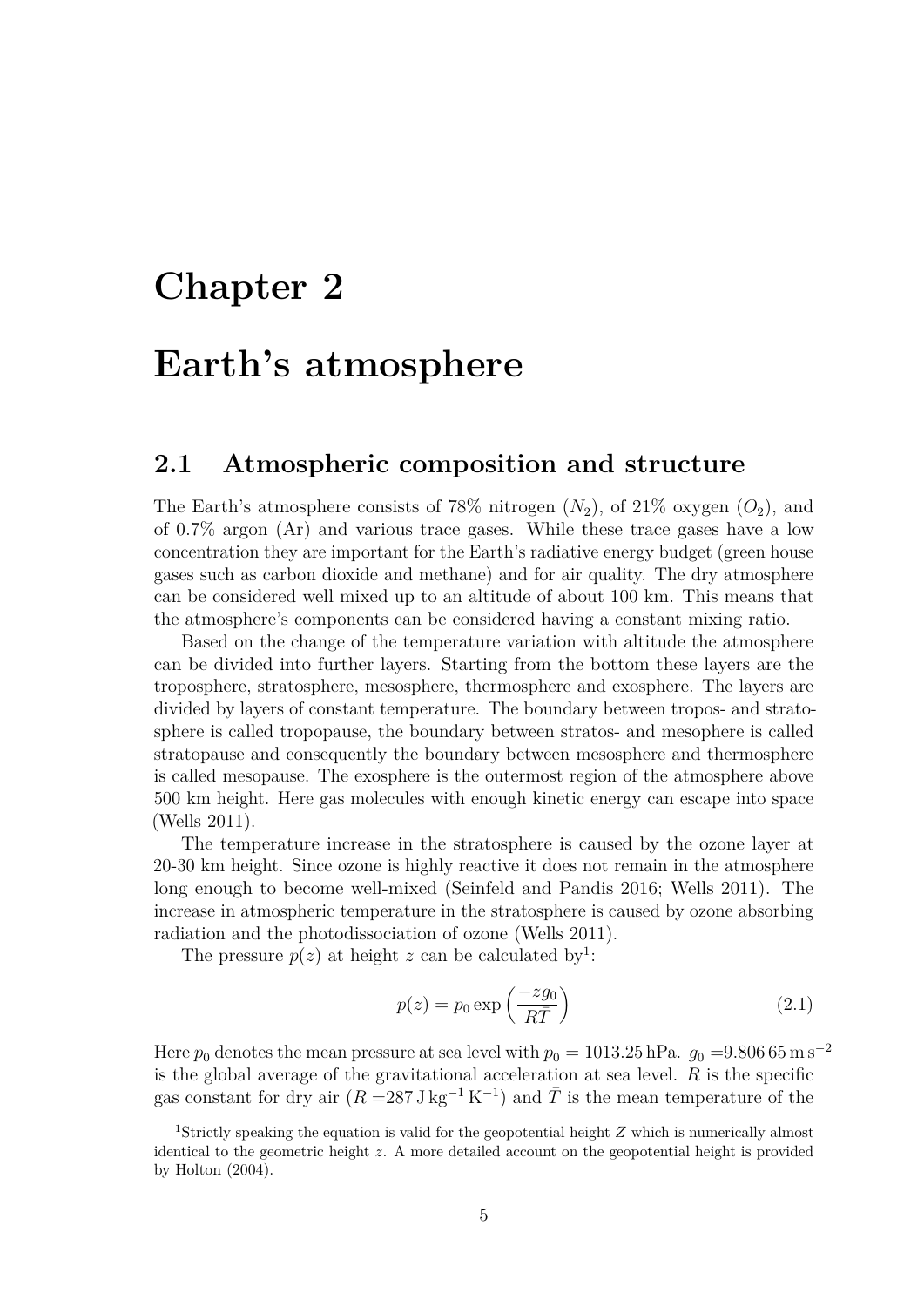# Chapter 2

# Earth's atmosphere

## 2.1 Atmospheric composition and structure

The Earth's atmosphere consists of 78% nitrogen ($N_2$), of 21% oxygen ($O_2$), and of 0.7% argon (Ar) and various trace gases. While these trace gases have a low concentration they are important for the Earth's radiative energy budget (green house gases such as carbon dioxide and methane) and for air quality. The dry atmosphere can be considered well mixed up to an altitude of about 100 km. This means that the atmosphere's components can be considered having a constant mixing ratio.

Based on the change of the temperature variation with altitude the atmosphere can be divided into further layers. Starting from the bottom these layers are the troposphere, stratosphere, mesosphere, thermosphere and exosphere. The layers are divided by layers of constant temperature. The boundary between tropos- and stratosphere is called tropopause, the boundary between stratos- and mesophere is called stratopause and consequently the boundary between mesosphere and thermosphere is called mesopause. The exosphere is the outermost region of the atmosphere above 500 km height. Here gas molecules with enough kinetic energy can escape into space (Wells 2011).

The temperature increase in the stratosphere is caused by the ozone layer at 20-30 km height. Since ozone is highly reactive it does not remain in the atmosphere long enough to become well-mixed (Seinfeld and Pandis 2016; Wells 2011). The increase in atmospheric temperature in the stratosphere is caused by ozone absorbing radiation and the photodissociation of ozone (Wells 2011).

The pressure $p(z)$ at height $z$ can be calculated by[1]:

$$p(z) = p_0 \exp\left(\frac{-z g_0}{R\bar{T}}\right) \tag{2.1}$$

Here $p_0$ denotes the mean pressure at sea level with $p_0 = 1013.25\,\text{hPa}$. $g_0 = 9.806\,65\,\text{m}\,\text{s}^{-2}$ is the global average of the gravitational acceleration at sea level. $R$ is the specific gas constant for dry air ($R = 287\,\text{J}\,\text{kg}^{-1}\,\text{K}^{-1}$) and $\bar{T}$ is the mean temperature of the

[1] Strictly speaking the equation is valid for the geopotential height $Z$ which is numerically almost identical to the geometric height $z$. A more detailed account on the geopotential height is provided by Holton (2004).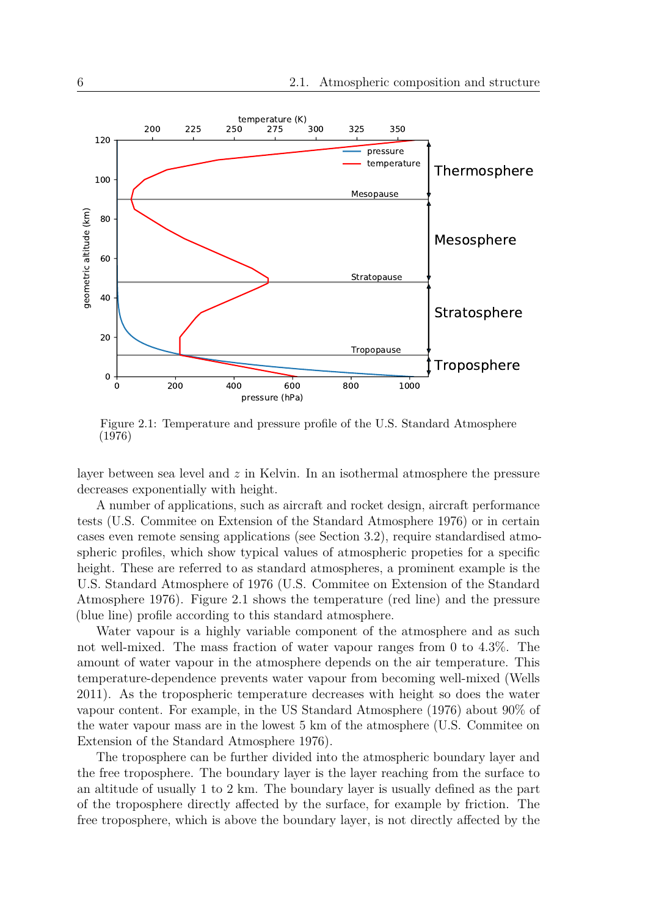Figure 2.1: Temperature and pressure profile of the U.S. Standard Atmosphere (1976)

layer between sea level and $z$ in Kelvin. In an isothermal atmosphere the pressure decreases exponentially with height.

A number of applications, such as aircraft and rocket design, aircraft performance tests (U.S. Commitee on Extension of the Standard Atmosphere 1976) or in certain cases even remote sensing applications (see Section 3.2), require standardised atmospheric profiles, which show typical values of atmospheric propeties for a specific height. These are referred to as standard atmospheres, a prominent example is the U.S. Standard Atmosphere of 1976 (U.S. Commitee on Extension of the Standard Atmosphere 1976). Figure 2.1 shows the temperature (red line) and the pressure (blue line) profile according to this standard atmosphere.

Water vapour is a highly variable component of the atmosphere and as such not well-mixed. The mass fraction of water vapour ranges from 0 to 4.3%. The amount of water vapour in the atmosphere depends on the air temperature. This temperature-dependence prevents water vapour from becoming well-mixed (Wells 2011). As the tropospheric temperature decreases with height so does the water vapour content. For example, in the US Standard Atmosphere (1976) about 90% of the water vapour mass are in the lowest 5 km of the atmosphere (U.S. Commitee on Extension of the Standard Atmosphere 1976).

The troposphere can be further divided into the atmospheric boundary layer and the free troposphere. The boundary layer is the layer reaching from the surface to an altitude of usually 1 to 2 km. The boundary layer is usually defined as the part of the troposphere directly affected by the surface, for example by friction. The free troposphere, which is above the boundary layer, is not directly affected by the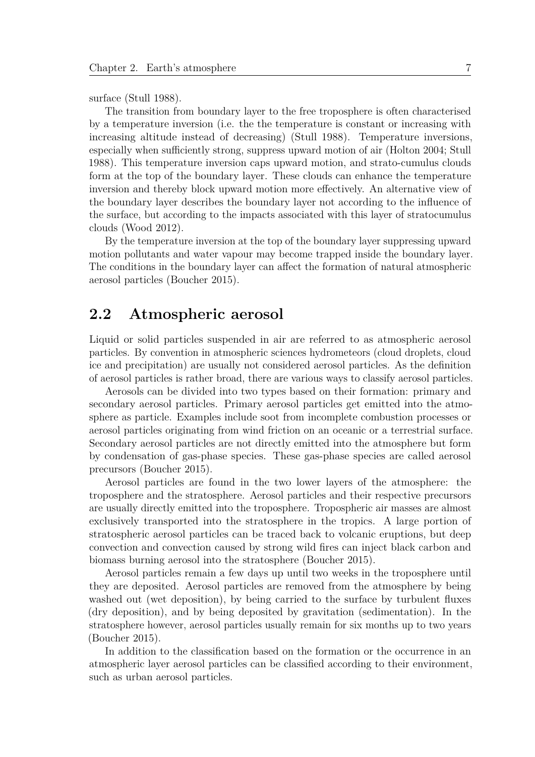surface (Stull 1988).

The transition from boundary layer to the free troposphere is often characterised by a temperature inversion (i.e. the the temperature is constant or increasing with increasing altitude instead of decreasing) (Stull 1988). Temperature inversions, especially when sufficiently strong, suppress upward motion of air (Holton 2004; Stull 1988). This temperature inversion caps upward motion, and strato-cumulus clouds form at the top of the boundary layer. These clouds can enhance the temperature inversion and thereby block upward motion more effectively. An alternative view of the boundary layer describes the boundary layer not according to the influence of the surface, but according to the impacts associated with this layer of stratocumulus clouds (Wood 2012).

By the temperature inversion at the top of the boundary layer suppressing upward motion pollutants and water vapour may become trapped inside the boundary layer. The conditions in the boundary layer can affect the formation of natural atmospheric aerosol particles (Boucher 2015).

## 2.2 Atmospheric aerosol

Liquid or solid particles suspended in air are referred to as atmospheric aerosol particles. By convention in atmospheric sciences hydrometeors (cloud droplets, cloud ice and precipitation) are usually not considered aerosol particles. As the definition of aerosol particles is rather broad, there are various ways to classify aerosol particles.

Aerosols can be divided into two types based on their formation: primary and secondary aerosol particles. Primary aerosol particles get emitted into the atmosphere as particle. Examples include soot from incomplete combustion processes or aerosol particles originating from wind friction on an oceanic or a terrestrial surface. Secondary aerosol particles are not directly emitted into the atmosphere but form by condensation of gas-phase species. These gas-phase species are called aerosol precursors (Boucher 2015).

Aerosol particles are found in the two lower layers of the atmosphere: the troposphere and the stratosphere. Aerosol particles and their respective precursors are usually directly emitted into the troposphere. Tropospheric air masses are almost exclusively transported into the stratosphere in the tropics. A large portion of stratospheric aerosol particles can be traced back to volcanic eruptions, but deep convection and convection caused by strong wild fires can inject black carbon and biomass burning aerosol into the stratosphere (Boucher 2015).

Aerosol particles remain a few days up until two weeks in the troposphere until they are deposited. Aerosol particles are removed from the atmosphere by being washed out (wet deposition), by being carried to the surface by turbulent fluxes (dry deposition), and by being deposited by gravitation (sedimentation). In the stratosphere however, aerosol particles usually remain for six months up to two years (Boucher 2015).

In addition to the classification based on the formation or the occurrence in an atmospheric layer aerosol particles can be classified according to their environment, such as urban aerosol particles.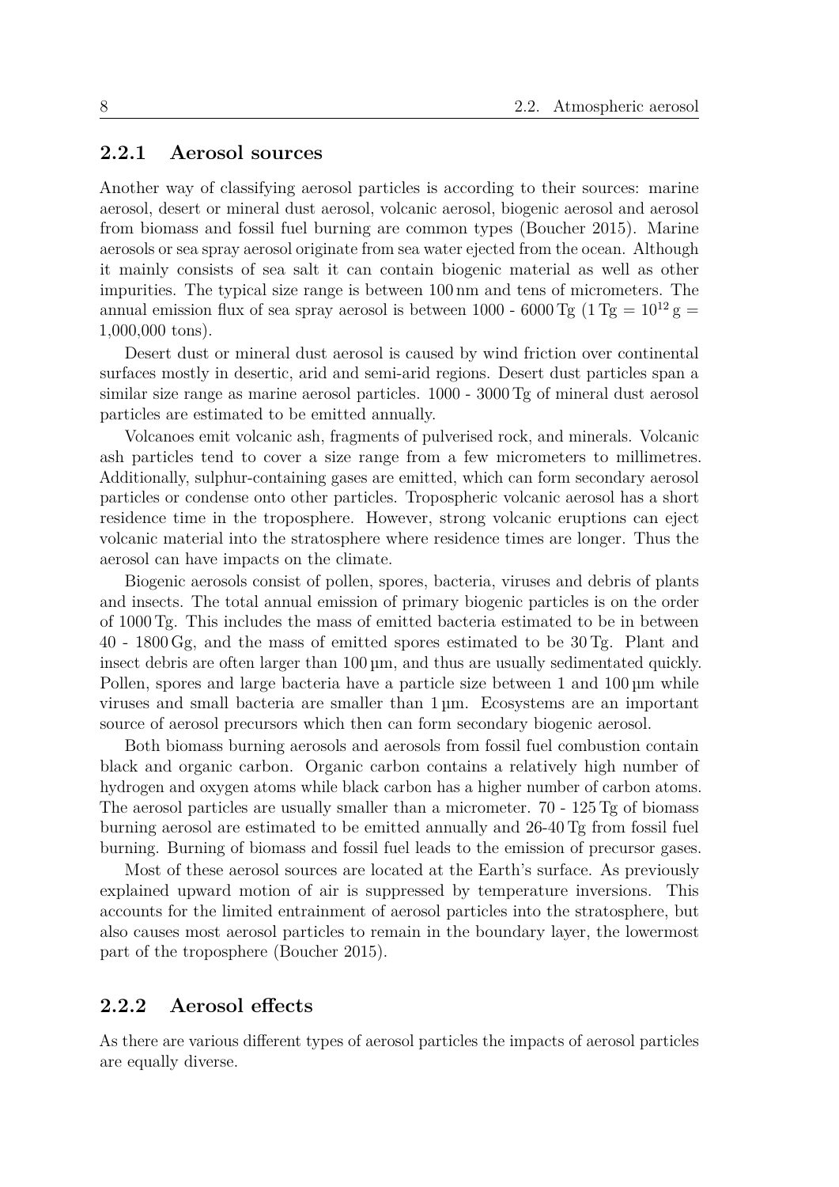### 2.2.1 Aerosol sources

Another way of classifying aerosol particles is according to their sources: marine aerosol, desert or mineral dust aerosol, volcanic aerosol, biogenic aerosol and aerosol from biomass and fossil fuel burning are common types (Boucher 2015). Marine aerosols or sea spray aerosol originate from sea water ejected from the ocean. Although it mainly consists of sea salt it can contain biogenic material as well as other impurities. The typical size range is between 100 nm and tens of micrometers. The annual emission flux of sea spray aerosol is between 1000 - 6000 Tg ($1\,\text{Tg} = 10^{12}\,\text{g} =$ 1,000,000 tons).

Desert dust or mineral dust aerosol is caused by wind friction over continental surfaces mostly in desertic, arid and semi-arid regions. Desert dust particles span a similar size range as marine aerosol particles. 1000 - 3000 Tg of mineral dust aerosol particles are estimated to be emitted annually.

Volcanoes emit volcanic ash, fragments of pulverised rock, and minerals. Volcanic ash particles tend to cover a size range from a few micrometers to millimetres. Additionally, sulphur-containing gases are emitted, which can form secondary aerosol particles or condense onto other particles. Tropospheric volcanic aerosol has a short residence time in the troposphere. However, strong volcanic eruptions can eject volcanic material into the stratosphere where residence times are longer. Thus the aerosol can have impacts on the climate.

Biogenic aerosols consist of pollen, spores, bacteria, viruses and debris of plants and insects. The total annual emission of primary biogenic particles is on the order of 1000 Tg. This includes the mass of emitted bacteria estimated to be in between 40 - 1800 Gg, and the mass of emitted spores estimated to be 30 Tg. Plant and insect debris are often larger than 100 µm, and thus are usually sedimentated quickly. Pollen, spores and large bacteria have a particle size between 1 and 100 µm while viruses and small bacteria are smaller than 1 µm. Ecosystems are an important source of aerosol precursors which then can form secondary biogenic aerosol.

Both biomass burning aerosols and aerosols from fossil fuel combustion contain black and organic carbon. Organic carbon contains a relatively high number of hydrogen and oxygen atoms while black carbon has a higher number of carbon atoms. The aerosol particles are usually smaller than a micrometer. 70 - 125 Tg of biomass burning aerosol are estimated to be emitted annually and 26-40 Tg from fossil fuel burning. Burning of biomass and fossil fuel leads to the emission of precursor gases.

Most of these aerosol sources are located at the Earth's surface. As previously explained upward motion of air is suppressed by temperature inversions. This accounts for the limited entrainment of aerosol particles into the stratosphere, but also causes most aerosol particles to remain in the boundary layer, the lowermost part of the troposphere (Boucher 2015).

### 2.2.2 Aerosol effects

As there are various different types of aerosol particles the impacts of aerosol particles are equally diverse.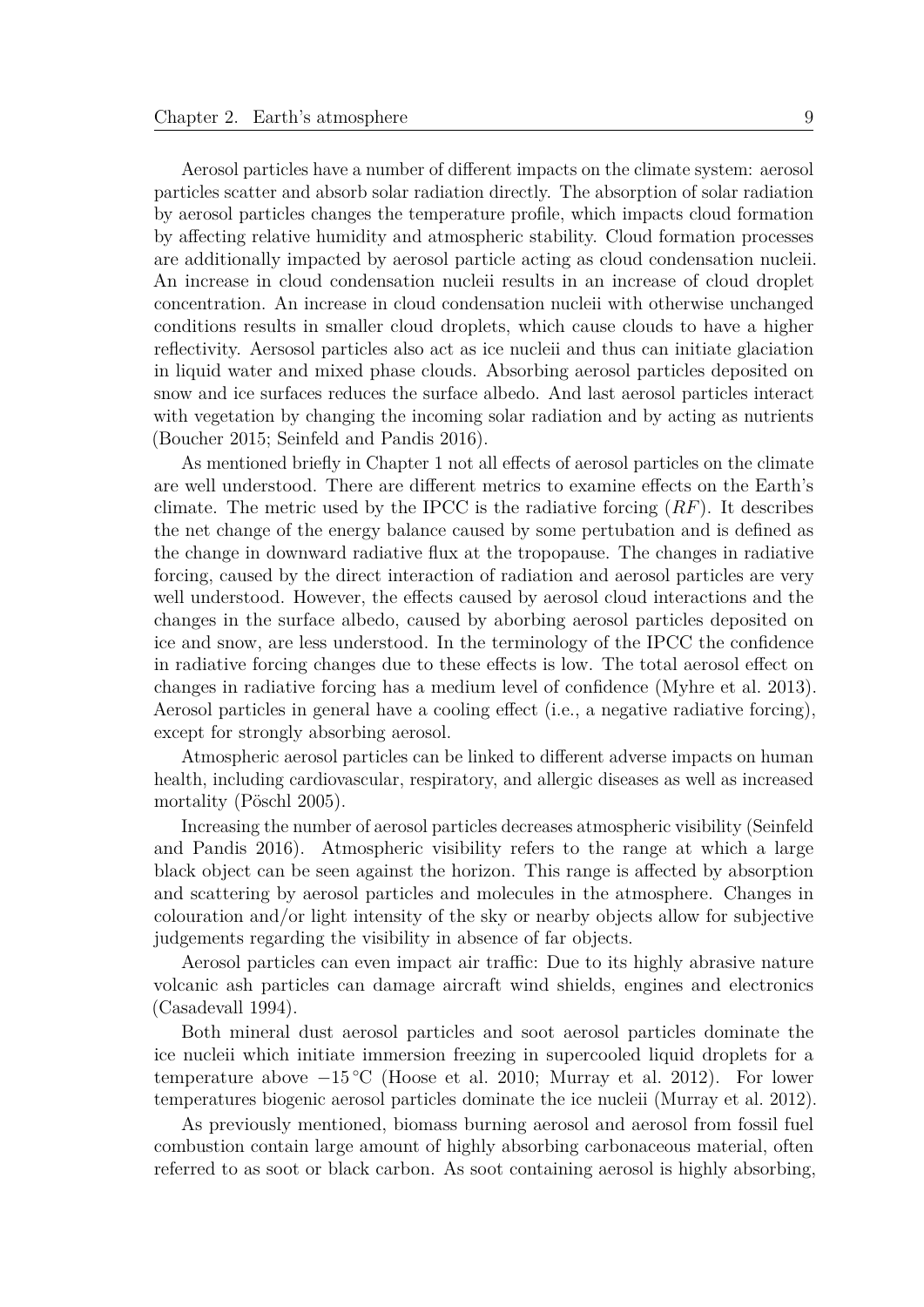Aerosol particles have a number of different impacts on the climate system: aerosol particles scatter and absorb solar radiation directly. The absorption of solar radiation by aerosol particles changes the temperature profile, which impacts cloud formation by affecting relative humidity and atmospheric stability. Cloud formation processes are additionally impacted by aerosol particle acting as cloud condensation nucleii. An increase in cloud condensation nucleii results in an increase of cloud droplet concentration. An increase in cloud condensation nucleii with otherwise unchanged conditions results in smaller cloud droplets, which cause clouds to have a higher reflectivity. Aersosol particles also act as ice nucleii and thus can initiate glaciation in liquid water and mixed phase clouds. Absorbing aerosol particles deposited on snow and ice surfaces reduces the surface albedo. And last aerosol particles interact with vegetation by changing the incoming solar radiation and by acting as nutrients (Boucher 2015; Seinfeld and Pandis 2016).

As mentioned briefly in Chapter 1 not all effects of aerosol particles on the climate are well understood. There are different metrics to examine effects on the Earth's climate. The metric used by the IPCC is the radiative forcing ($RF$). It describes the net change of the energy balance caused by some pertubation and is defined as the change in downward radiative flux at the tropopause. The changes in radiative forcing, caused by the direct interaction of radiation and aerosol particles are very well understood. However, the effects caused by aerosol cloud interactions and the changes in the surface albedo, caused by aborbing aerosol particles deposited on ice and snow, are less understood. In the terminology of the IPCC the confidence in radiative forcing changes due to these effects is low. The total aerosol effect on changes in radiative forcing has a medium level of confidence (Myhre et al. 2013). Aerosol particles in general have a cooling effect (i.e., a negative radiative forcing), except for strongly absorbing aerosol.

Atmospheric aerosol particles can be linked to different adverse impacts on human health, including cardiovascular, respiratory, and allergic diseases as well as increased mortality (Pöschl 2005).

Increasing the number of aerosol particles decreases atmospheric visibility (Seinfeld and Pandis 2016). Atmospheric visibility refers to the range at which a large black object can be seen against the horizon. This range is affected by absorption and scattering by aerosol particles and molecules in the atmosphere. Changes in colouration and/or light intensity of the sky or nearby objects allow for subjective judgements regarding the visibility in absence of far objects.

Aerosol particles can even impact air traffic: Due to its highly abrasive nature volcanic ash particles can damage aircraft wind shields, engines and electronics (Casadevall 1994).

Both mineral dust aerosol particles and soot aerosol particles dominate the ice nucleii which initiate immersion freezing in supercooled liquid droplets for a temperature above $-15\,°\mathrm{C}$ (Hoose et al. 2010; Murray et al. 2012). For lower temperatures biogenic aerosol particles dominate the ice nucleii (Murray et al. 2012).

As previously mentioned, biomass burning aerosol and aerosol from fossil fuel combustion contain large amount of highly absorbing carbonaceous material, often referred to as soot or black carbon. As soot containing aerosol is highly absorbing,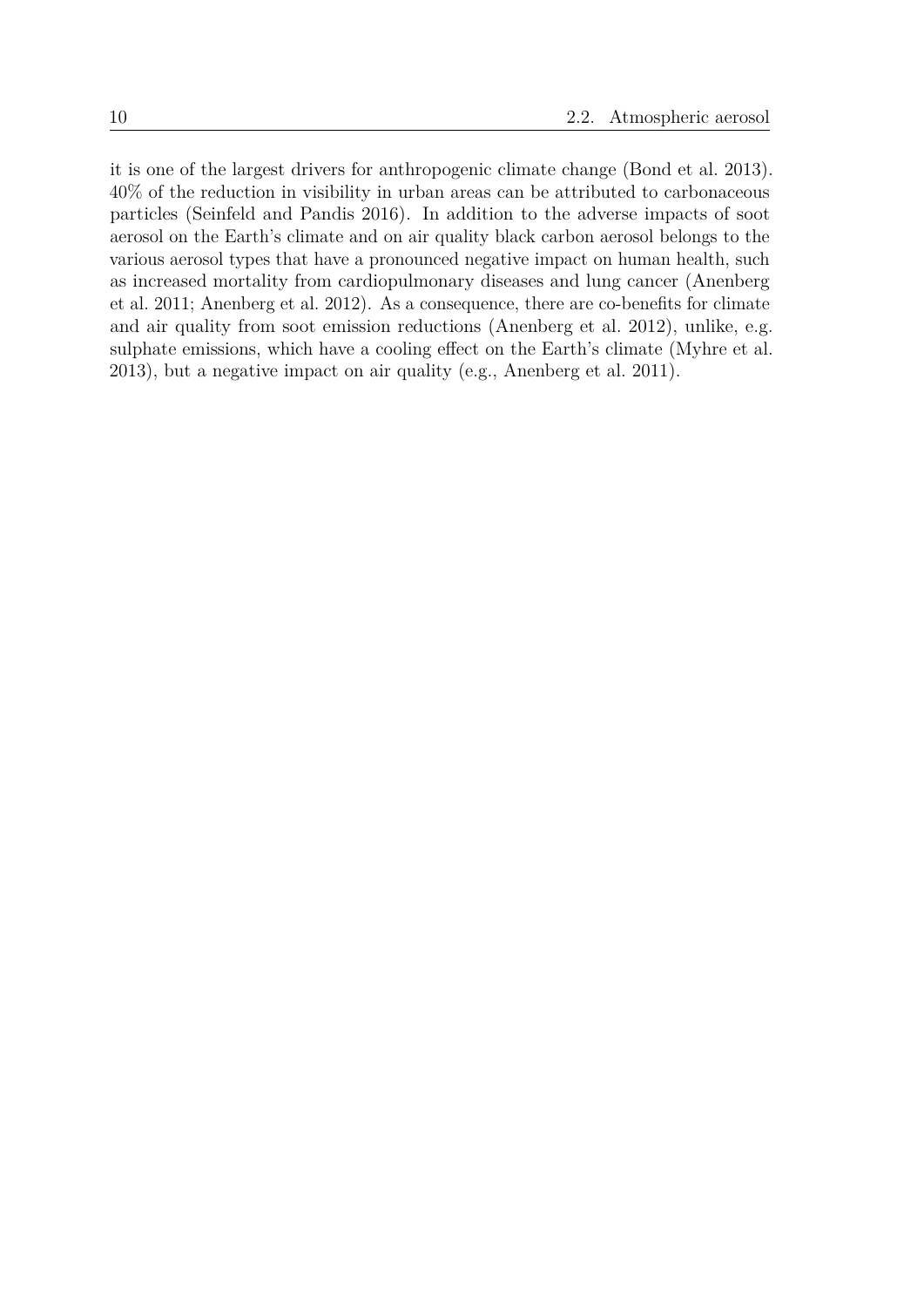it is one of the largest drivers for anthropogenic climate change (Bond et al. 2013). 40% of the reduction in visibility in urban areas can be attributed to carbonaceous particles (Seinfeld and Pandis 2016). In addition to the adverse impacts of soot aerosol on the Earth's climate and on air quality black carbon aerosol belongs to the various aerosol types that have a pronounced negative impact on human health, such as increased mortality from cardiopulmonary diseases and lung cancer (Anenberg et al. 2011; Anenberg et al. 2012). As a consequence, there are co-benefits for climate and air quality from soot emission reductions (Anenberg et al. 2012), unlike, e.g. sulphate emissions, which have a cooling effect on the Earth's climate (Myhre et al. 2013), but a negative impact on air quality (e.g., Anenberg et al. 2011).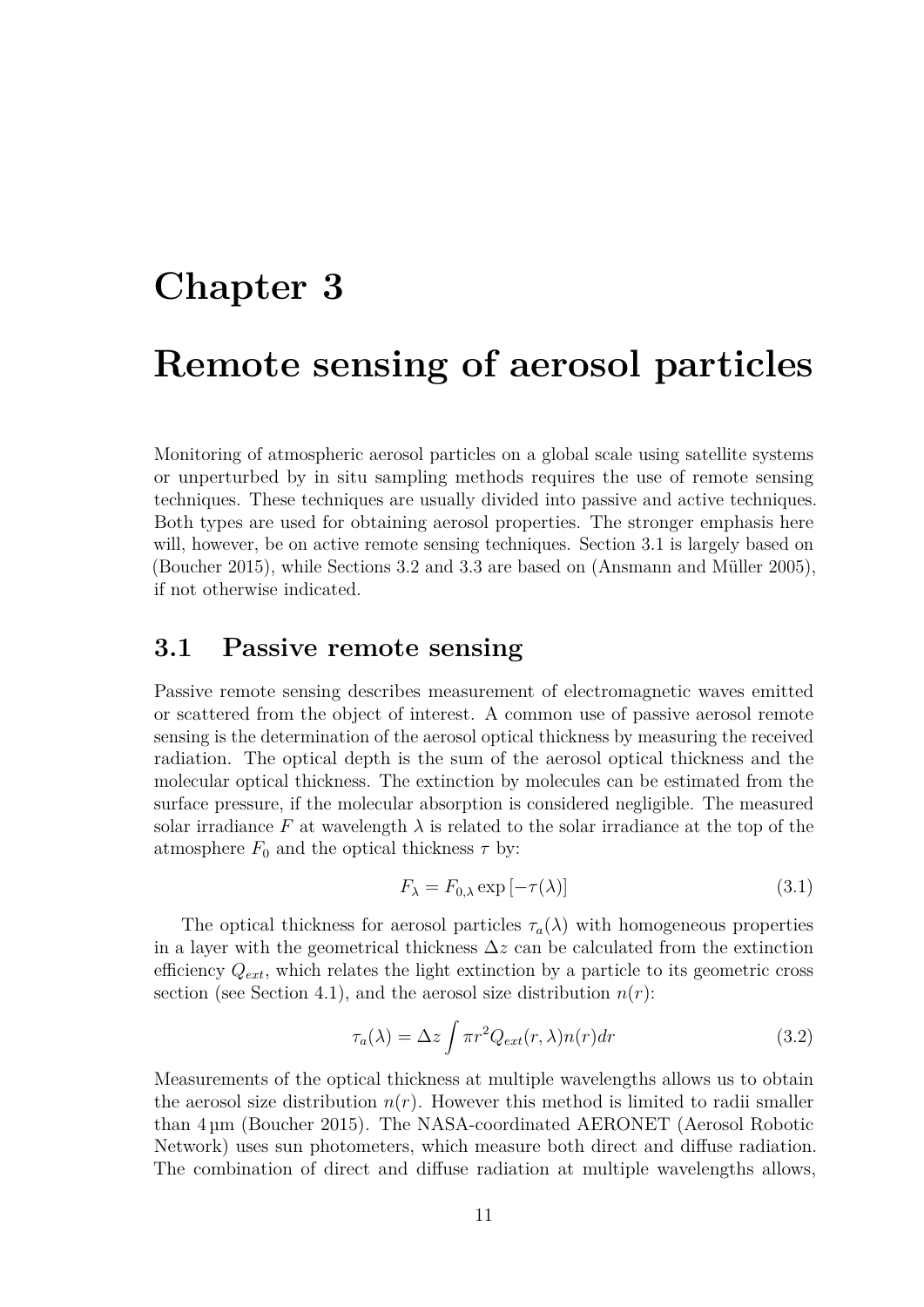# Chapter 3

# Remote sensing of aerosol particles

Monitoring of atmospheric aerosol particles on a global scale using satellite systems or unperturbed by in situ sampling methods requires the use of remote sensing techniques. These techniques are usually divided into passive and active techniques. Both types are used for obtaining aerosol properties. The stronger emphasis here will, however, be on active remote sensing techniques. Section 3.1 is largely based on (Boucher 2015), while Sections 3.2 and 3.3 are based on (Ansmann and Müller 2005), if not otherwise indicated.

## 3.1 Passive remote sensing

Passive remote sensing describes measurement of electromagnetic waves emitted or scattered from the object of interest. A common use of passive aerosol remote sensing is the determination of the aerosol optical thickness by measuring the received radiation. The optical depth is the sum of the aerosol optical thickness and the molecular optical thickness. The extinction by molecules can be estimated from the surface pressure, if the molecular absorption is considered negligible. The measured solar irradiance $F$ at wavelength $\lambda$ is related to the solar irradiance at the top of the atmosphere $F_0$ and the optical thickness $\tau$ by:

$$F_\lambda = F_{0,\lambda} \exp\left[-\tau(\lambda)\right] \tag{3.1}$$

The optical thickness for aerosol particles $\tau_a(\lambda)$ with homogeneous properties in a layer with the geometrical thickness $\Delta z$ can be calculated from the extinction efficiency $Q_{ext}$, which relates the light extinction by a particle to its geometric cross section (see Section 4.1), and the aerosol size distribution $n(r)$:

$$\tau_a(\lambda) = \Delta z \int \pi r^2 Q_{ext}(r, \lambda) n(r) dr \tag{3.2}$$

Measurements of the optical thickness at multiple wavelengths allows us to obtain the aerosol size distribution $n(r)$. However this method is limited to radii smaller than 4 µm (Boucher 2015). The NASA-coordinated AERONET (Aerosol Robotic Network) uses sun photometers, which measure both direct and diffuse radiation. The combination of direct and diffuse radiation at multiple wavelengths allows,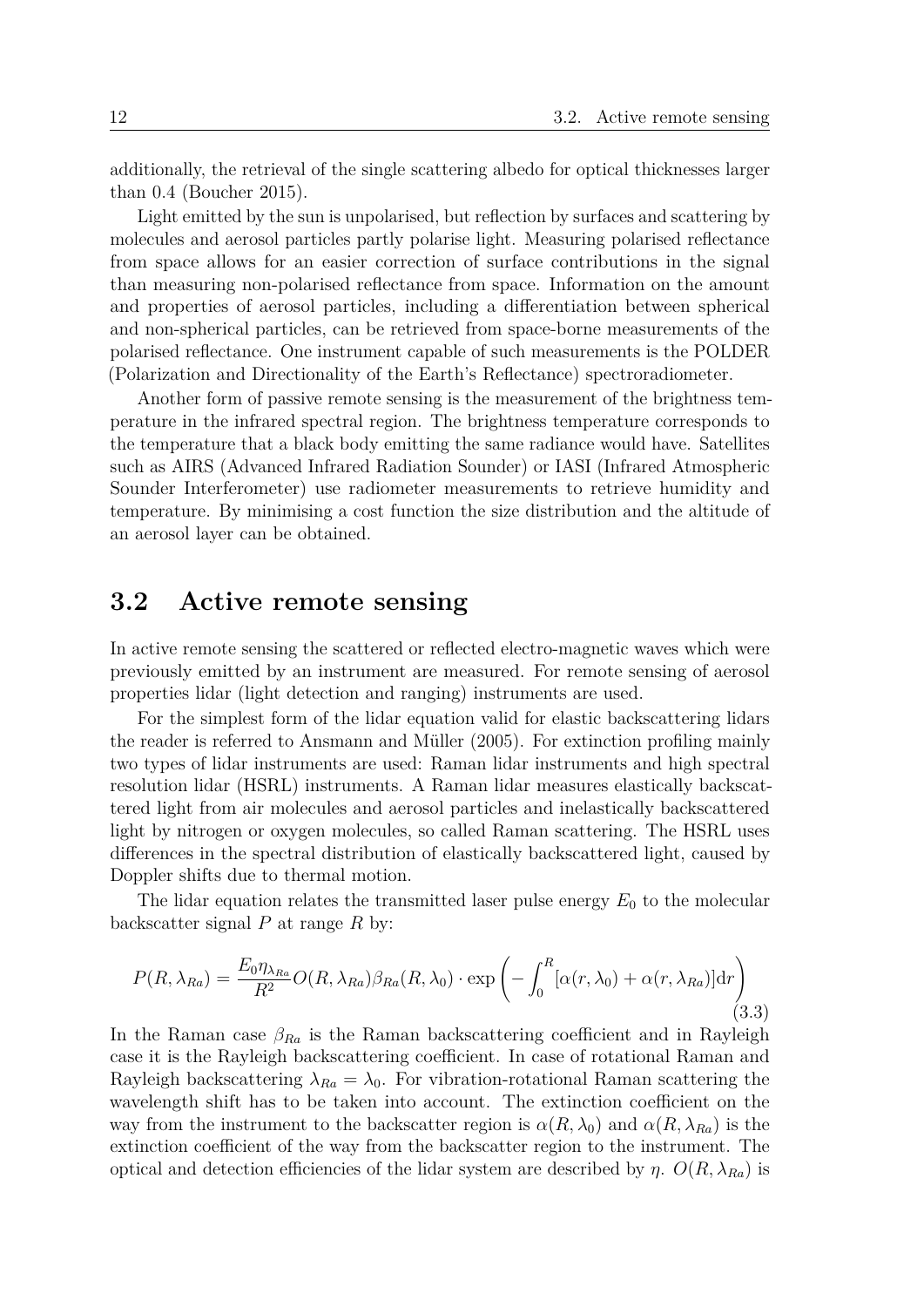additionally, the retrieval of the single scattering albedo for optical thicknesses larger than 0.4 (Boucher 2015).

Light emitted by the sun is unpolarised, but reflection by surfaces and scattering by molecules and aerosol particles partly polarise light. Measuring polarised reflectance from space allows for an easier correction of surface contributions in the signal than measuring non-polarised reflectance from space. Information on the amount and properties of aerosol particles, including a differentiation between spherical and non-spherical particles, can be retrieved from space-borne measurements of the polarised reflectance. One instrument capable of such measurements is the POLDER (Polarization and Directionality of the Earth's Reflectance) spectroradiometer.

Another form of passive remote sensing is the measurement of the brightness temperature in the infrared spectral region. The brightness temperature corresponds to the temperature that a black body emitting the same radiance would have. Satellites such as AIRS (Advanced Infrared Radiation Sounder) or IASI (Infrared Atmospheric Sounder Interferometer) use radiometer measurements to retrieve humidity and temperature. By minimising a cost function the size distribution and the altitude of an aerosol layer can be obtained.

## 3.2 Active remote sensing

In active remote sensing the scattered or reflected electro-magnetic waves which were previously emitted by an instrument are measured. For remote sensing of aerosol properties lidar (light detection and ranging) instruments are used.

For the simplest form of the lidar equation valid for elastic backscattering lidars the reader is referred to Ansmann and Müller (2005). For extinction profiling mainly two types of lidar instruments are used: Raman lidar instruments and high spectral resolution lidar (HSRL) instruments. A Raman lidar measures elastically backscattered light from air molecules and aerosol particles and inelastically backscattered light by nitrogen or oxygen molecules, so called Raman scattering. The HSRL uses differences in the spectral distribution of elastically backscattered light, caused by Doppler shifts due to thermal motion.

The lidar equation relates the transmitted laser pulse energy $E_0$ to the molecular backscatter signal $P$ at range $R$ by:

$$P(R, \lambda_{Ra}) = \frac{E_0 \eta_{\lambda_{Ra}}}{R^2} O(R, \lambda_{Ra}) \beta_{Ra}(R, \lambda_0) \cdot \exp\left( - \int_0^R [\alpha(r, \lambda_0) + \alpha(r, \lambda_{Ra})] \mathrm{d}r \right) \tag{3.3}$$

In the Raman case $\beta_{Ra}$ is the Raman backscattering coefficient and in Rayleigh case it is the Rayleigh backscattering coefficient. In case of rotational Raman and Rayleigh backscattering $\lambda_{Ra} = \lambda_0$. For vibration-rotational Raman scattering the wavelength shift has to be taken into account. The extinction coefficient on the way from the instrument to the backscatter region is $\alpha(R, \lambda_0)$ and $\alpha(R, \lambda_{Ra})$ is the extinction coefficient of the way from the backscatter region to the instrument. The optical and detection efficiencies of the lidar system are described by $\eta$. $O(R, \lambda_{Ra})$ is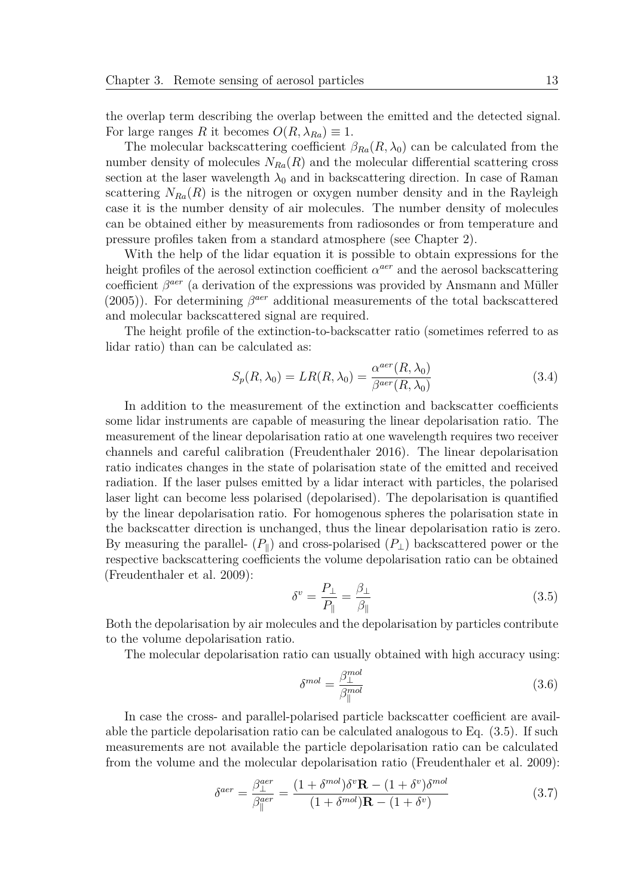the overlap term describing the overlap between the emitted and the detected signal. For large ranges $R$ it becomes $O(R, \lambda_{Ra}) \equiv 1$.

The molecular backscattering coefficient $\beta_{Ra}(R, \lambda_0)$ can be calculated from the number density of molecules $N_{Ra}(R)$ and the molecular differential scattering cross section at the laser wavelength $\lambda_0$ and in backscattering direction. In case of Raman scattering $N_{Ra}(R)$ is the nitrogen or oxygen number density and in the Rayleigh case it is the number density of air molecules. The number density of molecules can be obtained either by measurements from radiosondes or from temperature and pressure profiles taken from a standard atmosphere (see Chapter 2).

With the help of the lidar equation it is possible to obtain expressions for the height profiles of the aerosol extinction coefficient $\alpha^{aer}$ and the aerosol backscattering coefficient $\beta^{aer}$ (a derivation of the expressions was provided by Ansmann and Müller (2005)). For determining $\beta^{aer}$ additional measurements of the total backscattered and molecular backscattered signal are required.

The height profile of the extinction-to-backscatter ratio (sometimes referred to as lidar ratio) than can be calculated as:

$$S_p(R, \lambda_0) = LR(R, \lambda_0) = \frac{\alpha^{aer}(R, \lambda_0)}{\beta^{aer}(R, \lambda_0)} \tag{3.4}$$

In addition to the measurement of the extinction and backscatter coefficients some lidar instruments are capable of measuring the linear depolarisation ratio. The measurement of the linear depolarisation ratio at one wavelength requires two receiver channels and careful calibration (Freudenthaler 2016). The linear depolarisation ratio indicates changes in the state of polarisation state of the emitted and received radiation. If the laser pulses emitted by a lidar interact with particles, the polarised laser light can become less polarised (depolarised). The depolarisation is quantified by the linear depolarisation ratio. For homogenous spheres the polarisation state in the backscatter direction is unchanged, thus the linear depolarisation ratio is zero. By measuring the parallel- ($P_\parallel$) and cross-polarised ($P_\perp$) backscattered power or the respective backscattering coefficients the volume depolarisation ratio can be obtained (Freudenthaler et al. 2009):

$$\delta^v = \frac{P_\perp}{P_\parallel} = \frac{\beta_\perp}{\beta_\parallel} \tag{3.5}$$

Both the depolarisation by air molecules and the depolarisation by particles contribute to the volume depolarisation ratio.

The molecular depolarisation ratio can usually obtained with high accuracy using:

$$\delta^{mol} = \frac{\beta_\perp^{mol}}{\beta_\parallel^{mol}} \tag{3.6}$$

In case the cross- and parallel-polarised particle backscatter coefficient are available the particle depolarisation ratio can be calculated analogous to Eq. (3.5). If such measurements are not available the particle depolarisation ratio can be calculated from the volume and the molecular depolarisation ratio (Freudenthaler et al. 2009):

$$\delta^{aer} = \frac{\beta_\perp^{aer}}{\beta_\parallel^{aer}} = \frac{(1+\delta^{mol})\delta^v \mathbf{R} - (1+\delta^v)\delta^{mol}}{(1+\delta^{mol})\mathbf{R} - (1+\delta^v)} \tag{3.7}$$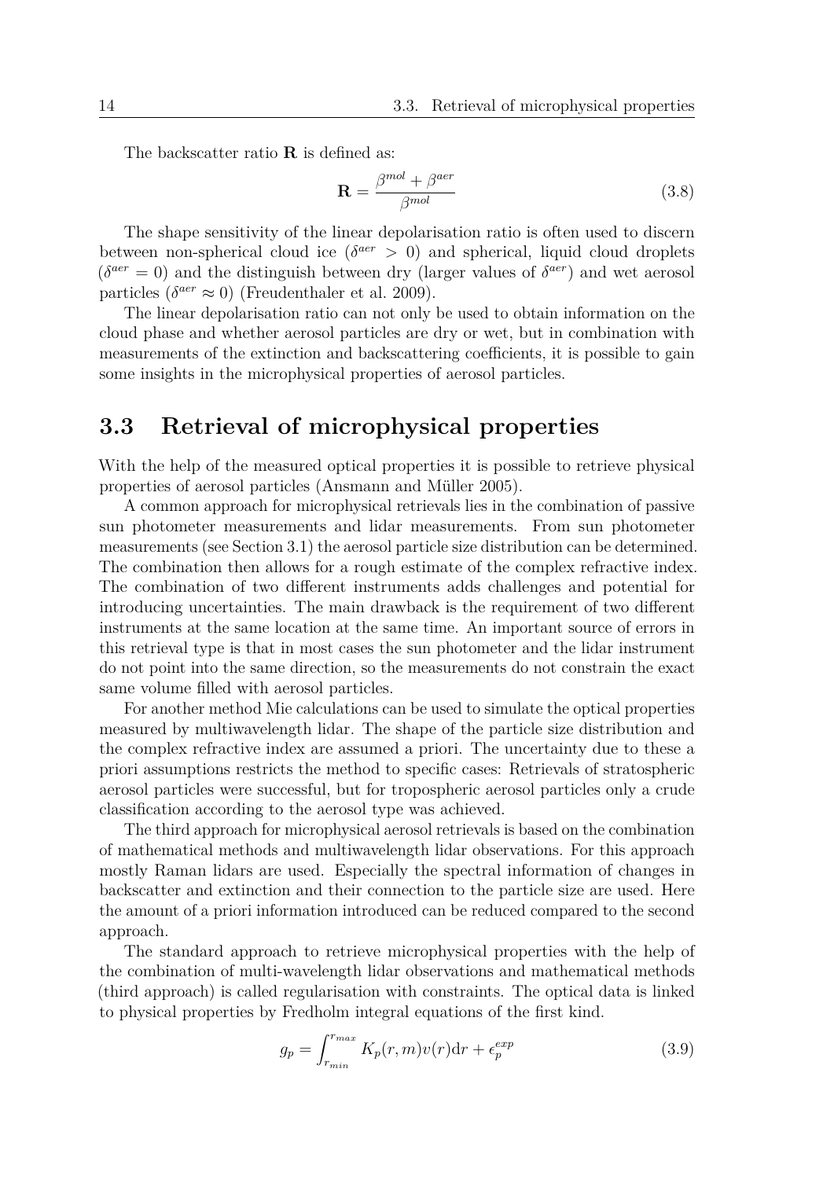The backscatter ratio $\mathbf{R}$ is defined as:

$$\mathbf{R} = \frac{\beta^{mol} + \beta^{aer}}{\beta^{mol}} \tag{3.8}$$

The shape sensitivity of the linear depolarisation ratio is often used to discern between non-spherical cloud ice ($\delta^{aer} > 0$) and spherical, liquid cloud droplets ($\delta^{aer} = 0$) and the distinguish between dry (larger values of $\delta^{aer}$) and wet aerosol particles ($\delta^{aer} \approx 0$) (Freudenthaler et al. 2009).

The linear depolarisation ratio can not only be used to obtain information on the cloud phase and whether aerosol particles are dry or wet, but in combination with measurements of the extinction and backscattering coefficients, it is possible to gain some insights in the microphysical properties of aerosol particles.

## 3.3 Retrieval of microphysical properties

With the help of the measured optical properties it is possible to retrieve physical properties of aerosol particles (Ansmann and Müller 2005).

A common approach for microphysical retrievals lies in the combination of passive sun photometer measurements and lidar measurements. From sun photometer measurements (see Section 3.1) the aerosol particle size distribution can be determined. The combination then allows for a rough estimate of the complex refractive index. The combination of two different instruments adds challenges and potential for introducing uncertainties. The main drawback is the requirement of two different instruments at the same location at the same time. An important source of errors in this retrieval type is that in most cases the sun photometer and the lidar instrument do not point into the same direction, so the measurements do not constrain the exact same volume filled with aerosol particles.

For another method Mie calculations can be used to simulate the optical properties measured by multiwavelength lidar. The shape of the particle size distribution and the complex refractive index are assumed a priori. The uncertainty due to these a priori assumptions restricts the method to specific cases: Retrievals of stratospheric aerosol particles were successful, but for tropospheric aerosol particles only a crude classification according to the aerosol type was achieved.

The third approach for microphysical aerosol retrievals is based on the combination of mathematical methods and multiwavelength lidar observations. For this approach mostly Raman lidars are used. Especially the spectral information of changes in backscatter and extinction and their connection to the particle size are used. Here the amount of a priori information introduced can be reduced compared to the second approach.

The standard approach to retrieve microphysical properties with the help of the combination of multi-wavelength lidar observations and mathematical methods (third approach) is called regularisation with constraints. The optical data is linked to physical properties by Fredholm integral equations of the first kind.

$$g_p = \int_{r_{min}}^{r_{max}} K_p(r, m) v(r) \mathrm{d}r + \epsilon_p^{exp} \tag{3.9}$$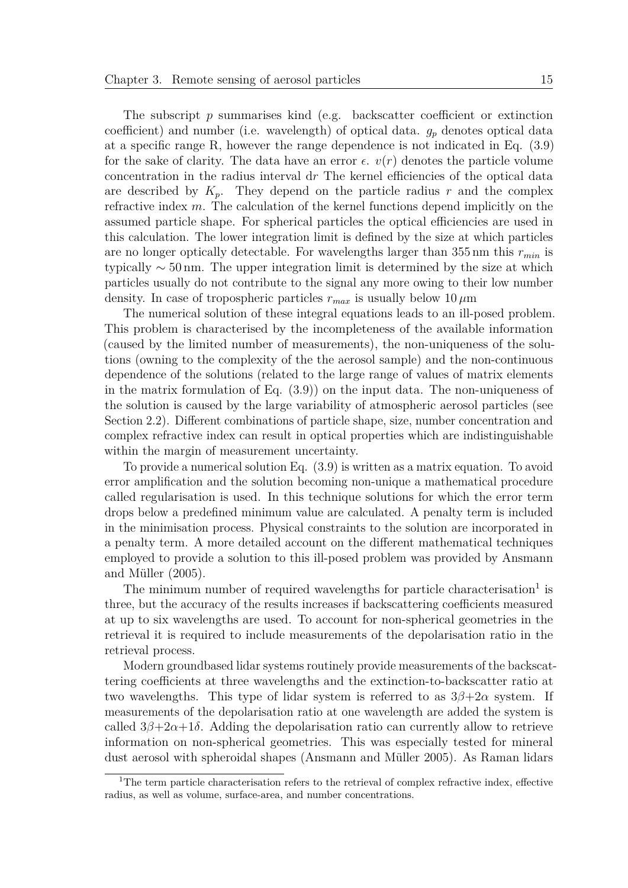The subscript $p$ summarises kind (e.g. backscatter coefficient or extinction coefficient) and number (i.e. wavelength) of optical data. $g_p$ denotes optical data at a specific range R, however the range dependence is not indicated in Eq. (3.9) for the sake of clarity. The data have an error $\epsilon$. $v(r)$ denotes the particle volume concentration in the radius interval d$r$ The kernel efficiencies of the optical data are described by $K_p$. They depend on the particle radius $r$ and the complex refractive index $m$. The calculation of the kernel functions depend implicitly on the assumed particle shape. For spherical particles the optical efficiencies are used in this calculation. The lower integration limit is defined by the size at which particles are no longer optically detectable. For wavelengths larger than 355 nm this $r_{min}$ is typically $\sim 50$ nm. The upper integration limit is determined by the size at which particles usually do not contribute to the signal any more owing to their low number density. In case of tropospheric particles $r_{max}$ is usually below $10\,\mu$m

The numerical solution of these integral equations leads to an ill-posed problem. This problem is characterised by the incompleteness of the available information (caused by the limited number of measurements), the non-uniqueness of the solutions (owning to the complexity of the the aerosol sample) and the non-continuous dependence of the solutions (related to the large range of values of matrix elements in the matrix formulation of Eq. (3.9)) on the input data. The non-uniqueness of the solution is caused by the large variability of atmospheric aerosol particles (see Section 2.2). Different combinations of particle shape, size, number concentration and complex refractive index can result in optical properties which are indistinguishable within the margin of measurement uncertainty.

To provide a numerical solution Eq. (3.9) is written as a matrix equation. To avoid error amplification and the solution becoming non-unique a mathematical procedure called regularisation is used. In this technique solutions for which the error term drops below a predefined minimum value are calculated. A penalty term is included in the minimisation process. Physical constraints to the solution are incorporated in a penalty term. A more detailed account on the different mathematical techniques employed to provide a solution to this ill-posed problem was provided by Ansmann and Müller (2005).

The minimum number of required wavelengths for particle characterisation[1] is three, but the accuracy of the results increases if backscattering coefficients measured at up to six wavelengths are used. To account for non-spherical geometries in the retrieval it is required to include measurements of the depolarisation ratio in the retrieval process.

Modern groundbased lidar systems routinely provide measurements of the backscattering coefficients at three wavelengths and the extinction-to-backscatter ratio at two wavelengths. This type of lidar system is referred to as $3\beta$+$2\alpha$ system. If measurements of the depolarisation ratio at one wavelength are added the system is called $3\beta$+$2\alpha$+$1\delta$. Adding the depolarisation ratio can currently allow to retrieve information on non-spherical geometries. This was especially tested for mineral dust aerosol with spheroidal shapes (Ansmann and Müller 2005). As Raman lidars

[1] The term particle characterisation refers to the retrieval of complex refractive index, effective radius, as well as volume, surface-area, and number concentrations.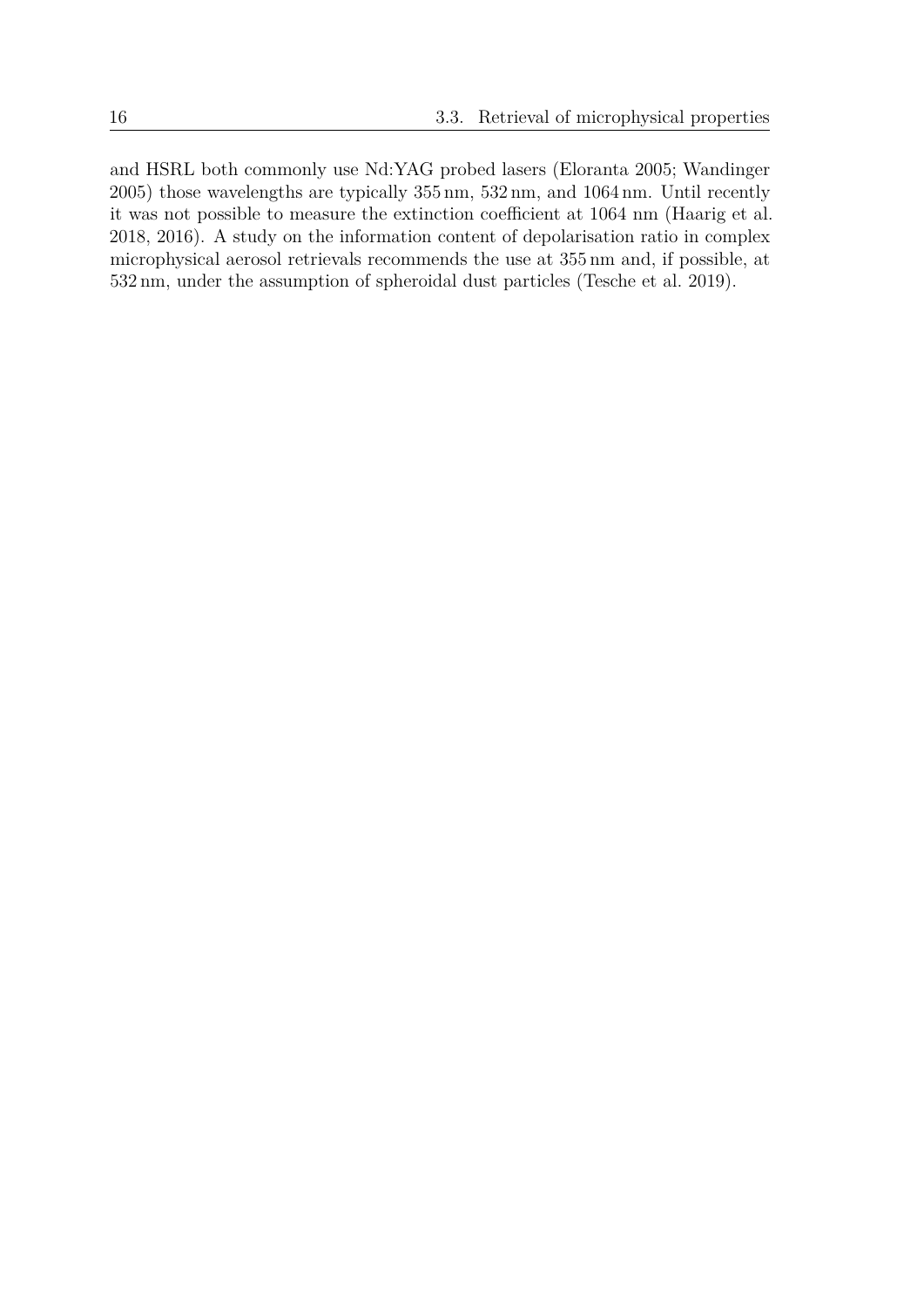and HSRL both commonly use Nd:YAG probed lasers (Eloranta 2005; Wandinger 2005) those wavelengths are typically 355 nm, 532 nm, and 1064 nm. Until recently it was not possible to measure the extinction coefficient at 1064 nm (Haarig et al. 2018, 2016). A study on the information content of depolarisation ratio in complex microphysical aerosol retrievals recommends the use at 355 nm and, if possible, at 532 nm, under the assumption of spheroidal dust particles (Tesche et al. 2019).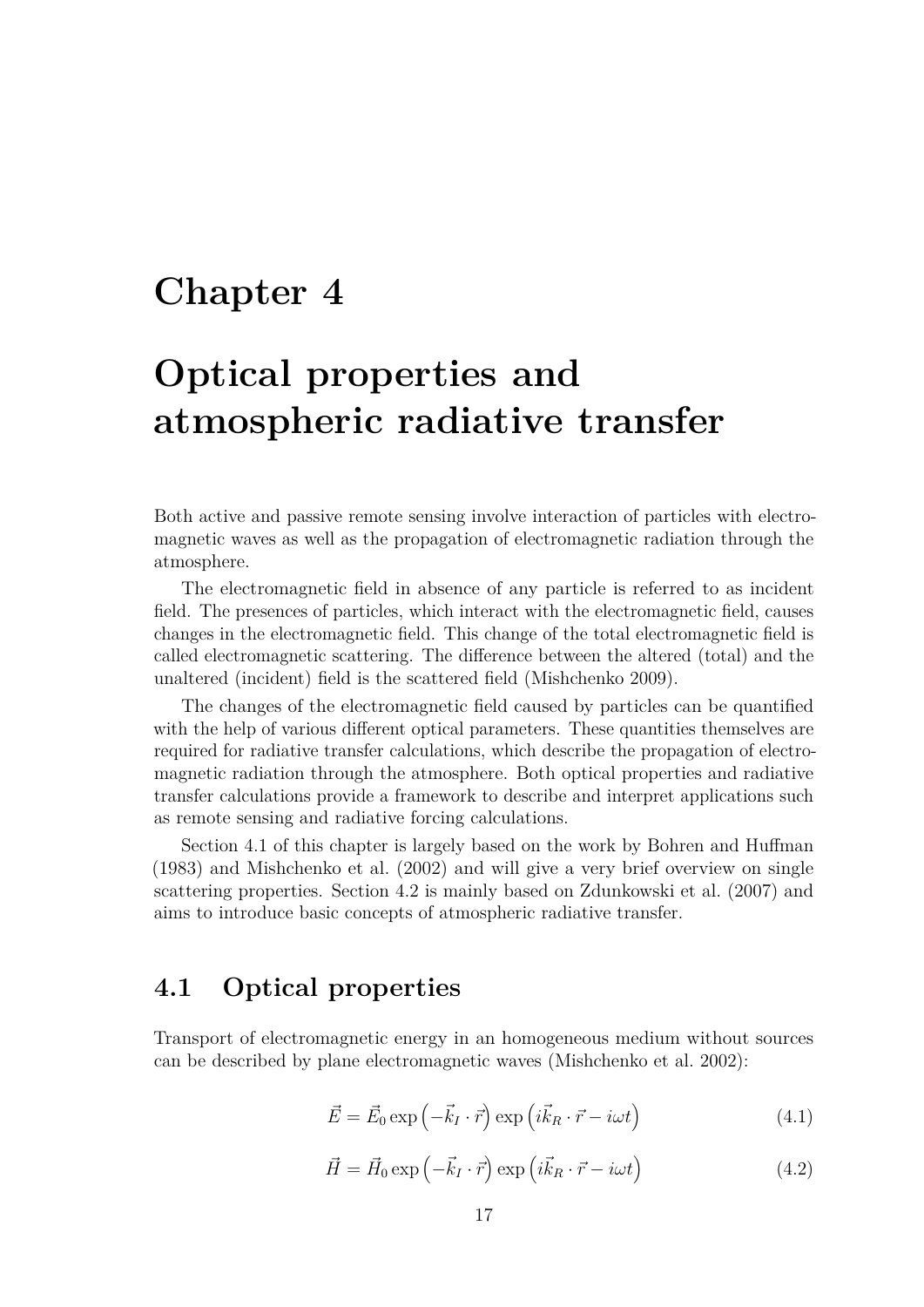# Chapter 4

# Optical properties and atmospheric radiative transfer

Both active and passive remote sensing involve interaction of particles with electromagnetic waves as well as the propagation of electromagnetic radiation through the atmosphere.

The electromagnetic field in absence of any particle is referred to as incident field. The presences of particles, which interact with the electromagnetic field, causes changes in the electromagnetic field. This change of the total electromagnetic field is called electromagnetic scattering. The difference between the altered (total) and the unaltered (incident) field is the scattered field (Mishchenko 2009).

The changes of the electromagnetic field caused by particles can be quantified with the help of various different optical parameters. These quantities themselves are required for radiative transfer calculations, which describe the propagation of electromagnetic radiation through the atmosphere. Both optical properties and radiative transfer calculations provide a framework to describe and interpret applications such as remote sensing and radiative forcing calculations.

Section 4.1 of this chapter is largely based on the work by Bohren and Huffman (1983) and Mishchenko et al. (2002) and will give a very brief overview on single scattering properties. Section 4.2 is mainly based on Zdunkowski et al. (2007) and aims to introduce basic concepts of atmospheric radiative transfer.

## 4.1 Optical properties

Transport of electromagnetic energy in an homogeneous medium without sources can be described by plane electromagnetic waves (Mishchenko et al. 2002):

$$\vec{E} = \vec{E}_0 \exp\left(-\vec{k}_I \cdot \vec{r}\right) \exp\left(i\vec{k}_R \cdot \vec{r} - i\omega t\right) \tag{4.1}$$

$$\vec{H} = \vec{H}_0 \exp\left(-\vec{k}_I \cdot \vec{r}\right) \exp\left(i\vec{k}_R \cdot \vec{r} - i\omega t\right) \tag{4.2}$$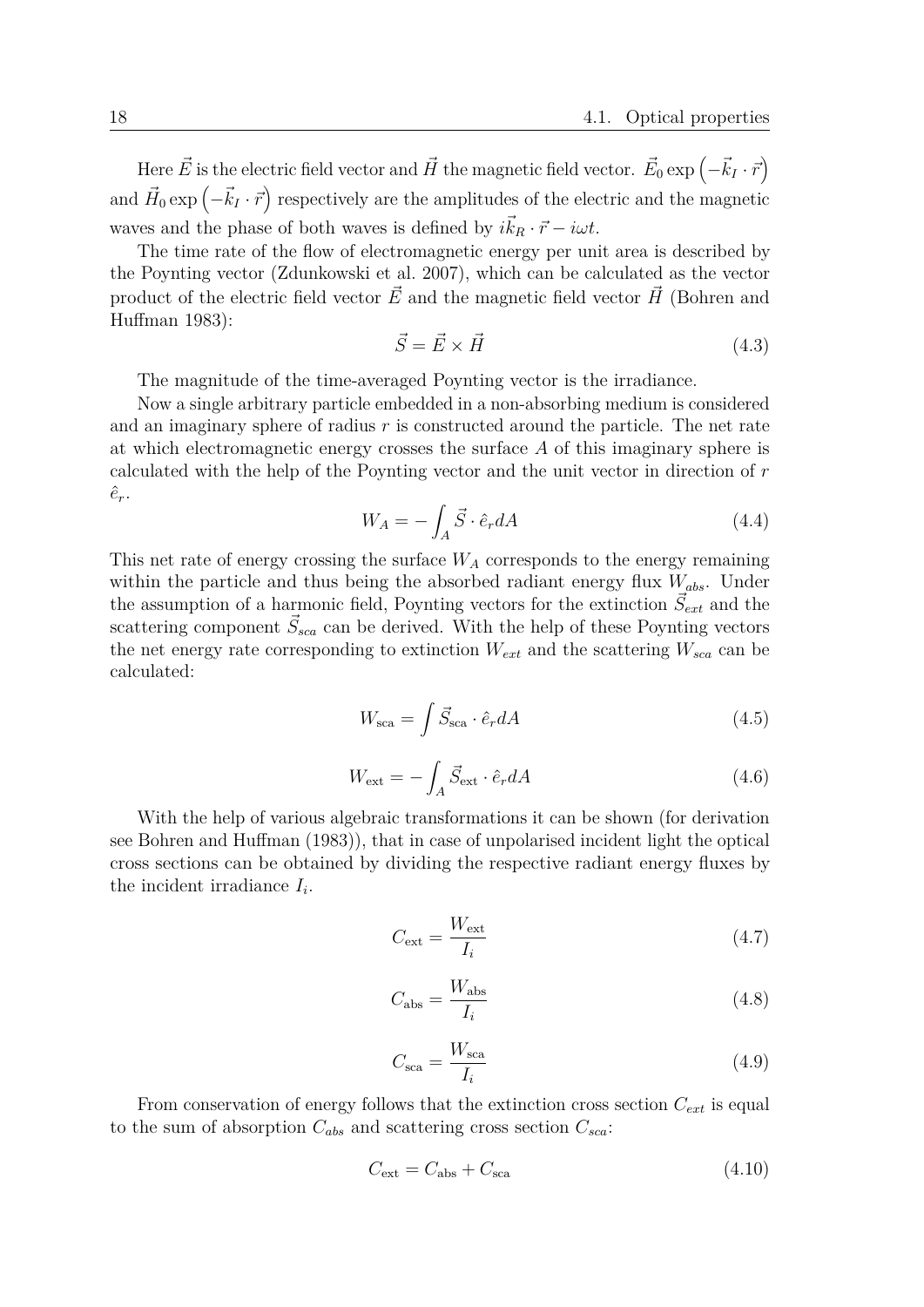Here $\vec{E}$ is the electric field vector and $\vec{H}$ the magnetic field vector. $\vec{E}_0 \exp\left(-\vec{k}_I \cdot \vec{r}\right)$ and $\vec{H}_0 \exp\left(-\vec{k}_I \cdot \vec{r}\right)$ respectively are the amplitudes of the electric and the magnetic waves and the phase of both waves is defined by $i\vec{k}_R \cdot \vec{r} - i\omega t$.

The time rate of the flow of electromagnetic energy per unit area is described by the Poynting vector (Zdunkowski et al. 2007), which can be calculated as the vector product of the electric field vector $\vec{E}$ and the magnetic field vector $\vec{H}$ (Bohren and Huffman 1983):

$$\vec{S} = \vec{E} \times \vec{H} \tag{4.3}$$

The magnitude of the time-averaged Poynting vector is the irradiance.

Now a single arbitrary particle embedded in a non-absorbing medium is considered and an imaginary sphere of radius $r$ is constructed around the particle. The net rate at which electromagnetic energy crosses the surface $A$ of this imaginary sphere is calculated with the help of the Poynting vector and the unit vector in direction of $r$ $\hat{e}_r$.

$$W_A = -\int_A \vec{S} \cdot \hat{e}_r dA \tag{4.4}$$

This net rate of energy crossing the surface $W_A$ corresponds to the energy remaining within the particle and thus being the absorbed radiant energy flux $W_{abs}$. Under the assumption of a harmonic field, Poynting vectors for the extinction $\vec{S}_{ext}$ and the scattering component $\vec{S}_{sca}$ can be derived. With the help of these Poynting vectors the net energy rate corresponding to extinction $W_{ext}$ and the scattering $W_{sca}$ can be calculated:

$$W_{\text{sca}} = \int \vec{S}_{\text{sca}} \cdot \hat{e}_r dA \tag{4.5}$$

$$W_{\text{ext}} = -\int_A \vec{S}_{\text{ext}} \cdot \hat{e}_r dA \tag{4.6}$$

With the help of various algebraic transformations it can be shown (for derivation see Bohren and Huffman (1983)), that in case of unpolarised incident light the optical cross sections can be obtained by dividing the respective radiant energy fluxes by the incident irradiance $I_i$.

$$C_{\text{ext}} = \frac{W_{\text{ext}}}{I_i} \tag{4.7}$$

$$C_{\text{abs}} = \frac{W_{\text{abs}}}{I_i} \tag{4.8}$$

$$C_{\text{sca}} = \frac{W_{\text{sca}}}{I_i} \tag{4.9}$$

From conservation of energy follows that the extinction cross section $C_{ext}$ is equal to the sum of absorption $C_{abs}$ and scattering cross section $C_{sca}$:

$$C_{\text{ext}} = C_{\text{abs}} + C_{\text{sca}} \tag{4.10}$$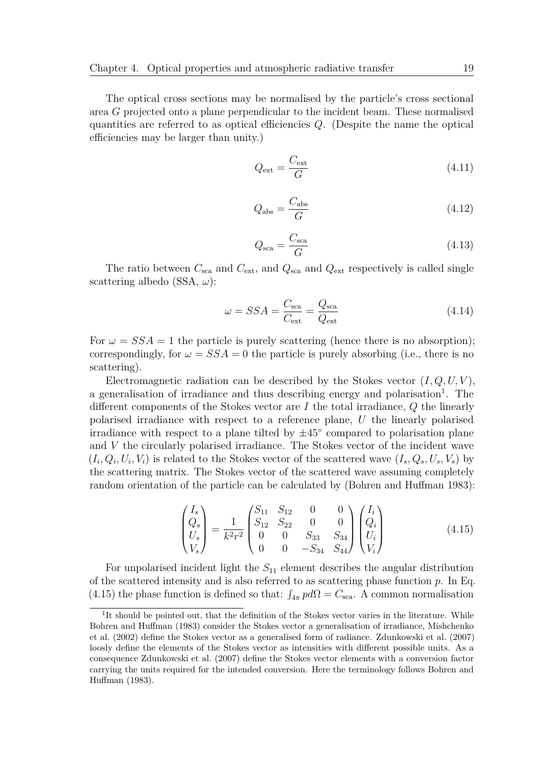The optical cross sections may be normalised by the particle's cross sectional area $G$ projected onto a plane perpendicular to the incident beam. These normalised quantities are referred to as optical efficiencies $Q$. (Despite the name the optical efficiencies may be larger than unity.)

$$Q_{\text{ext}} = \frac{C_{\text{ext}}}{G} \tag{4.11}$$

$$Q_{\text{abs}} = \frac{C_{\text{abs}}}{G} \tag{4.12}$$

$$Q_{\text{sca}} = \frac{C_{\text{sca}}}{G} \tag{4.13}$$

The ratio between $C_{\text{sca}}$ and $C_{\text{ext}}$, and $Q_{\text{sca}}$ and $Q_{\text{ext}}$ respectively is called single scattering albedo (SSA, $\omega$):

$$\omega = SSA = \frac{C_{\text{sca}}}{C_{\text{ext}}} = \frac{Q_{\text{sca}}}{Q_{\text{ext}}} \tag{4.14}$$

For $\omega = SSA = 1$ the particle is purely scattering (hence there is no absorption); correspondingly, for $\omega = SSA = 0$ the particle is purely absorbing (i.e., there is no scattering).

Electromagnetic radiation can be described by the Stokes vector $(I, Q, U, V)$, a generalisation of irradiance and thus describing energy and polarisation[1]. The different components of the Stokes vector are $I$ the total irradiance, $Q$ the linearly polarised irradiance with respect to a reference plane, $U$ the linearly polarised irradiance with respect to a plane tilted by $\pm 45°$ compared to polarisation plane and $V$ the circularly polarised irradiance. The Stokes vector of the incident wave $(I_i, Q_i, U_i, V_i)$ is related to the Stokes vector of the scattered wave $(I_s, Q_s, U_s, V_s)$ by the scattering matrix. The Stokes vector of the scattered wave assuming completely random orientation of the particle can be calculated by (Bohren and Huffman 1983):

$$\begin{pmatrix} I_s \\ Q_s \\ U_s \\ V_s \end{pmatrix} = \frac{1}{k^2 r^2} \begin{pmatrix} S_{11} & S_{12} & 0 & 0 \\ S_{12} & S_{22} & 0 & 0 \\ 0 & 0 & S_{33} & S_{34} \\ 0 & 0 & -S_{34} & S_{44} \end{pmatrix} \begin{pmatrix} I_i \\ Q_i \\ U_i \\ V_i \end{pmatrix} \tag{4.15}$$

For unpolarised incident light the $S_{11}$ element describes the angular distribution of the scattered intensity and is also referred to as scattering phase function $p$. In Eq. (4.15) the phase function is defined so that: $\int_{4\pi} p d\Omega = C_{\text{sca}}$. A common normalisation

[1] It should be pointed out, that the definition of the Stokes vector varies in the literature. While Bohren and Huffman (1983) consider the Stokes vector a generalisation of irradiance, Mishchenko et al. (2002) define the Stokes vector as a generalised form of radiance. Zdunkowski et al. (2007) loosely define the elements of the Stokes vector as intensities with different possible units. As a consequence Zdunkowski et al. (2007) define the Stokes vector elements with a conversion factor carrying the units required for the intended conversion. Here the terminology follows Bohren and Huffman (1983).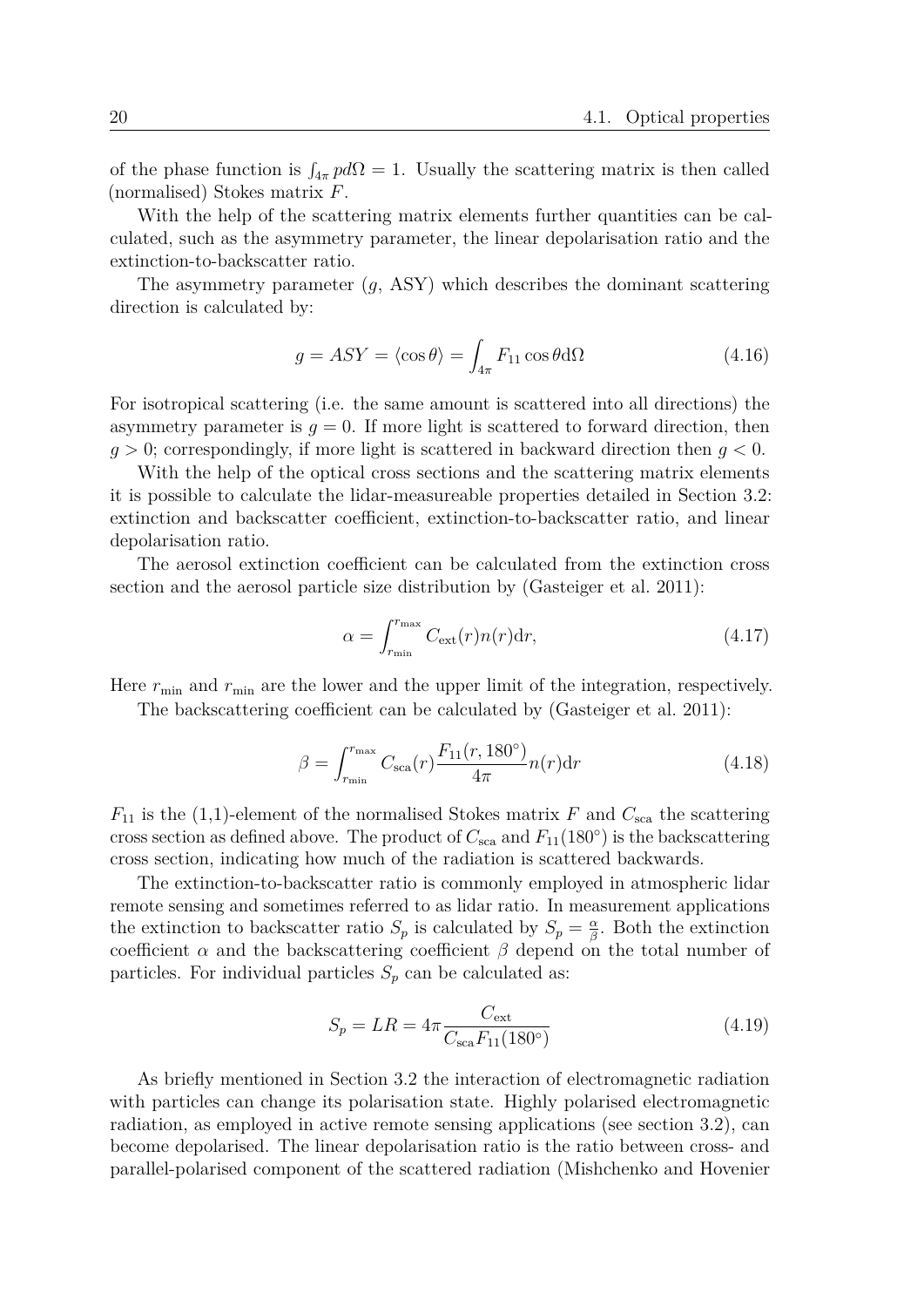of the phase function is $\int_{4\pi} p d\Omega = 1$. Usually the scattering matrix is then called (normalised) Stokes matrix $F$.

With the help of the scattering matrix elements further quantities can be calculated, such as the asymmetry parameter, the linear depolarisation ratio and the extinction-to-backscatter ratio.

The asymmetry parameter ($g$, ASY) which describes the dominant scattering direction is calculated by:

$$g = ASY = \langle \cos\theta \rangle = \int_{4\pi} F_{11} \cos\theta \mathrm{d}\Omega \tag{4.16}$$

For isotropical scattering (i.e. the same amount is scattered into all directions) the asymmetry parameter is $g = 0$. If more light is scattered to forward direction, then $g > 0$; correspondingly, if more light is scattered in backward direction then $g < 0$.

With the help of the optical cross sections and the scattering matrix elements it is possible to calculate the lidar-measureable properties detailed in Section 3.2: extinction and backscatter coefficient, extinction-to-backscatter ratio, and linear depolarisation ratio.

The aerosol extinction coefficient can be calculated from the extinction cross section and the aerosol particle size distribution by (Gasteiger et al. 2011):

$$\alpha = \int_{r_{\min}}^{r_{\max}} C_{\mathrm{ext}}(r) n(r) \mathrm{d}r, \tag{4.17}$$

Here $r_{\min}$ and $r_{\min}$ are the lower and the upper limit of the integration, respectively.

The backscattering coefficient can be calculated by (Gasteiger et al. 2011):

$$\beta = \int_{r_{\min}}^{r_{\max}} C_{\mathrm{sca}}(r) \frac{F_{11}(r, 180^\circ)}{4\pi} n(r) \mathrm{d}r \tag{4.18}$$

$F_{11}$ is the (1,1)-element of the normalised Stokes matrix $F$ and $C_{\mathrm{sca}}$ the scattering cross section as defined above. The product of $C_{\mathrm{sca}}$ and $F_{11}(180^\circ)$ is the backscattering cross section, indicating how much of the radiation is scattered backwards.

The extinction-to-backscatter ratio is commonly employed in atmospheric lidar remote sensing and sometimes referred to as lidar ratio. In measurement applications the extinction to backscatter ratio $S_p$ is calculated by $S_p = \frac{\alpha}{\beta}$. Both the extinction coefficient $\alpha$ and the backscattering coefficient $\beta$ depend on the total number of particles. For individual particles $S_p$ can be calculated as:

$$S_p = LR = 4\pi \frac{C_{\mathrm{ext}}}{C_{\mathrm{sca}} F_{11}(180^\circ)} \tag{4.19}$$

As briefly mentioned in Section 3.2 the interaction of electromagnetic radiation with particles can change its polarisation state. Highly polarised electromagnetic radiation, as employed in active remote sensing applications (see section 3.2), can become depolarised. The linear depolarisation ratio is the ratio between cross- and parallel-polarised component of the scattered radiation (Mishchenko and Hovenier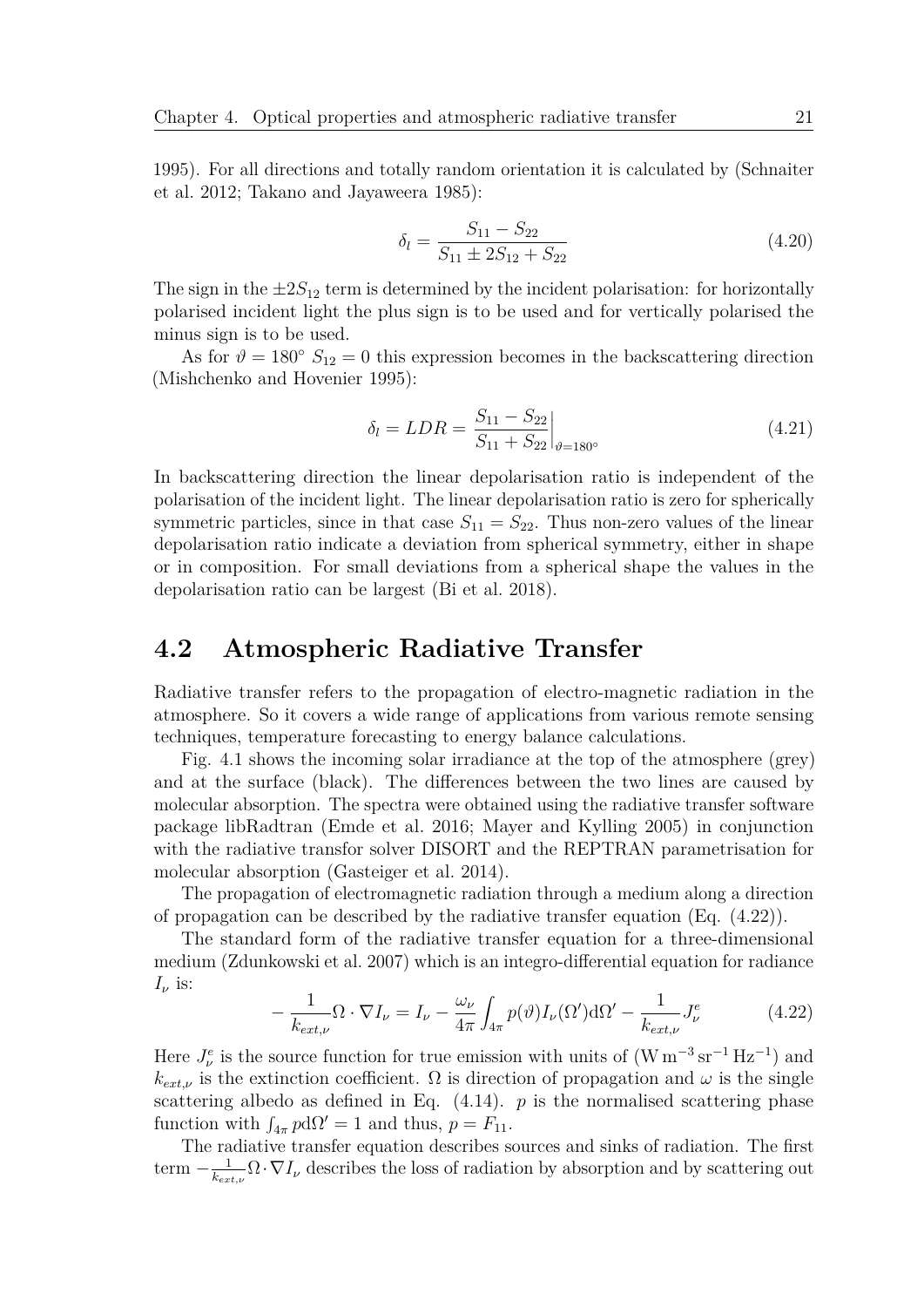1995). For all directions and totally random orientation it is calculated by (Schnaiter et al. 2012; Takano and Jayaweera 1985):

$$\delta_l = \frac{S_{11} - S_{22}}{S_{11} \pm 2S_{12} + S_{22}} \tag{4.20}$$

The sign in the $\pm 2S_{12}$ term is determined by the incident polarisation: for horizontally polarised incident light the plus sign is to be used and for vertically polarised the minus sign is to be used.

As for $\vartheta = 180°$ $S_{12} = 0$ this expression becomes in the backscattering direction (Mishchenko and Hovenier 1995):

$$\delta_l = LDR = \left.\frac{S_{11} - S_{22}}{S_{11} + S_{22}}\right|_{\vartheta=180°} \tag{4.21}$$

In backscattering direction the linear depolarisation ratio is independent of the polarisation of the incident light. The linear depolarisation ratio is zero for spherically symmetric particles, since in that case $S_{11} = S_{22}$. Thus non-zero values of the linear depolarisation ratio indicate a deviation from spherical symmetry, either in shape or in composition. For small deviations from a spherical shape the values in the depolarisation ratio can be largest (Bi et al. 2018).

## 4.2 Atmospheric Radiative Transfer

Radiative transfer refers to the propagation of electro-magnetic radiation in the atmosphere. So it covers a wide range of applications from various remote sensing techniques, temperature forecasting to energy balance calculations.

Fig. 4.1 shows the incoming solar irradiance at the top of the atmosphere (grey) and at the surface (black). The differences between the two lines are caused by molecular absorption. The spectra were obtained using the radiative transfer software package libRadtran (Emde et al. 2016; Mayer and Kylling 2005) in conjunction with the radiative transfor solver DISORT and the REPTRAN parametrisation for molecular absorption (Gasteiger et al. 2014).

The propagation of electromagnetic radiation through a medium along a direction of propagation can be described by the radiative transfer equation (Eq. (4.22)).

The standard form of the radiative transfer equation for a three-dimensional medium (Zdunkowski et al. 2007) which is an integro-differential equation for radiance $I_\nu$ is:

$$-\frac{1}{k_{ext,\nu}}\Omega \cdot \nabla I_\nu = I_\nu - \frac{\omega_\nu}{4\pi}\int_{4\pi} p(\vartheta) I_\nu(\Omega') \mathrm{d}\Omega' - \frac{1}{k_{ext,\nu}} J_\nu^e \tag{4.22}$$

Here $J_\nu^e$ is the source function for true emission with units of $(\mathrm{W\,m^{-3}\,sr^{-1}\,Hz^{-1}})$ and $k_{ext,\nu}$ is the extinction coefficient. $\Omega$ is direction of propagation and $\omega$ is the single scattering albedo as defined in Eq. (4.14). $p$ is the normalised scattering phase function with $\int_{4\pi} p \mathrm{d}\Omega' = 1$ and thus, $p = F_{11}$.

The radiative transfer equation describes sources and sinks of radiation. The first term $-\frac{1}{k_{ext,\nu}}\Omega \cdot \nabla I_\nu$ describes the loss of radiation by absorption and by scattering out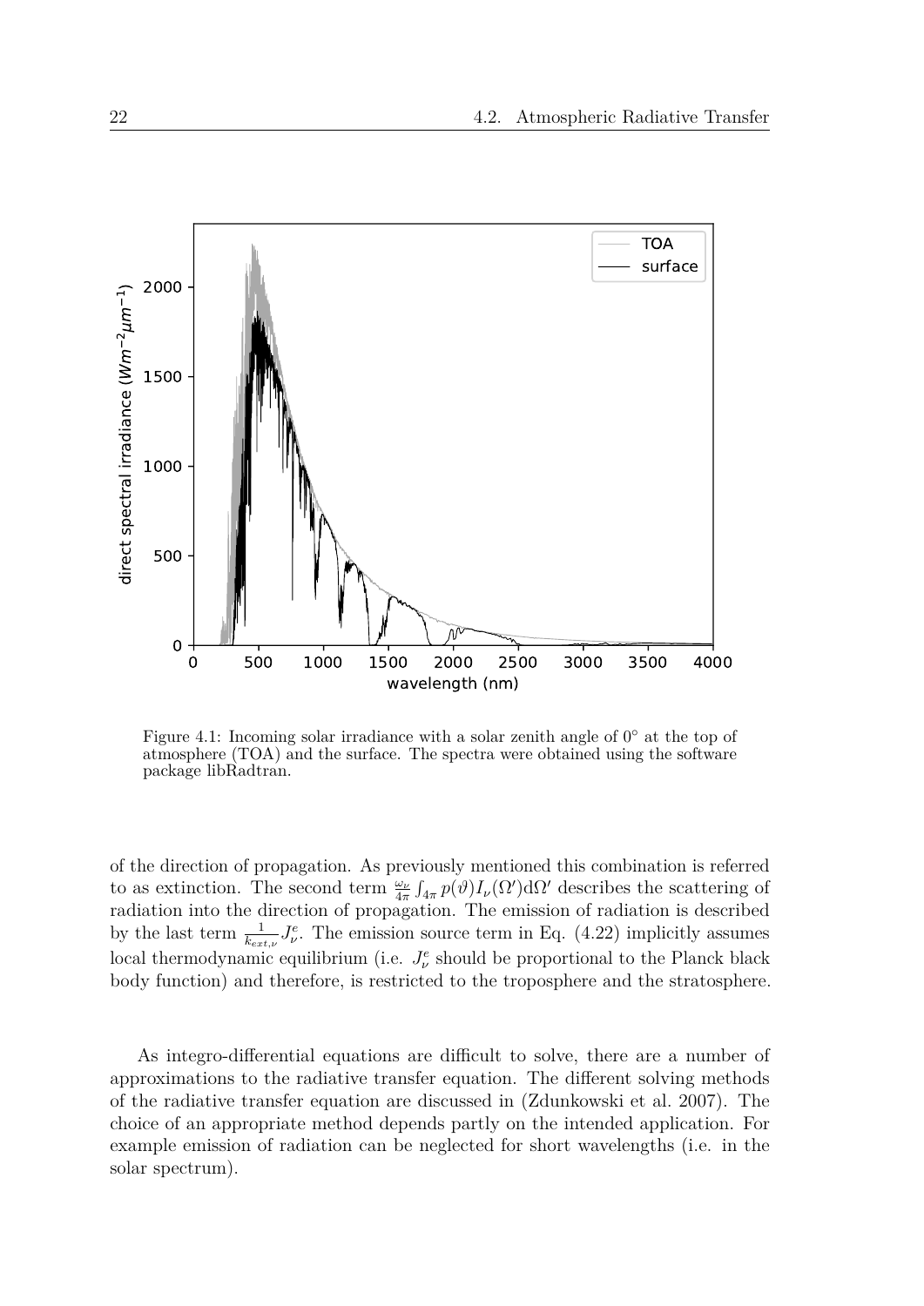Figure 4.1: Incoming solar irradiance with a solar zenith angle of 0° at the top of atmosphere (TOA) and the surface. The spectra were obtained using the software package libRadtran.

of the direction of propagation. As previously mentioned this combination is referred to as extinction. The second term $\frac{\omega_\nu}{4\pi}\int_{4\pi} p(\vartheta) I_\nu(\Omega')\mathrm{d}\Omega'$ describes the scattering of radiation into the direction of propagation. The emission of radiation is described by the last term $\frac{1}{k_{ext,\nu}} J^e_\nu$. The emission source term in Eq. (4.22) implicitly assumes local thermodynamic equilibrium (i.e. $J^e_\nu$ should be proportional to the Planck black body function) and therefore, is restricted to the troposphere and the stratosphere.

As integro-differential equations are difficult to solve, there are a number of approximations to the radiative transfer equation. The different solving methods of the radiative transfer equation are discussed in (Zdunkowski et al. 2007). The choice of an appropriate method depends partly on the intended application. For example emission of radiation can be neglected for short wavelengths (i.e. in the solar spectrum).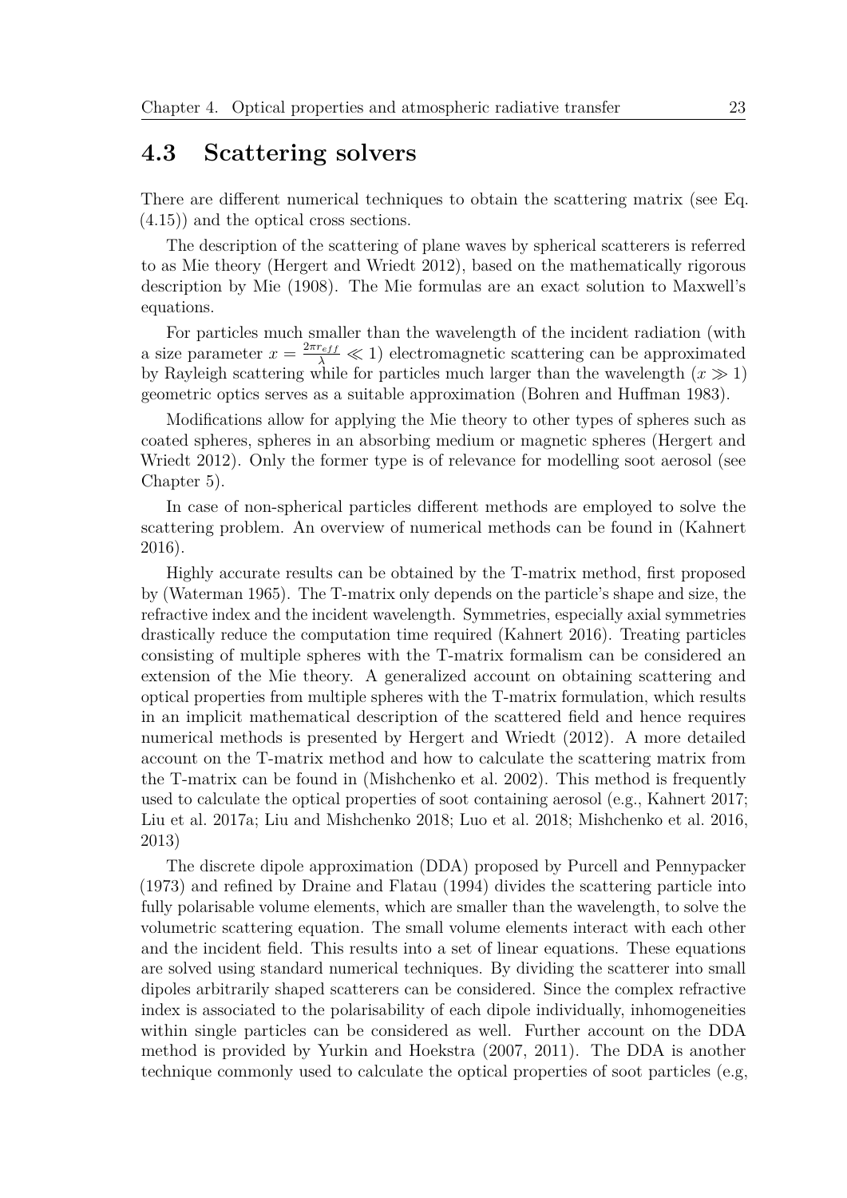## 4.3 Scattering solvers

There are different numerical techniques to obtain the scattering matrix (see Eq. (4.15)) and the optical cross sections.

The description of the scattering of plane waves by spherical scatterers is referred to as Mie theory (Hergert and Wriedt 2012), based on the mathematically rigorous description by Mie (1908). The Mie formulas are an exact solution to Maxwell's equations.

For particles much smaller than the wavelength of the incident radiation (with a size parameter $x = \frac{2\pi r_{eff}}{\lambda} \ll 1$) electromagnetic scattering can be approximated by Rayleigh scattering while for particles much larger than the wavelength ($x \gg 1$) geometric optics serves as a suitable approximation (Bohren and Huffman 1983).

Modifications allow for applying the Mie theory to other types of spheres such as coated spheres, spheres in an absorbing medium or magnetic spheres (Hergert and Wriedt 2012). Only the former type is of relevance for modelling soot aerosol (see Chapter 5).

In case of non-spherical particles different methods are employed to solve the scattering problem. An overview of numerical methods can be found in (Kahnert 2016).

Highly accurate results can be obtained by the T-matrix method, first proposed by (Waterman 1965). The T-matrix only depends on the particle's shape and size, the refractive index and the incident wavelength. Symmetries, especially axial symmetries drastically reduce the computation time required (Kahnert 2016). Treating particles consisting of multiple spheres with the T-matrix formalism can be considered an extension of the Mie theory. A generalized account on obtaining scattering and optical properties from multiple spheres with the T-matrix formulation, which results in an implicit mathematical description of the scattered field and hence requires numerical methods is presented by Hergert and Wriedt (2012). A more detailed account on the T-matrix method and how to calculate the scattering matrix from the T-matrix can be found in (Mishchenko et al. 2002). This method is frequently used to calculate the optical properties of soot containing aerosol (e.g., Kahnert 2017; Liu et al. 2017a; Liu and Mishchenko 2018; Luo et al. 2018; Mishchenko et al. 2016, 2013)

The discrete dipole approximation (DDA) proposed by Purcell and Pennypacker (1973) and refined by Draine and Flatau (1994) divides the scattering particle into fully polarisable volume elements, which are smaller than the wavelength, to solve the volumetric scattering equation. The small volume elements interact with each other and the incident field. This results into a set of linear equations. These equations are solved using standard numerical techniques. By dividing the scatterer into small dipoles arbitrarily shaped scatterers can be considered. Since the complex refractive index is associated to the polarisability of each dipole individually, inhomogeneities within single particles can be considered as well. Further account on the DDA method is provided by Yurkin and Hoekstra (2007, 2011). The DDA is another technique commonly used to calculate the optical properties of soot particles (e.g,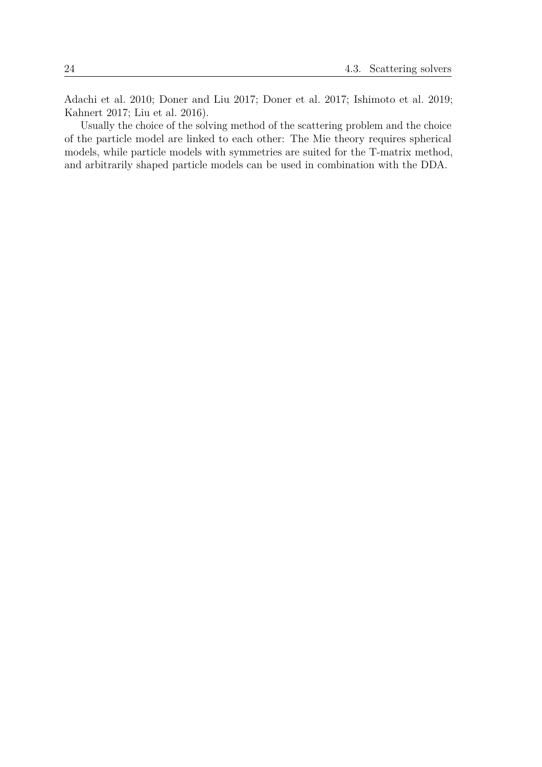Adachi et al. 2010; Doner and Liu 2017; Doner et al. 2017; Ishimoto et al. 2019; Kahnert 2017; Liu et al. 2016).

Usually the choice of the solving method of the scattering problem and the choice of the particle model are linked to each other: The Mie theory requires spherical models, while particle models with symmetries are suited for the T-matrix method, and arbitrarily shaped particle models can be used in combination with the DDA.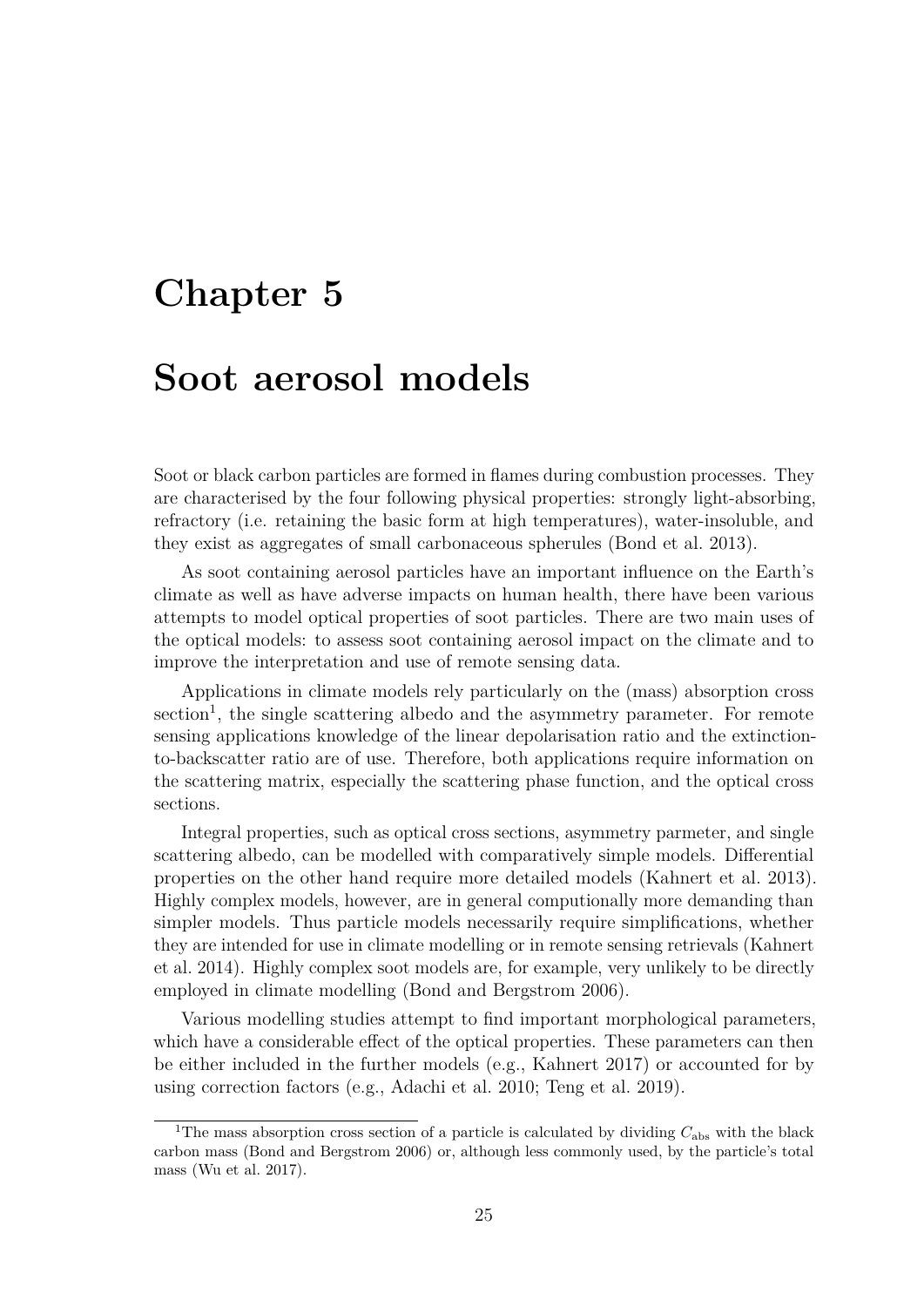# Chapter 5

# Soot aerosol models

Soot or black carbon particles are formed in flames during combustion processes. They are characterised by the four following physical properties: strongly light-absorbing, refractory (i.e. retaining the basic form at high temperatures), water-insoluble, and they exist as aggregates of small carbonaceous spherules (Bond et al. 2013).

As soot containing aerosol particles have an important influence on the Earth's climate as well as have adverse impacts on human health, there have been various attempts to model optical properties of soot particles. There are two main uses of the optical models: to assess soot containing aerosol impact on the climate and to improve the interpretation and use of remote sensing data.

Applications in climate models rely particularly on the (mass) absorption cross section[1], the single scattering albedo and the asymmetry parameter. For remote sensing applications knowledge of the linear depolarisation ratio and the extinction-to-backscatter ratio are of use. Therefore, both applications require information on the scattering matrix, especially the scattering phase function, and the optical cross sections.

Integral properties, such as optical cross sections, asymmetry parmeter, and single scattering albedo, can be modelled with comparatively simple models. Differential properties on the other hand require more detailed models (Kahnert et al. 2013). Highly complex models, however, are in general computionally more demanding than simpler models. Thus particle models necessarily require simplifications, whether they are intended for use in climate modelling or in remote sensing retrievals (Kahnert et al. 2014). Highly complex soot models are, for example, very unlikely to be directly employed in climate modelling (Bond and Bergstrom 2006).

Various modelling studies attempt to find important morphological parameters, which have a considerable effect of the optical properties. These parameters can then be either included in the further models (e.g., Kahnert 2017) or accounted for by using correction factors (e.g., Adachi et al. 2010; Teng et al. 2019).

[1] The mass absorption cross section of a particle is calculated by dividing $C_{\mathrm{abs}}$ with the black carbon mass (Bond and Bergstrom 2006) or, although less commonly used, by the particle's total mass (Wu et al. 2017).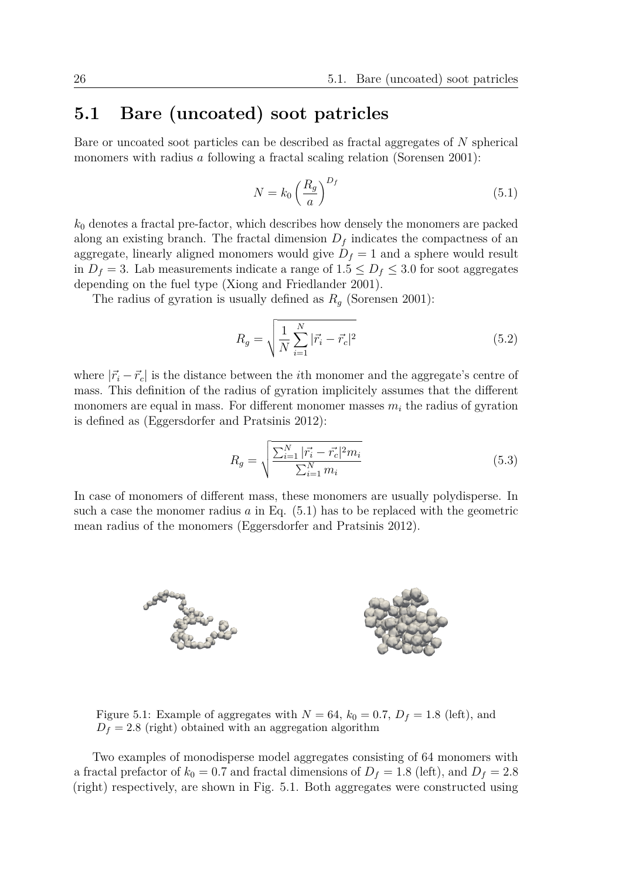## 5.1 Bare (uncoated) soot patricles

Bare or uncoated soot particles can be described as fractal aggregates of $N$ spherical monomers with radius $a$ following a fractal scaling relation (Sorensen 2001):

$$N = k_0 \left( \frac{R_g}{a} \right)^{D_f} \tag{5.1}$$

$k_0$ denotes a fractal pre-factor, which describes how densely the monomers are packed along an existing branch. The fractal dimension $D_f$ indicates the compactness of an aggregate, linearly aligned monomers would give $D_f = 1$ and a sphere would result in $D_f = 3$. Lab measurements indicate a range of $1.5 \leq D_f \leq 3.0$ for soot aggregates depending on the fuel type (Xiong and Friedlander 2001).

The radius of gyration is usually defined as $R_g$ (Sorensen 2001):

$$R_g = \sqrt{\frac{1}{N} \sum_{i=1}^{N} |\vec{r_i} - \vec{r_c}|^2} \tag{5.2}$$

where $|\vec{r_i} - \vec{r_c}|$ is the distance between the $i$th monomer and the aggregate's centre of mass. This definition of the radius of gyration implicitely assumes that the different monomers are equal in mass. For different monomer masses $m_i$ the radius of gyration is defined as (Eggersdorfer and Pratsinis 2012):

$$R_g = \sqrt{\frac{\sum_{i=1}^{N} |\vec{r_i} - \vec{r_c}|^2 m_i}{\sum_{i=1}^{N} m_i}} \tag{5.3}$$

In case of monomers of different mass, these monomers are usually polydisperse. In such a case the monomer radius $a$ in Eq. (5.1) has to be replaced with the geometric mean radius of the monomers (Eggersdorfer and Pratsinis 2012).

Figure 5.1: Example of aggregates with $N = 64$, $k_0 = 0.7$, $D_f = 1.8$ (left), and $D_f = 2.8$ (right) obtained with an aggregation algorithm

Two examples of monodisperse model aggregates consisting of 64 monomers with a fractal prefactor of $k_0 = 0.7$ and fractal dimensions of $D_f = 1.8$ (left), and $D_f = 2.8$ (right) respectively, are shown in Fig. 5.1. Both aggregates were constructed using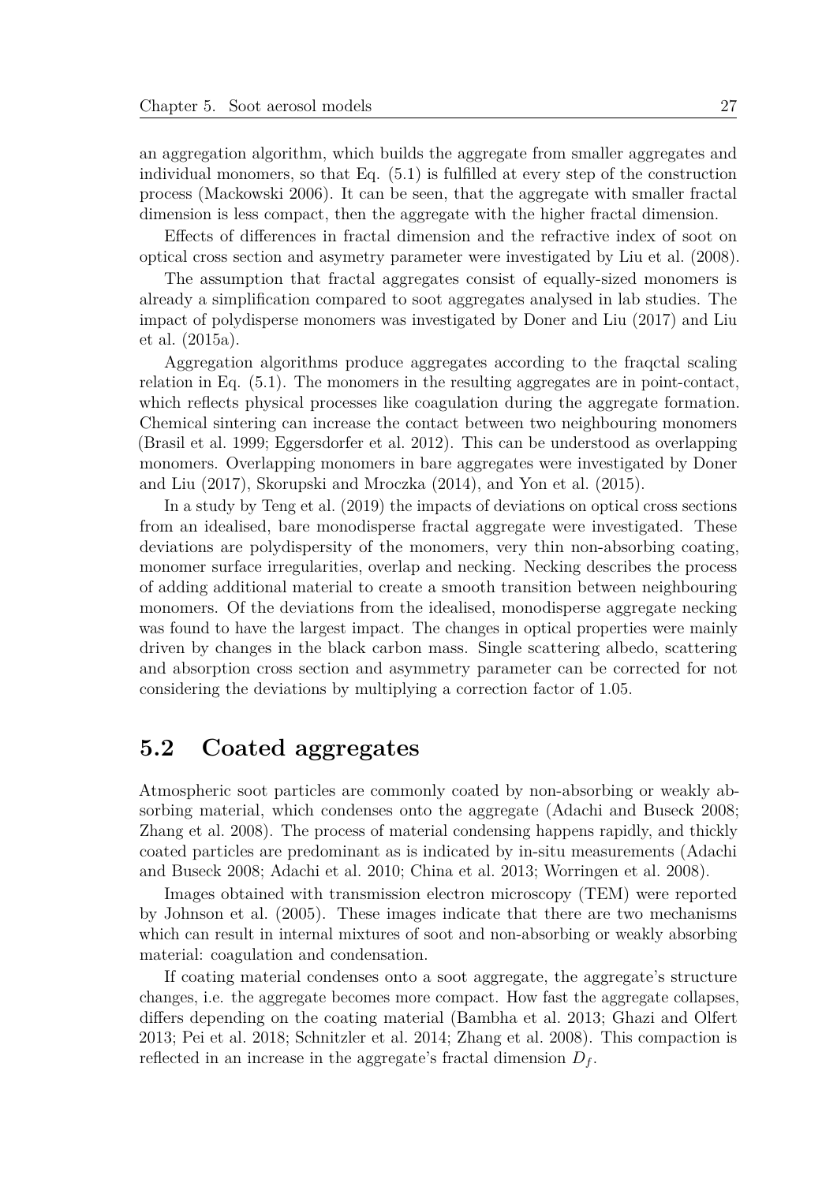an aggregation algorithm, which builds the aggregate from smaller aggregates and individual monomers, so that Eq. (5.1) is fulfilled at every step of the construction process (Mackowski 2006). It can be seen, that the aggregate with smaller fractal dimension is less compact, then the aggregate with the higher fractal dimension.

Effects of differences in fractal dimension and the refractive index of soot on optical cross section and asymetry parameter were investigated by Liu et al. (2008).

The assumption that fractal aggregates consist of equally-sized monomers is already a simplification compared to soot aggregates analysed in lab studies. The impact of polydisperse monomers was investigated by Doner and Liu (2017) and Liu et al. (2015a).

Aggregation algorithms produce aggregates according to the fraqctal scaling relation in Eq. (5.1). The monomers in the resulting aggregates are in point-contact, which reflects physical processes like coagulation during the aggregate formation. Chemical sintering can increase the contact between two neighbouring monomers (Brasil et al. 1999; Eggersdorfer et al. 2012). This can be understood as overlapping monomers. Overlapping monomers in bare aggregates were investigated by Doner and Liu (2017), Skorupski and Mroczka (2014), and Yon et al. (2015).

In a study by Teng et al. (2019) the impacts of deviations on optical cross sections from an idealised, bare monodisperse fractal aggregate were investigated. These deviations are polydispersity of the monomers, very thin non-absorbing coating, monomer surface irregularities, overlap and necking. Necking describes the process of adding additional material to create a smooth transition between neighbouring monomers. Of the deviations from the idealised, monodisperse aggregate necking was found to have the largest impact. The changes in optical properties were mainly driven by changes in the black carbon mass. Single scattering albedo, scattering and absorption cross section and asymmetry parameter can be corrected for not considering the deviations by multiplying a correction factor of 1.05.

## 5.2 Coated aggregates

Atmospheric soot particles are commonly coated by non-absorbing or weakly absorbing material, which condenses onto the aggregate (Adachi and Buseck 2008; Zhang et al. 2008). The process of material condensing happens rapidly, and thickly coated particles are predominant as is indicated by in-situ measurements (Adachi and Buseck 2008; Adachi et al. 2010; China et al. 2013; Worringen et al. 2008).

Images obtained with transmission electron microscopy (TEM) were reported by Johnson et al. (2005). These images indicate that there are two mechanisms which can result in internal mixtures of soot and non-absorbing or weakly absorbing material: coagulation and condensation.

If coating material condenses onto a soot aggregate, the aggregate's structure changes, i.e. the aggregate becomes more compact. How fast the aggregate collapses, differs depending on the coating material (Bambha et al. 2013; Ghazi and Olfert 2013; Pei et al. 2018; Schnitzler et al. 2014; Zhang et al. 2008). This compaction is reflected in an increase in the aggregate's fractal dimension $D_f$.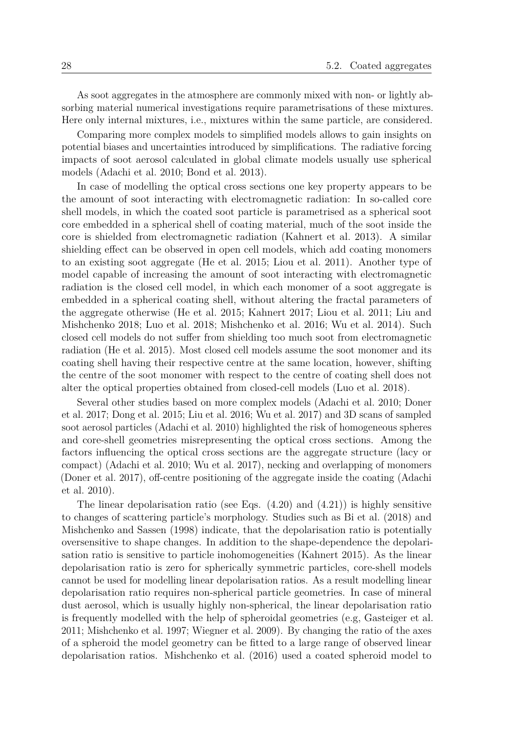As soot aggregates in the atmosphere are commonly mixed with non- or lightly absorbing material numerical investigations require parametrisations of these mixtures. Here only internal mixtures, i.e., mixtures within the same particle, are considered.

Comparing more complex models to simplified models allows to gain insights on potential biases and uncertainties introduced by simplifications. The radiative forcing impacts of soot aerosol calculated in global climate models usually use spherical models (Adachi et al. 2010; Bond et al. 2013).

In case of modelling the optical cross sections one key property appears to be the amount of soot interacting with electromagnetic radiation: In so-called core shell models, in which the coated soot particle is parametrised as a spherical soot core embedded in a spherical shell of coating material, much of the soot inside the core is shielded from electromagnetic radiation (Kahnert et al. 2013). A similar shielding effect can be observed in open cell models, which add coating monomers to an existing soot aggregate (He et al. 2015; Liou et al. 2011). Another type of model capable of increasing the amount of soot interacting with electromagnetic radiation is the closed cell model, in which each monomer of a soot aggregate is embedded in a spherical coating shell, without altering the fractal parameters of the aggregate otherwise (He et al. 2015; Kahnert 2017; Liou et al. 2011; Liu and Mishchenko 2018; Luo et al. 2018; Mishchenko et al. 2016; Wu et al. 2014). Such closed cell models do not suffer from shielding too much soot from electromagnetic radiation (He et al. 2015). Most closed cell models assume the soot monomer and its coating shell having their respective centre at the same location, however, shifting the centre of the soot monomer with respect to the centre of coating shell does not alter the optical properties obtained from closed-cell models (Luo et al. 2018).

Several other studies based on more complex models (Adachi et al. 2010; Doner et al. 2017; Dong et al. 2015; Liu et al. 2016; Wu et al. 2017) and 3D scans of sampled soot aerosol particles (Adachi et al. 2010) highlighted the risk of homogeneous spheres and core-shell geometries misrepresenting the optical cross sections. Among the factors influencing the optical cross sections are the aggregate structure (lacy or compact) (Adachi et al. 2010; Wu et al. 2017), necking and overlapping of monomers (Doner et al. 2017), off-centre positioning of the aggregate inside the coating (Adachi et al. 2010).

The linear depolarisation ratio (see Eqs. (4.20) and (4.21)) is highly sensitive to changes of scattering particle's morphology. Studies such as Bi et al. (2018) and Mishchenko and Sassen (1998) indicate, that the depolarisation ratio is potentially oversensitive to shape changes. In addition to the shape-dependence the depolarisation ratio is sensitive to particle inohomogeneities (Kahnert 2015). As the linear depolarisation ratio is zero for spherically symmetric particles, core-shell models cannot be used for modelling linear depolarisation ratios. As a result modelling linear depolarisation ratio requires non-spherical particle geometries. In case of mineral dust aerosol, which is usually highly non-spherical, the linear depolarisation ratio is frequently modelled with the help of spheroidal geometries (e.g, Gasteiger et al. 2011; Mishchenko et al. 1997; Wiegner et al. 2009). By changing the ratio of the axes of a spheroid the model geometry can be fitted to a large range of observed linear depolarisation ratios. Mishchenko et al. (2016) used a coated spheroid model to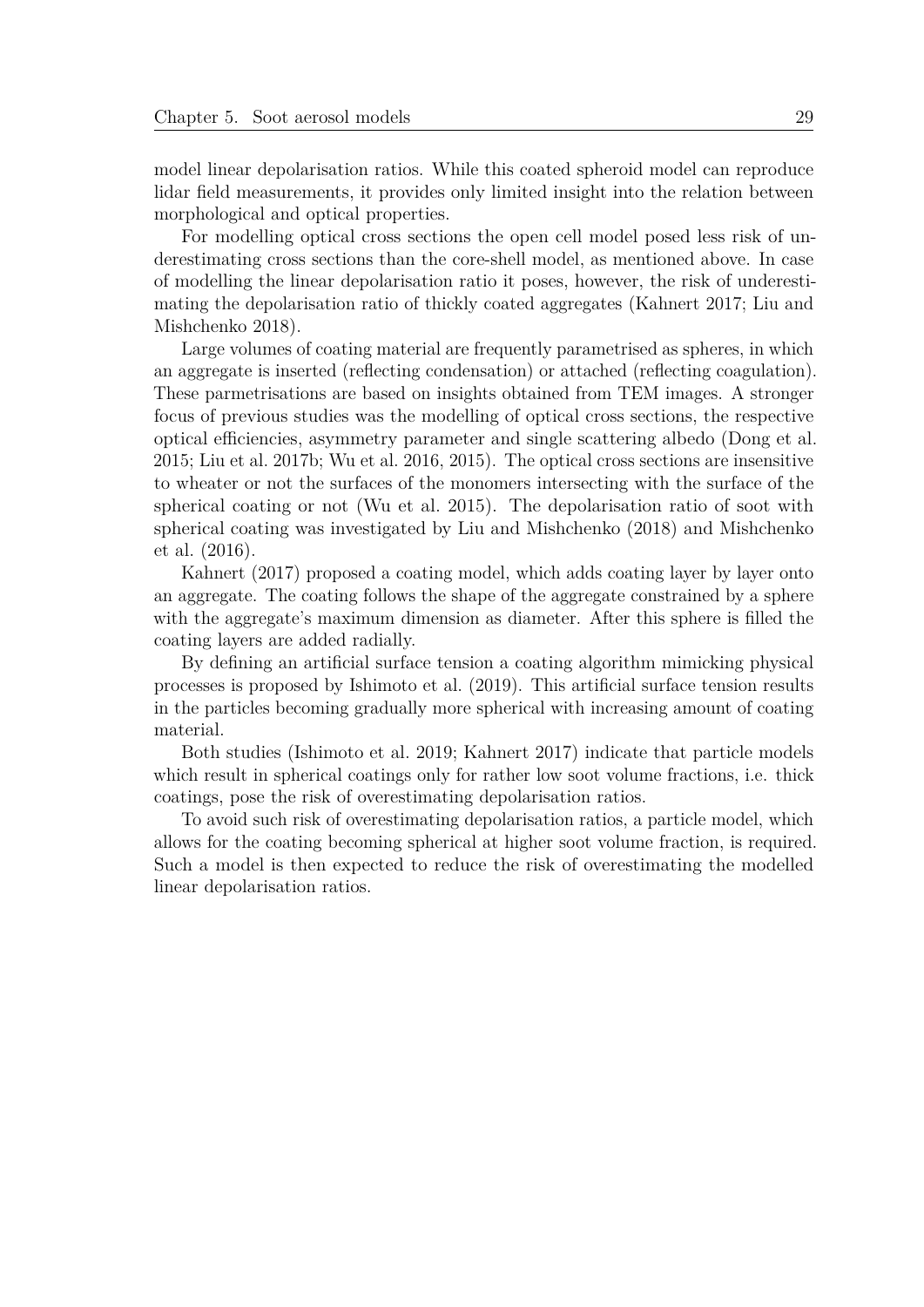model linear depolarisation ratios. While this coated spheroid model can reproduce lidar field measurements, it provides only limited insight into the relation between morphological and optical properties.

For modelling optical cross sections the open cell model posed less risk of underestimating cross sections than the core-shell model, as mentioned above. In case of modelling the linear depolarisation ratio it poses, however, the risk of underestimating the depolarisation ratio of thickly coated aggregates (Kahnert 2017; Liu and Mishchenko 2018).

Large volumes of coating material are frequently parametrised as spheres, in which an aggregate is inserted (reflecting condensation) or attached (reflecting coagulation). These parmetrisations are based on insights obtained from TEM images. A stronger focus of previous studies was the modelling of optical cross sections, the respective optical efficiencies, asymmetry parameter and single scattering albedo (Dong et al. 2015; Liu et al. 2017b; Wu et al. 2016, 2015). The optical cross sections are insensitive to wheater or not the surfaces of the monomers intersecting with the surface of the spherical coating or not (Wu et al. 2015). The depolarisation ratio of soot with spherical coating was investigated by Liu and Mishchenko (2018) and Mishchenko et al. (2016).

Kahnert (2017) proposed a coating model, which adds coating layer by layer onto an aggregate. The coating follows the shape of the aggregate constrained by a sphere with the aggregate's maximum dimension as diameter. After this sphere is filled the coating layers are added radially.

By defining an artificial surface tension a coating algorithm mimicking physical processes is proposed by Ishimoto et al. (2019). This artificial surface tension results in the particles becoming gradually more spherical with increasing amount of coating material.

Both studies (Ishimoto et al. 2019; Kahnert 2017) indicate that particle models which result in spherical coatings only for rather low soot volume fractions, i.e. thick coatings, pose the risk of overestimating depolarisation ratios.

To avoid such risk of overestimating depolarisation ratios, a particle model, which allows for the coating becoming spherical at higher soot volume fraction, is required. Such a model is then expected to reduce the risk of overestimating the modelled linear depolarisation ratios.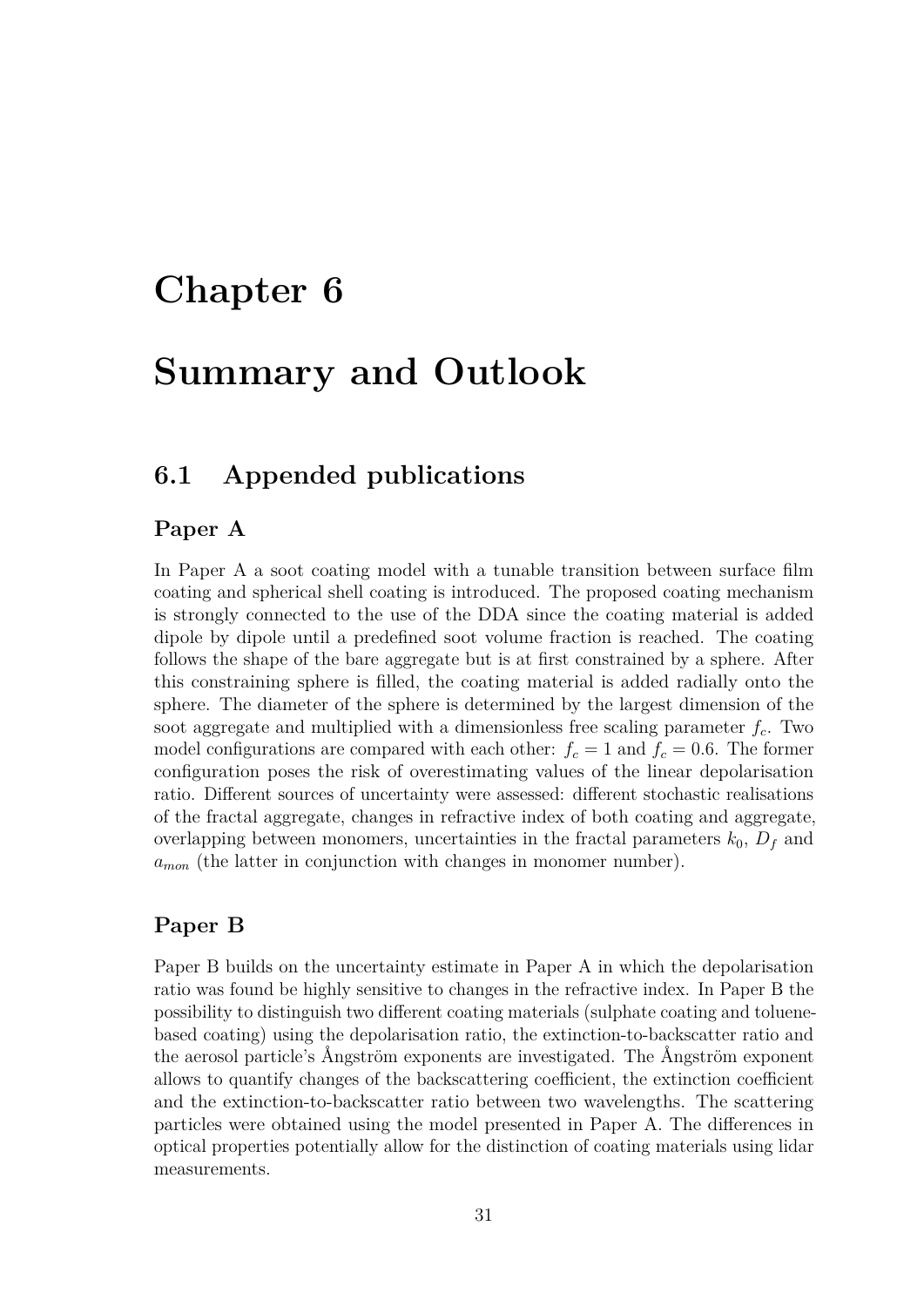# Chapter 6

# Summary and Outlook

## 6.1 Appended publications

### Paper A

In Paper A a soot coating model with a tunable transition between surface film coating and spherical shell coating is introduced. The proposed coating mechanism is strongly connected to the use of the DDA since the coating material is added dipole by dipole until a predefined soot volume fraction is reached. The coating follows the shape of the bare aggregate but is at first constrained by a sphere. After this constraining sphere is filled, the coating material is added radially onto the sphere. The diameter of the sphere is determined by the largest dimension of the soot aggregate and multiplied with a dimensionless free scaling parameter $f_c$. Two model configurations are compared with each other: $f_c = 1$ and $f_c = 0.6$. The former configuration poses the risk of overestimating values of the linear depolarisation ratio. Different sources of uncertainty were assessed: different stochastic realisations of the fractal aggregate, changes in refractive index of both coating and aggregate, overlapping between monomers, uncertainties in the fractal parameters $k_0$, $D_f$ and $a_{mon}$ (the latter in conjunction with changes in monomer number).

### Paper B

Paper B builds on the uncertainty estimate in Paper A in which the depolarisation ratio was found be highly sensitive to changes in the refractive index. In Paper B the possibility to distinguish two different coating materials (sulphate coating and toluene-based coating) using the depolarisation ratio, the extinction-to-backscatter ratio and the aerosol particle's Ångström exponents are investigated. The Ångström exponent allows to quantify changes of the backscattering coefficient, the extinction coefficient and the extinction-to-backscatter ratio between two wavelengths. The scattering particles were obtained using the model presented in Paper A. The differences in optical properties potentially allow for the distinction of coating materials using lidar measurements.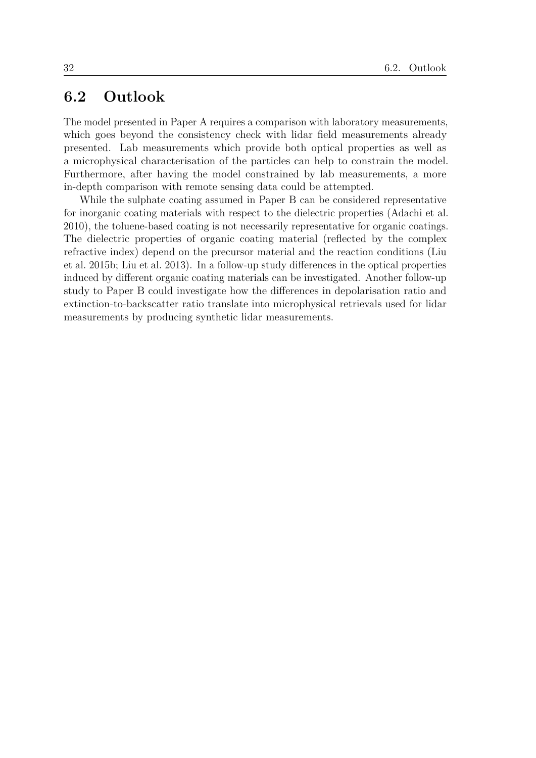## 6.2 Outlook

The model presented in Paper A requires a comparison with laboratory measurements, which goes beyond the consistency check with lidar field measurements already presented. Lab measurements which provide both optical properties as well as a microphysical characterisation of the particles can help to constrain the model. Furthermore, after having the model constrained by lab measurements, a more in-depth comparison with remote sensing data could be attempted.

While the sulphate coating assumed in Paper B can be considered representative for inorganic coating materials with respect to the dielectric properties (Adachi et al. 2010), the toluene-based coating is not necessarily representative for organic coatings. The dielectric properties of organic coating material (reflected by the complex refractive index) depend on the precursor material and the reaction conditions (Liu et al. 2015b; Liu et al. 2013). In a follow-up study differences in the optical properties induced by different organic coating materials can be investigated. Another follow-up study to Paper B could investigate how the differences in depolarisation ratio and extinction-to-backscatter ratio translate into microphysical retrievals used for lidar measurements by producing synthetic lidar measurements.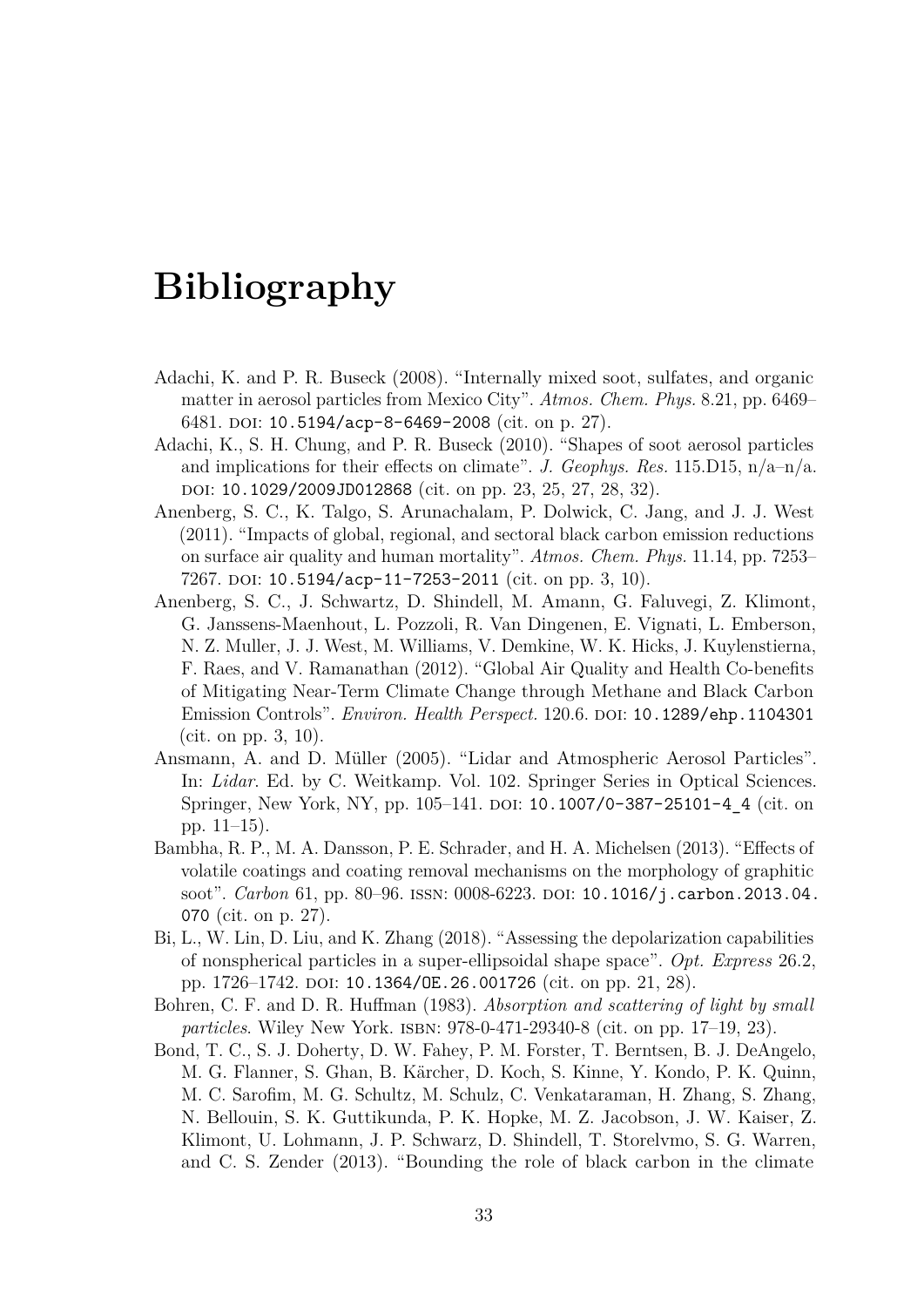# Bibliography

Adachi, K. and P. R. Buseck (2008). "Internally mixed soot, sulfates, and organic matter in aerosol particles from Mexico City". *Atmos. Chem. Phys.* 8.21, pp. 6469–6481. DOI: 10.5194/acp-8-6469-2008 (cit. on p. 27).

Adachi, K., S. H. Chung, and P. R. Buseck (2010). "Shapes of soot aerosol particles and implications for their effects on climate". *J. Geophys. Res.* 115.D15, n/a–n/a. DOI: 10.1029/2009JD012868 (cit. on pp. 23, 25, 27, 28, 32).

Anenberg, S. C., K. Talgo, S. Arunachalam, P. Dolwick, C. Jang, and J. J. West (2011). "Impacts of global, regional, and sectoral black carbon emission reductions on surface air quality and human mortality". *Atmos. Chem. Phys.* 11.14, pp. 7253–7267. DOI: 10.5194/acp-11-7253-2011 (cit. on pp. 3, 10).

Anenberg, S. C., J. Schwartz, D. Shindell, M. Amann, G. Faluvegi, Z. Klimont, G. Janssens-Maenhout, L. Pozzoli, R. Van Dingenen, E. Vignati, L. Emberson, N. Z. Muller, J. J. West, M. Williams, V. Demkine, W. K. Hicks, J. Kuylenstierna, F. Raes, and V. Ramanathan (2012). "Global Air Quality and Health Co-benefits of Mitigating Near-Term Climate Change through Methane and Black Carbon Emission Controls". *Environ. Health Perspect.* 120.6. DOI: 10.1289/ehp.1104301 (cit. on pp. 3, 10).

Ansmann, A. and D. Müller (2005). "Lidar and Atmospheric Aerosol Particles". In: *Lidar*. Ed. by C. Weitkamp. Vol. 102. Springer Series in Optical Sciences. Springer, New York, NY, pp. 105–141. DOI: 10.1007/0-387-25101-4_4 (cit. on pp. 11–15).

Bambha, R. P., M. A. Dansson, P. E. Schrader, and H. A. Michelsen (2013). "Effects of volatile coatings and coating removal mechanisms on the morphology of graphitic soot". *Carbon* 61, pp. 80–96. ISSN: 0008-6223. DOI: 10.1016/j.carbon.2013.04.070 (cit. on p. 27).

Bi, L., W. Lin, D. Liu, and K. Zhang (2018). "Assessing the depolarization capabilities of nonspherical particles in a super-ellipsoidal shape space". *Opt. Express* 26.2, pp. 1726–1742. DOI: 10.1364/OE.26.001726 (cit. on pp. 21, 28).

Bohren, C. F. and D. R. Huffman (1983). *Absorption and scattering of light by small particles*. Wiley New York. ISBN: 978-0-471-29340-8 (cit. on pp. 17–19, 23).

Bond, T. C., S. J. Doherty, D. W. Fahey, P. M. Forster, T. Berntsen, B. J. DeAngelo, M. G. Flanner, S. Ghan, B. Kärcher, D. Koch, S. Kinne, Y. Kondo, P. K. Quinn, M. C. Sarofim, M. G. Schultz, M. Schulz, C. Venkataraman, H. Zhang, S. Zhang, N. Bellouin, S. K. Guttikunda, P. K. Hopke, M. Z. Jacobson, J. W. Kaiser, Z. Klimont, U. Lohmann, J. P. Schwarz, D. Shindell, T. Storelvmo, S. G. Warren, and C. S. Zender (2013). "Bounding the role of black carbon in the climate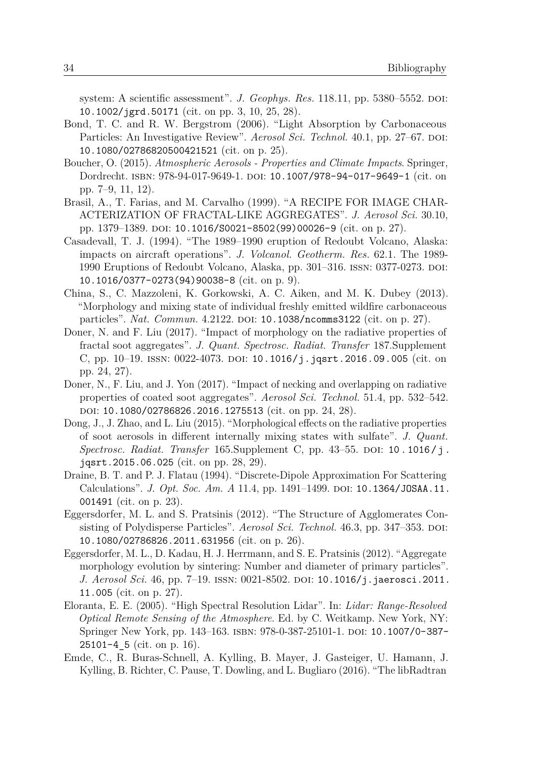system: A scientific assessment". *J. Geophys. Res.* 118.11, pp. 5380–5552. DOI: 10.1002/jgrd.50171 (cit. on pp. 3, 10, 25, 28).

Bond, T. C. and R. W. Bergstrom (2006). "Light Absorption by Carbonaceous Particles: An Investigative Review". *Aerosol Sci. Technol.* 40.1, pp. 27–67. DOI: 10.1080/02786820500421521 (cit. on p. 25).

Boucher, O. (2015). *Atmospheric Aerosols - Properties and Climate Impacts*. Springer, Dordrecht. ISBN: 978-94-017-9649-1. DOI: 10.1007/978-94-017-9649-1 (cit. on pp. 7–9, 11, 12).

Brasil, A., T. Farias, and M. Carvalho (1999). "A RECIPE FOR IMAGE CHARACTERIZATION OF FRACTAL-LIKE AGGREGATES". *J. Aerosol Sci.* 30.10, pp. 1379–1389. DOI: 10.1016/S0021-8502(99)00026-9 (cit. on p. 27).

Casadevall, T. J. (1994). "The 1989–1990 eruption of Redoubt Volcano, Alaska: impacts on aircraft operations". *J. Volcanol. Geotherm. Res.* 62.1. The 1989-1990 Eruptions of Redoubt Volcano, Alaska, pp. 301–316. ISSN: 0377-0273. DOI: 10.1016/0377-0273(94)90038-8 (cit. on p. 9).

China, S., C. Mazzoleni, K. Gorkowski, A. C. Aiken, and M. K. Dubey (2013). "Morphology and mixing state of individual freshly emitted wildfire carbonaceous particles". *Nat. Commun.* 4.2122. DOI: 10.1038/ncomms3122 (cit. on p. 27).

Doner, N. and F. Liu (2017). "Impact of morphology on the radiative properties of fractal soot aggregates". *J. Quant. Spectrosc. Radiat. Transfer* 187.Supplement C, pp. 10–19. ISSN: 0022-4073. DOI: 10.1016/j.jqsrt.2016.09.005 (cit. on pp. 24, 27).

Doner, N., F. Liu, and J. Yon (2017). "Impact of necking and overlapping on radiative properties of coated soot aggregates". *Aerosol Sci. Technol.* 51.4, pp. 532–542. DOI: 10.1080/02786826.2016.1275513 (cit. on pp. 24, 28).

Dong, J., J. Zhao, and L. Liu (2015). "Morphological effects on the radiative properties of soot aerosols in different internally mixing states with sulfate". *J. Quant. Spectrosc. Radiat. Transfer* 165.Supplement C, pp. 43–55. DOI: 10.1016/j.jqsrt.2015.06.025 (cit. on pp. 28, 29).

Draine, B. T. and P. J. Flatau (1994). "Discrete-Dipole Approximation For Scattering Calculations". *J. Opt. Soc. Am. A* 11.4, pp. 1491–1499. DOI: 10.1364/JOSAA.11.001491 (cit. on p. 23).

Eggersdorfer, M. L. and S. Pratsinis (2012). "The Structure of Agglomerates Consisting of Polydisperse Particles". *Aerosol Sci. Technol.* 46.3, pp. 347–353. DOI: 10.1080/02786826.2011.631956 (cit. on p. 26).

Eggersdorfer, M. L., D. Kadau, H. J. Herrmann, and S. E. Pratsinis (2012). "Aggregate morphology evolution by sintering: Number and diameter of primary particles". *J. Aerosol Sci.* 46, pp. 7–19. ISSN: 0021-8502. DOI: 10.1016/j.jaerosci.2011.11.005 (cit. on p. 27).

Eloranta, E. E. (2005). "High Spectral Resolution Lidar". In: *Lidar: Range-Resolved Optical Remote Sensing of the Atmosphere*. Ed. by C. Weitkamp. New York, NY: Springer New York, pp. 143–163. ISBN: 978-0-387-25101-1. DOI: 10.1007/0-387-25101-4_5 (cit. on p. 16).

Emde, C., R. Buras-Schnell, A. Kylling, B. Mayer, J. Gasteiger, U. Hamann, J. Kylling, B. Richter, C. Pause, T. Dowling, and L. Bugliaro (2016). "The libRadtran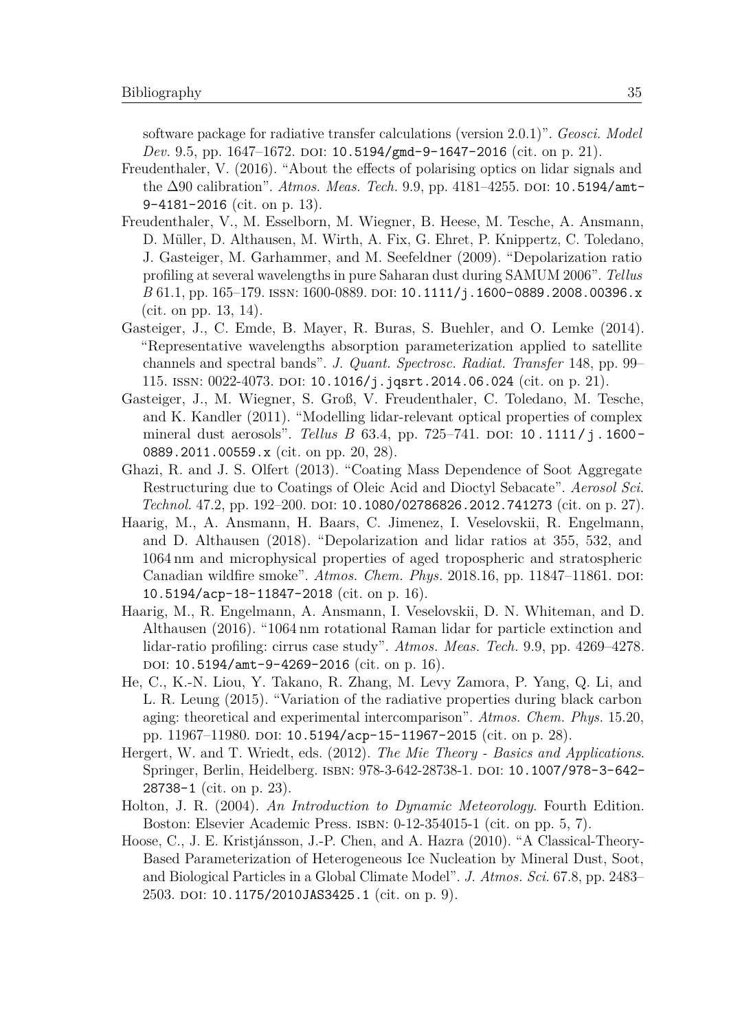software package for radiative transfer calculations (version 2.0.1)". *Geosci. Model Dev.* 9.5, pp. 1647–1672. DOI: 10.5194/gmd-9-1647-2016 (cit. on p. 21).

Freudenthaler, V. (2016). "About the effects of polarising optics on lidar signals and the $\Delta 90$ calibration". *Atmos. Meas. Tech.* 9.9, pp. 4181–4255. DOI: 10.5194/amt-9-4181-2016 (cit. on p. 13).

Freudenthaler, V., M. Esselborn, M. Wiegner, B. Heese, M. Tesche, A. Ansmann, D. Müller, D. Althausen, M. Wirth, A. Fix, G. Ehret, P. Knippertz, C. Toledano, J. Gasteiger, M. Garhammer, and M. Seefeldner (2009). "Depolarization ratio profiling at several wavelengths in pure Saharan dust during SAMUM 2006". *Tellus B* 61.1, pp. 165–179. ISSN: 1600-0889. DOI: 10.1111/j.1600-0889.2008.00396.x (cit. on pp. 13, 14).

Gasteiger, J., C. Emde, B. Mayer, R. Buras, S. Buehler, and O. Lemke (2014). "Representative wavelengths absorption parameterization applied to satellite channels and spectral bands". *J. Quant. Spectrosc. Radiat. Transfer* 148, pp. 99–115. ISSN: 0022-4073. DOI: 10.1016/j.jqsrt.2014.06.024 (cit. on p. 21).

Gasteiger, J., M. Wiegner, S. Groß, V. Freudenthaler, C. Toledano, M. Tesche, and K. Kandler (2011). "Modelling lidar-relevant optical properties of complex mineral dust aerosols". *Tellus B* 63.4, pp. 725–741. DOI: 10.1111/j.1600-0889.2011.00559.x (cit. on pp. 20, 28).

Ghazi, R. and J. S. Olfert (2013). "Coating Mass Dependence of Soot Aggregate Restructuring due to Coatings of Oleic Acid and Dioctyl Sebacate". *Aerosol Sci. Technol.* 47.2, pp. 192–200. DOI: 10.1080/02786826.2012.741273 (cit. on p. 27).

Haarig, M., A. Ansmann, H. Baars, C. Jimenez, I. Veselovskii, R. Engelmann, and D. Althausen (2018). "Depolarization and lidar ratios at 355, 532, and 1064 nm and microphysical properties of aged tropospheric and stratospheric Canadian wildfire smoke". *Atmos. Chem. Phys.* 2018.16, pp. 11847–11861. DOI: 10.5194/acp-18-11847-2018 (cit. on p. 16).

Haarig, M., R. Engelmann, A. Ansmann, I. Veselovskii, D. N. Whiteman, and D. Althausen (2016). "1064 nm rotational Raman lidar for particle extinction and lidar-ratio profiling: cirrus case study". *Atmos. Meas. Tech.* 9.9, pp. 4269–4278. DOI: 10.5194/amt-9-4269-2016 (cit. on p. 16).

He, C., K.-N. Liou, Y. Takano, R. Zhang, M. Levy Zamora, P. Yang, Q. Li, and L. R. Leung (2015). "Variation of the radiative properties during black carbon aging: theoretical and experimental intercomparison". *Atmos. Chem. Phys.* 15.20, pp. 11967–11980. DOI: 10.5194/acp-15-11967-2015 (cit. on p. 28).

Hergert, W. and T. Wriedt, eds. (2012). *The Mie Theory - Basics and Applications*. Springer, Berlin, Heidelberg. ISBN: 978-3-642-28738-1. DOI: 10.1007/978-3-642-28738-1 (cit. on p. 23).

Holton, J. R. (2004). *An Introduction to Dynamic Meteorology*. Fourth Edition. Boston: Elsevier Academic Press. ISBN: 0-12-354015-1 (cit. on pp. 5, 7).

Hoose, C., J. E. Kristjánsson, J.-P. Chen, and A. Hazra (2010). "A Classical-Theory-Based Parameterization of Heterogeneous Ice Nucleation by Mineral Dust, Soot, and Biological Particles in a Global Climate Model". *J. Atmos. Sci.* 67.8, pp. 2483–2503. DOI: 10.1175/2010JAS3425.1 (cit. on p. 9).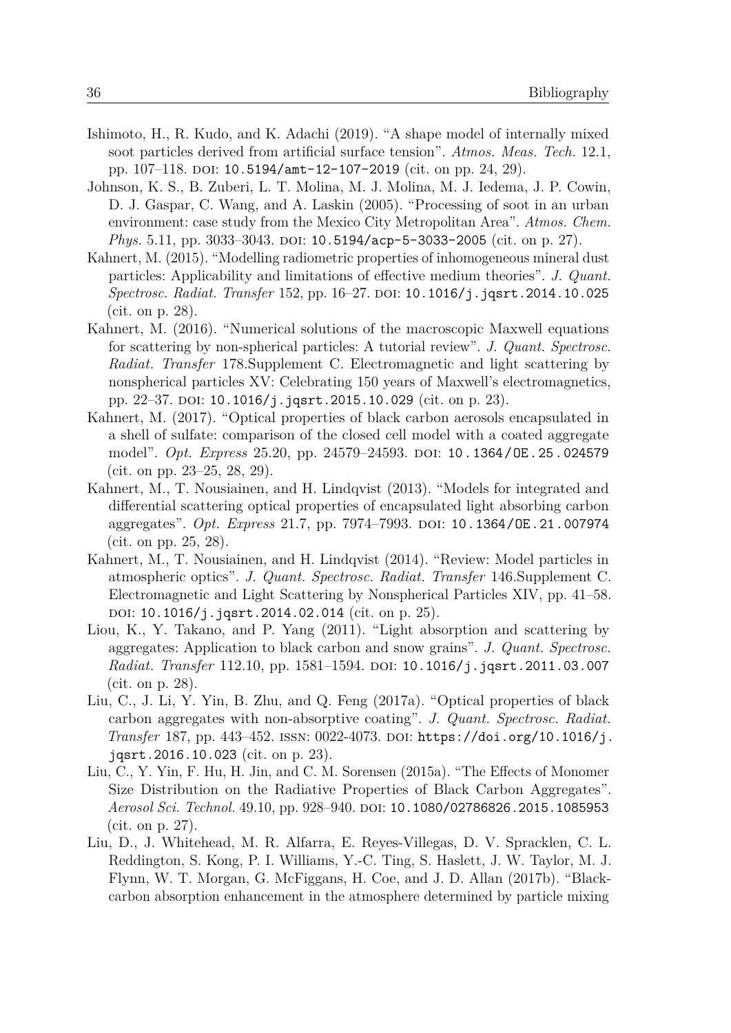Ishimoto, H., R. Kudo, and K. Adachi (2019). "A shape model of internally mixed soot particles derived from artificial surface tension". *Atmos. Meas. Tech.* 12.1, pp. 107–118. DOI: `10.5194/amt-12-107-2019` (cit. on pp. 24, 29).

Johnson, K. S., B. Zuberi, L. T. Molina, M. J. Molina, M. J. Iedema, J. P. Cowin, D. J. Gaspar, C. Wang, and A. Laskin (2005). "Processing of soot in an urban environment: case study from the Mexico City Metropolitan Area". *Atmos. Chem. Phys.* 5.11, pp. 3033–3043. DOI: `10.5194/acp-5-3033-2005` (cit. on p. 27).

Kahnert, M. (2015). "Modelling radiometric properties of inhomogeneous mineral dust particles: Applicability and limitations of effective medium theories". *J. Quant. Spectrosc. Radiat. Transfer* 152, pp. 16–27. DOI: `10.1016/j.jqsrt.2014.10.025` (cit. on p. 28).

Kahnert, M. (2016). "Numerical solutions of the macroscopic Maxwell equations for scattering by non-spherical particles: A tutorial review". *J. Quant. Spectrosc. Radiat. Transfer* 178.Supplement C. Electromagnetic and light scattering by nonspherical particles XV: Celebrating 150 years of Maxwell's electromagnetics, pp. 22–37. DOI: `10.1016/j.jqsrt.2015.10.029` (cit. on p. 23).

Kahnert, M. (2017). "Optical properties of black carbon aerosols encapsulated in a shell of sulfate: comparison of the closed cell model with a coated aggregate model". *Opt. Express* 25.20, pp. 24579–24593. DOI: `10.1364/OE.25.024579` (cit. on pp. 23–25, 28, 29).

Kahnert, M., T. Nousiainen, and H. Lindqvist (2013). "Models for integrated and differential scattering optical properties of encapsulated light absorbing carbon aggregates". *Opt. Express* 21.7, pp. 7974–7993. DOI: `10.1364/OE.21.007974` (cit. on pp. 25, 28).

Kahnert, M., T. Nousiainen, and H. Lindqvist (2014). "Review: Model particles in atmospheric optics". *J. Quant. Spectrosc. Radiat. Transfer* 146.Supplement C. Electromagnetic and Light Scattering by Nonspherical Particles XIV, pp. 41–58. DOI: `10.1016/j.jqsrt.2014.02.014` (cit. on p. 25).

Liou, K., Y. Takano, and P. Yang (2011). "Light absorption and scattering by aggregates: Application to black carbon and snow grains". *J. Quant. Spectrosc. Radiat. Transfer* 112.10, pp. 1581–1594. DOI: `10.1016/j.jqsrt.2011.03.007` (cit. on p. 28).

Liu, C., J. Li, Y. Yin, B. Zhu, and Q. Feng (2017a). "Optical properties of black carbon aggregates with non-absorptive coating". *J. Quant. Spectrosc. Radiat. Transfer* 187, pp. 443–452. ISSN: 0022-4073. DOI: `https://doi.org/10.1016/j.jqsrt.2016.10.023` (cit. on p. 23).

Liu, C., Y. Yin, F. Hu, H. Jin, and C. M. Sorensen (2015a). "The Effects of Monomer Size Distribution on the Radiative Properties of Black Carbon Aggregates". *Aerosol Sci. Technol.* 49.10, pp. 928–940. DOI: `10.1080/02786826.2015.1085953` (cit. on p. 27).

Liu, D., J. Whitehead, M. R. Alfarra, E. Reyes-Villegas, D. V. Spracklen, C. L. Reddington, S. Kong, P. I. Williams, Y.-C. Ting, S. Haslett, J. W. Taylor, M. J. Flynn, W. T. Morgan, G. McFiggans, H. Coe, and J. D. Allan (2017b). "Black-carbon absorption enhancement in the atmosphere determined by particle mixing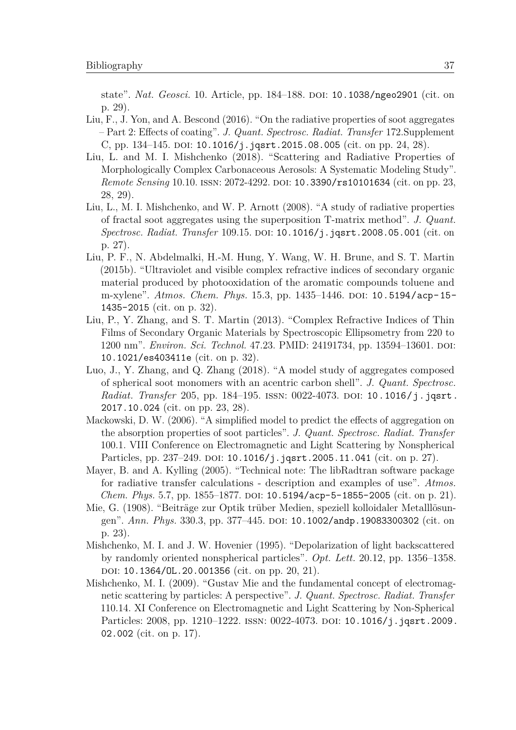state". *Nat. Geosci.* 10. Article, pp. 184–188. DOI: 10.1038/ngeo2901 (cit. on p. 29).

Liu, F., J. Yon, and A. Bescond (2016). "On the radiative properties of soot aggregates – Part 2: Effects of coating". *J. Quant. Spectrosc. Radiat. Transfer* 172.Supplement C, pp. 134–145. DOI: 10.1016/j.jqsrt.2015.08.005 (cit. on pp. 24, 28).

Liu, L. and M. I. Mishchenko (2018). "Scattering and Radiative Properties of Morphologically Complex Carbonaceous Aerosols: A Systematic Modeling Study". *Remote Sensing* 10.10. ISSN: 2072-4292. DOI: 10.3390/rs10101634 (cit. on pp. 23, 28, 29).

Liu, L., M. I. Mishchenko, and W. P. Arnott (2008). "A study of radiative properties of fractal soot aggregates using the superposition T-matrix method". *J. Quant. Spectrosc. Radiat. Transfer* 109.15. DOI: 10.1016/j.jqsrt.2008.05.001 (cit. on p. 27).

Liu, P. F., N. Abdelmalki, H.-M. Hung, Y. Wang, W. H. Brune, and S. T. Martin (2015b). "Ultraviolet and visible complex refractive indices of secondary organic material produced by photooxidation of the aromatic compounds toluene and m-xylene". *Atmos. Chem. Phys.* 15.3, pp. 1435–1446. DOI: 10.5194/acp-15-1435-2015 (cit. on p. 32).

Liu, P., Y. Zhang, and S. T. Martin (2013). "Complex Refractive Indices of Thin Films of Secondary Organic Materials by Spectroscopic Ellipsometry from 220 to 1200 nm". *Environ. Sci. Technol.* 47.23. PMID: 24191734, pp. 13594–13601. DOI: 10.1021/es403411e (cit. on p. 32).

Luo, J., Y. Zhang, and Q. Zhang (2018). "A model study of aggregates composed of spherical soot monomers with an acentric carbon shell". *J. Quant. Spectrosc. Radiat. Transfer* 205, pp. 184–195. ISSN: 0022-4073. DOI: 10.1016/j.jqsrt.2017.10.024 (cit. on pp. 23, 28).

Mackowski, D. W. (2006). "A simplified model to predict the effects of aggregation on the absorption properties of soot particles". *J. Quant. Spectrosc. Radiat. Transfer* 100.1. VIII Conference on Electromagnetic and Light Scattering by Nonspherical Particles, pp. 237–249. DOI: 10.1016/j.jqsrt.2005.11.041 (cit. on p. 27).

Mayer, B. and A. Kylling (2005). "Technical note: The libRadtran software package for radiative transfer calculations - description and examples of use". *Atmos. Chem. Phys.* 5.7, pp. 1855–1877. DOI: 10.5194/acp-5-1855-2005 (cit. on p. 21).

Mie, G. (1908). "Beiträge zur Optik trüber Medien, speziell kolloidaler Metalllösungen". *Ann. Phys.* 330.3, pp. 377–445. DOI: 10.1002/andp.19083300302 (cit. on p. 23).

Mishchenko, M. I. and J. W. Hovenier (1995). "Depolarization of light backscattered by randomly oriented nonspherical particles". *Opt. Lett.* 20.12, pp. 1356–1358. DOI: 10.1364/OL.20.001356 (cit. on pp. 20, 21).

Mishchenko, M. I. (2009). "Gustav Mie and the fundamental concept of electromagnetic scattering by particles: A perspective". *J. Quant. Spectrosc. Radiat. Transfer* 110.14. XI Conference on Electromagnetic and Light Scattering by Non-Spherical Particles: 2008, pp. 1210–1222. ISSN: 0022-4073. DOI: 10.1016/j.jqsrt.2009.02.002 (cit. on p. 17).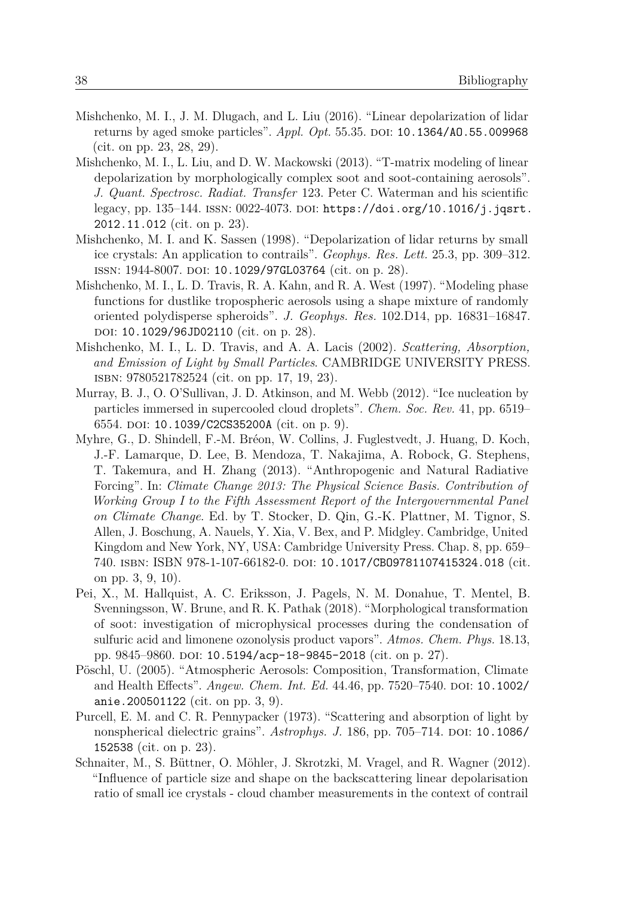Mishchenko, M. I., J. M. Dlugach, and L. Liu (2016). "Linear depolarization of lidar returns by aged smoke particles". *Appl. Opt.* 55.35. DOI: 10.1364/AO.55.009968 (cit. on pp. 23, 28, 29).

Mishchenko, M. I., L. Liu, and D. W. Mackowski (2013). "T-matrix modeling of linear depolarization by morphologically complex soot and soot-containing aerosols". *J. Quant. Spectrosc. Radiat. Transfer* 123. Peter C. Waterman and his scientific legacy, pp. 135–144. ISSN: 0022-4073. DOI: https://doi.org/10.1016/j.jqsrt.2012.11.012 (cit. on p. 23).

Mishchenko, M. I. and K. Sassen (1998). "Depolarization of lidar returns by small ice crystals: An application to contrails". *Geophys. Res. Lett.* 25.3, pp. 309–312. ISSN: 1944-8007. DOI: 10.1029/97GL03764 (cit. on p. 28).

Mishchenko, M. I., L. D. Travis, R. A. Kahn, and R. A. West (1997). "Modeling phase functions for dustlike tropospheric aerosols using a shape mixture of randomly oriented polydisperse spheroids". *J. Geophys. Res.* 102.D14, pp. 16831–16847. DOI: 10.1029/96JD02110 (cit. on p. 28).

Mishchenko, M. I., L. D. Travis, and A. A. Lacis (2002). *Scattering, Absorption, and Emission of Light by Small Particles*. CAMBRIDGE UNIVERSITY PRESS. ISBN: 9780521782524 (cit. on pp. 17, 19, 23).

Murray, B. J., O. O'Sullivan, J. D. Atkinson, and M. Webb (2012). "Ice nucleation by particles immersed in supercooled cloud droplets". *Chem. Soc. Rev.* 41, pp. 6519–6554. DOI: 10.1039/C2CS35200A (cit. on p. 9).

Myhre, G., D. Shindell, F.-M. Bréon, W. Collins, J. Fuglestvedt, J. Huang, D. Koch, J.-F. Lamarque, D. Lee, B. Mendoza, T. Nakajima, A. Robock, G. Stephens, T. Takemura, and H. Zhang (2013). "Anthropogenic and Natural Radiative Forcing". In: *Climate Change 2013: The Physical Science Basis. Contribution of Working Group I to the Fifth Assessment Report of the Intergovernmental Panel on Climate Change*. Ed. by T. Stocker, D. Qin, G.-K. Plattner, M. Tignor, S. Allen, J. Boschung, A. Nauels, Y. Xia, V. Bex, and P. Midgley. Cambridge, United Kingdom and New York, NY, USA: Cambridge University Press. Chap. 8, pp. 659–740. ISBN: ISBN 978-1-107-66182-0. DOI: 10.1017/CBO9781107415324.018 (cit. on pp. 3, 9, 10).

Pei, X., M. Hallquist, A. C. Eriksson, J. Pagels, N. M. Donahue, T. Mentel, B. Svenningsson, W. Brune, and R. K. Pathak (2018). "Morphological transformation of soot: investigation of microphysical processes during the condensation of sulfuric acid and limonene ozonolysis product vapors". *Atmos. Chem. Phys.* 18.13, pp. 9845–9860. DOI: 10.5194/acp-18-9845-2018 (cit. on p. 27).

Pöschl, U. (2005). "Atmospheric Aerosols: Composition, Transformation, Climate and Health Effects". *Angew. Chem. Int. Ed.* 44.46, pp. 7520–7540. DOI: 10.1002/anie.200501122 (cit. on pp. 3, 9).

Purcell, E. M. and C. R. Pennypacker (1973). "Scattering and absorption of light by nonspherical dielectric grains". *Astrophys. J.* 186, pp. 705–714. DOI: 10.1086/152538 (cit. on p. 23).

Schnaiter, M., S. Büttner, O. Möhler, J. Skrotzki, M. Vragel, and R. Wagner (2012). "Influence of particle size and shape on the backscattering linear depolarisation ratio of small ice crystals - cloud chamber measurements in the context of contrail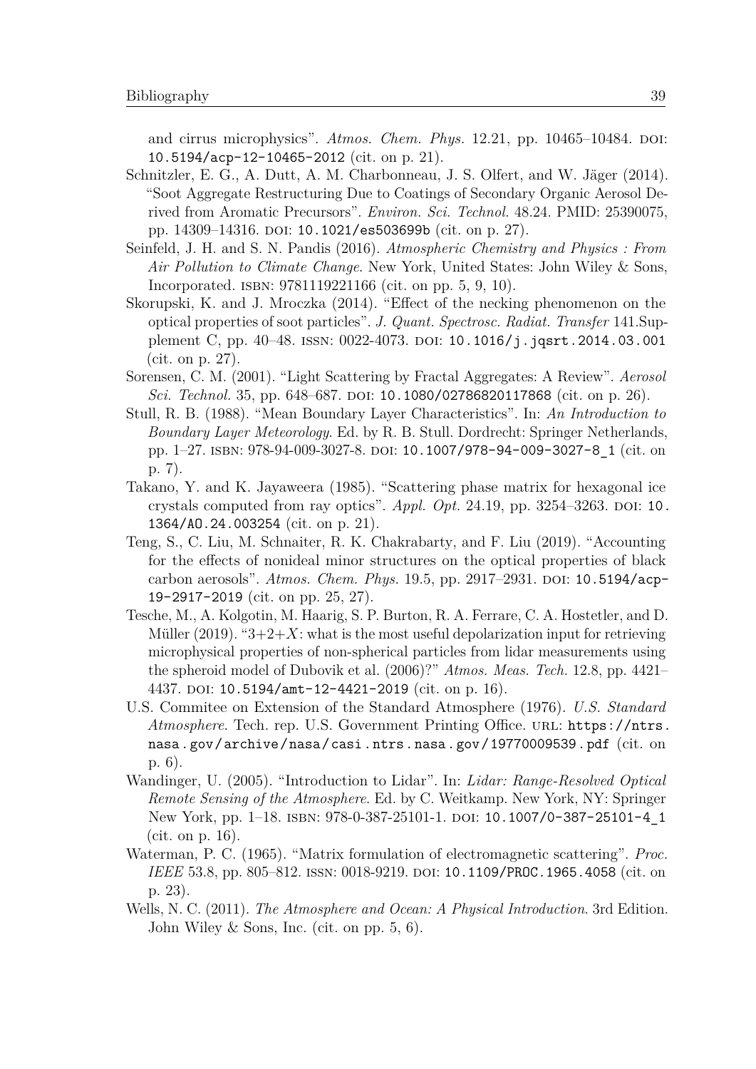and cirrus microphysics". *Atmos. Chem. Phys.* 12.21, pp. 10465–10484. DOI: 10.5194/acp-12-10465-2012 (cit. on p. 21).

Schnitzler, E. G., A. Dutt, A. M. Charbonneau, J. S. Olfert, and W. Jäger (2014). "Soot Aggregate Restructuring Due to Coatings of Secondary Organic Aerosol Derived from Aromatic Precursors". *Environ. Sci. Technol.* 48.24. PMID: 25390075, pp. 14309–14316. DOI: 10.1021/es503699b (cit. on p. 27).

Seinfeld, J. H. and S. N. Pandis (2016). *Atmospheric Chemistry and Physics : From Air Pollution to Climate Change*. New York, United States: John Wiley & Sons, Incorporated. ISBN: 9781119221166 (cit. on pp. 5, 9, 10).

Skorupski, K. and J. Mroczka (2014). "Effect of the necking phenomenon on the optical properties of soot particles". *J. Quant. Spectrosc. Radiat. Transfer* 141.Supplement C, pp. 40–48. ISSN: 0022-4073. DOI: 10.1016/j.jqsrt.2014.03.001 (cit. on p. 27).

Sorensen, C. M. (2001). "Light Scattering by Fractal Aggregates: A Review". *Aerosol Sci. Technol.* 35, pp. 648–687. DOI: 10.1080/02786820117868 (cit. on p. 26).

Stull, R. B. (1988). "Mean Boundary Layer Characteristics". In: *An Introduction to Boundary Layer Meteorology*. Ed. by R. B. Stull. Dordrecht: Springer Netherlands, pp. 1–27. ISBN: 978-94-009-3027-8. DOI: 10.1007/978-94-009-3027-8_1 (cit. on p. 7).

Takano, Y. and K. Jayaweera (1985). "Scattering phase matrix for hexagonal ice crystals computed from ray optics". *Appl. Opt.* 24.19, pp. 3254–3263. DOI: 10.1364/AO.24.003254 (cit. on p. 21).

Teng, S., C. Liu, M. Schnaiter, R. K. Chakrabarty, and F. Liu (2019). "Accounting for the effects of nonideal minor structures on the optical properties of black carbon aerosols". *Atmos. Chem. Phys.* 19.5, pp. 2917–2931. DOI: 10.5194/acp-19-2917-2019 (cit. on pp. 25, 27).

Tesche, M., A. Kolgotin, M. Haarig, S. P. Burton, R. A. Ferrare, C. A. Hostetler, and D. Müller (2019). "3+2+$X$: what is the most useful depolarization input for retrieving microphysical properties of non-spherical particles from lidar measurements using the spheroid model of Dubovik et al. (2006)?" *Atmos. Meas. Tech.* 12.8, pp. 4421–4437. DOI: 10.5194/amt-12-4421-2019 (cit. on p. 16).

U.S. Commitee on Extension of the Standard Atmosphere (1976). *U.S. Standard Atmosphere*. Tech. rep. U.S. Government Printing Office. URL: https://ntrs.nasa.gov/archive/nasa/casi.ntrs.nasa.gov/19770009539.pdf (cit. on p. 6).

Wandinger, U. (2005). "Introduction to Lidar". In: *Lidar: Range-Resolved Optical Remote Sensing of the Atmosphere*. Ed. by C. Weitkamp. New York, NY: Springer New York, pp. 1–18. ISBN: 978-0-387-25101-1. DOI: 10.1007/0-387-25101-4_1 (cit. on p. 16).

Waterman, P. C. (1965). "Matrix formulation of electromagnetic scattering". *Proc. IEEE* 53.8, pp. 805–812. ISSN: 0018-9219. DOI: 10.1109/PROC.1965.4058 (cit. on p. 23).

Wells, N. C. (2011). *The Atmosphere and Ocean: A Physical Introduction*. 3rd Edition. John Wiley & Sons, Inc. (cit. on pp. 5, 6).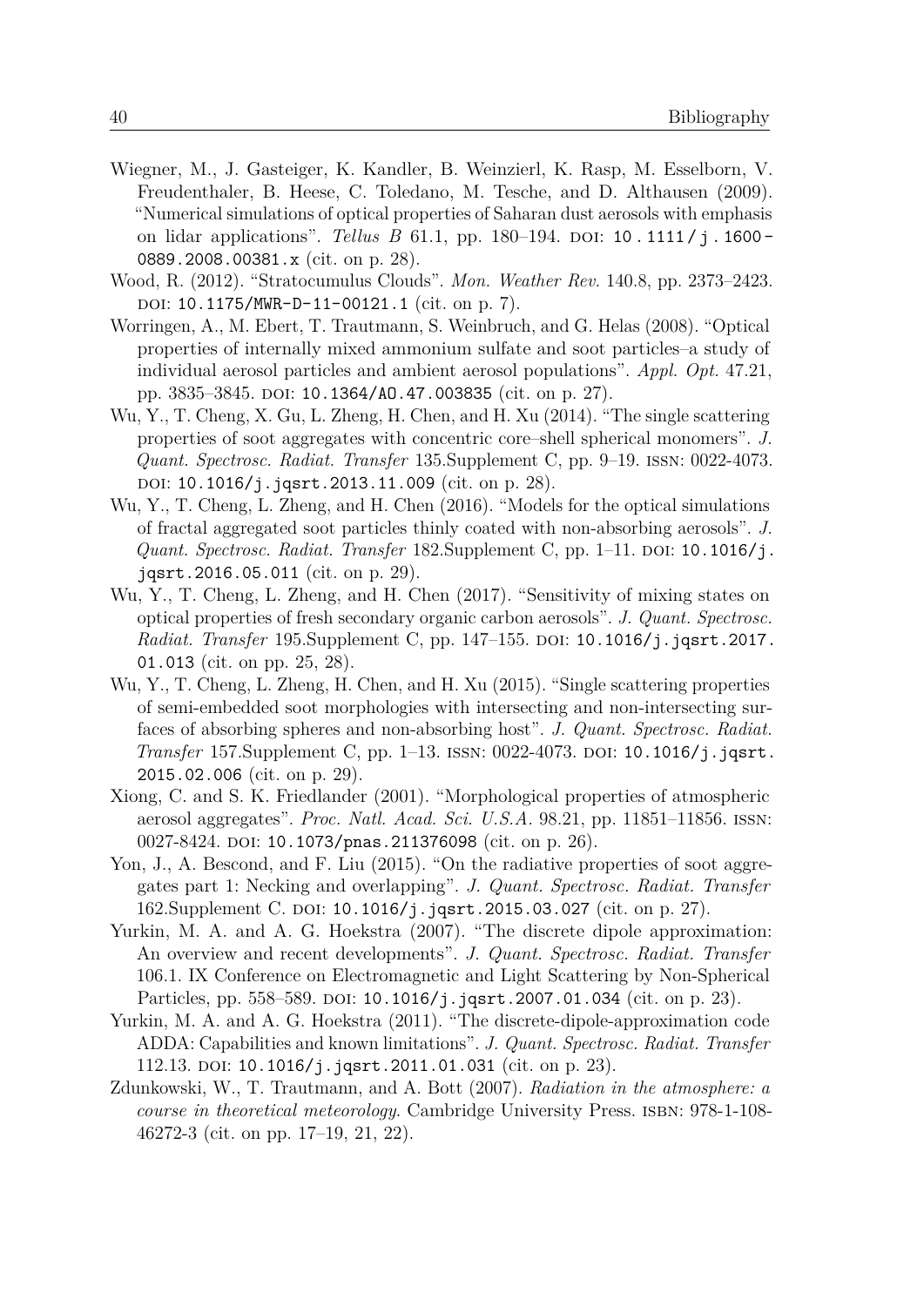Wiegner, M., J. Gasteiger, K. Kandler, B. Weinzierl, K. Rasp, M. Esselborn, V. Freudenthaler, B. Heese, C. Toledano, M. Tesche, and D. Althausen (2009). "Numerical simulations of optical properties of Saharan dust aerosols with emphasis on lidar applications". *Tellus B* 61.1, pp. 180–194. DOI: 10.1111/j.1600-0889.2008.00381.x (cit. on p. 28).

Wood, R. (2012). "Stratocumulus Clouds". *Mon. Weather Rev.* 140.8, pp. 2373–2423. DOI: 10.1175/MWR-D-11-00121.1 (cit. on p. 7).

Worringen, A., M. Ebert, T. Trautmann, S. Weinbruch, and G. Helas (2008). "Optical properties of internally mixed ammonium sulfate and soot particles–a study of individual aerosol particles and ambient aerosol populations". *Appl. Opt.* 47.21, pp. 3835–3845. DOI: 10.1364/AO.47.003835 (cit. on p. 27).

Wu, Y., T. Cheng, X. Gu, L. Zheng, H. Chen, and H. Xu (2014). "The single scattering properties of soot aggregates with concentric core–shell spherical monomers". *J. Quant. Spectrosc. Radiat. Transfer* 135.Supplement C, pp. 9–19. ISSN: 0022-4073. DOI: 10.1016/j.jqsrt.2013.11.009 (cit. on p. 28).

Wu, Y., T. Cheng, L. Zheng, and H. Chen (2016). "Models for the optical simulations of fractal aggregated soot particles thinly coated with non-absorbing aerosols". *J. Quant. Spectrosc. Radiat. Transfer* 182.Supplement C, pp. 1–11. DOI: 10.1016/j.jqsrt.2016.05.011 (cit. on p. 29).

Wu, Y., T. Cheng, L. Zheng, and H. Chen (2017). "Sensitivity of mixing states on optical properties of fresh secondary organic carbon aerosols". *J. Quant. Spectrosc. Radiat. Transfer* 195.Supplement C, pp. 147–155. DOI: 10.1016/j.jqsrt.2017.01.013 (cit. on pp. 25, 28).

Wu, Y., T. Cheng, L. Zheng, H. Chen, and H. Xu (2015). "Single scattering properties of semi-embedded soot morphologies with intersecting and non-intersecting surfaces of absorbing spheres and non-absorbing host". *J. Quant. Spectrosc. Radiat. Transfer* 157.Supplement C, pp. 1–13. ISSN: 0022-4073. DOI: 10.1016/j.jqsrt.2015.02.006 (cit. on p. 29).

Xiong, C. and S. K. Friedlander (2001). "Morphological properties of atmospheric aerosol aggregates". *Proc. Natl. Acad. Sci. U.S.A.* 98.21, pp. 11851–11856. ISSN: 0027-8424. DOI: 10.1073/pnas.211376098 (cit. on p. 26).

Yon, J., A. Bescond, and F. Liu (2015). "On the radiative properties of soot aggregates part 1: Necking and overlapping". *J. Quant. Spectrosc. Radiat. Transfer* 162.Supplement C. DOI: 10.1016/j.jqsrt.2015.03.027 (cit. on p. 27).

Yurkin, M. A. and A. G. Hoekstra (2007). "The discrete dipole approximation: An overview and recent developments". *J. Quant. Spectrosc. Radiat. Transfer* 106.1. IX Conference on Electromagnetic and Light Scattering by Non-Spherical Particles, pp. 558–589. DOI: 10.1016/j.jqsrt.2007.01.034 (cit. on p. 23).

Yurkin, M. A. and A. G. Hoekstra (2011). "The discrete-dipole-approximation code ADDA: Capabilities and known limitations". *J. Quant. Spectrosc. Radiat. Transfer* 112.13. DOI: 10.1016/j.jqsrt.2011.01.031 (cit. on p. 23).

Zdunkowski, W., T. Trautmann, and A. Bott (2007). *Radiation in the atmosphere: a course in theoretical meteorology*. Cambridge University Press. ISBN: 978-1-108-46272-3 (cit. on pp. 17–19, 21, 22).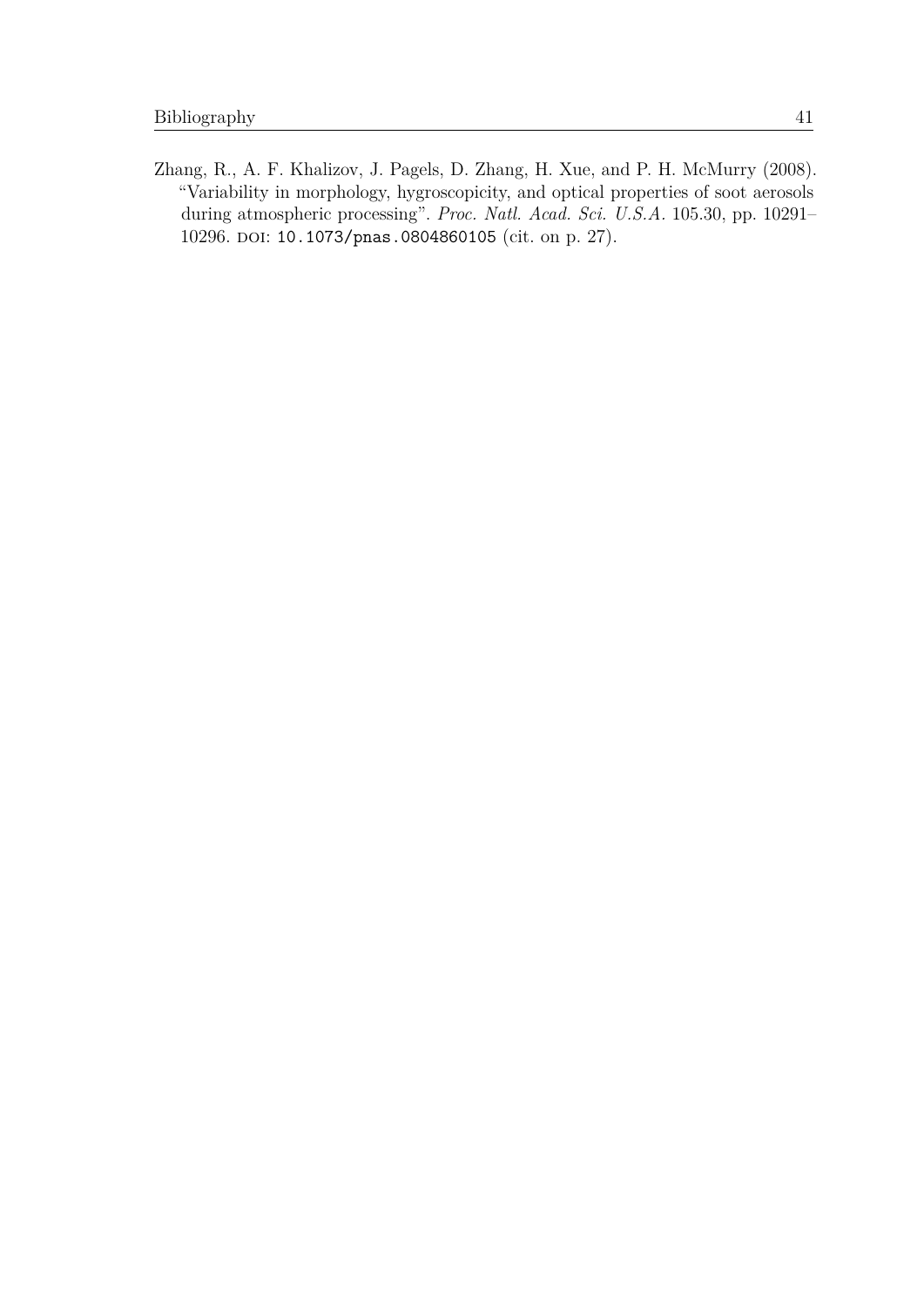Zhang, R., A. F. Khalizov, J. Pagels, D. Zhang, H. Xue, and P. H. McMurry (2008). "Variability in morphology, hygroscopicity, and optical properties of soot aerosols during atmospheric processing". *Proc. Natl. Acad. Sci. U.S.A.* 105.30, pp. 10291–10296. DOI: 10.1073/pnas.0804860105 (cit. on p. 27).